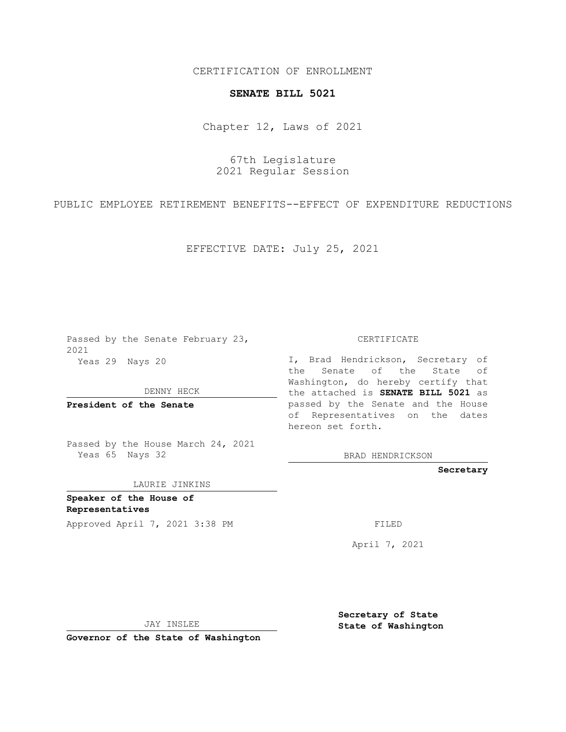CERTIFICATION OF ENROLLMENT

**SENATE BILL 5021**

Chapter 12, Laws of 2021

67th Legislature
2021 Regular Session

PUBLIC EMPLOYEE RETIREMENT BENEFITS--EFFECT OF EXPENDITURE REDUCTIONS

EFFECTIVE DATE: July 25, 2021

Passed by the Senate February 23, 2021
Yeas 29 Nays 20

DENNY HECK

**President of the Senate**

Passed by the House March 24, 2021
Yeas 65 Nays 32

LAURIE JINKINS

**Speaker of the House of Representatives**

Approved April 7, 2021 3:38 PM

JAY INSLEE

**Governor of the State of Washington**

CERTIFICATE

I, Brad Hendrickson, Secretary of the Senate of the State of Washington, do hereby certify that the attached is **SENATE BILL 5021** as passed by the Senate and the House of Representatives on the dates hereon set forth.

BRAD HENDRICKSON

**Secretary**

FILED

April 7, 2021

**Secretary of State**
**State of Washington**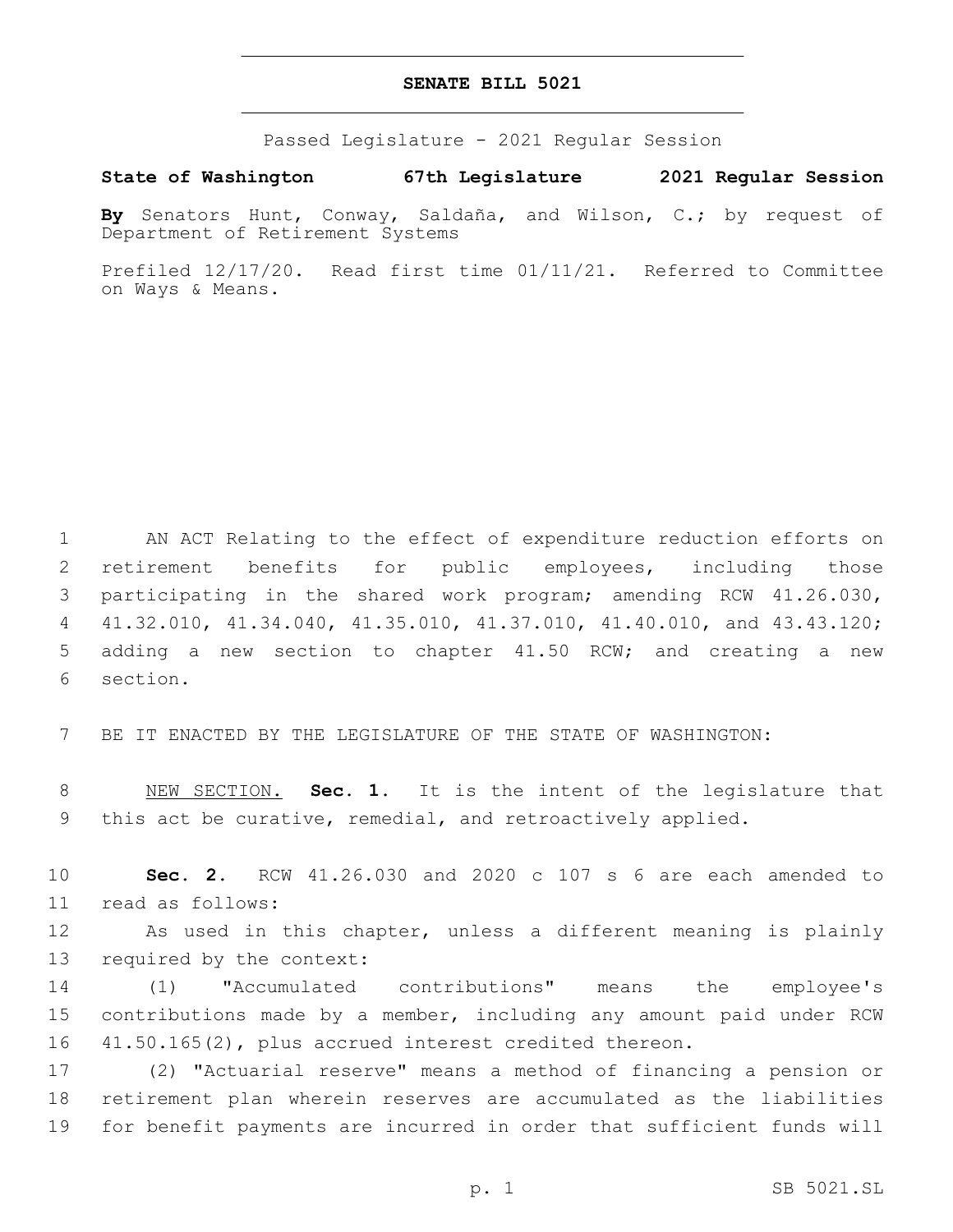# SENATE BILL 5021

Passed Legislature - 2021 Regular Session

**State of Washington 67th Legislature 2021 Regular Session**

**By** Senators Hunt, Conway, Saldaña, and Wilson, C.; by request of Department of Retirement Systems

Prefiled 12/17/20. Read first time 01/11/21. Referred to Committee on Ways & Means.

AN ACT Relating to the effect of expenditure reduction efforts on retirement benefits for public employees, including those participating in the shared work program; amending RCW 41.26.030, 41.32.010, 41.34.040, 41.35.010, 41.37.010, 41.40.010, and 43.43.120; adding a new section to chapter 41.50 RCW; and creating a new section.

BE IT ENACTED BY THE LEGISLATURE OF THE STATE OF WASHINGTON:

NEW SECTION. **Sec. 1.** It is the intent of the legislature that this act be curative, remedial, and retroactively applied.

**Sec. 2.** RCW 41.26.030 and 2020 c 107 s 6 are each amended to read as follows:

As used in this chapter, unless a different meaning is plainly required by the context:

(1) "Accumulated contributions" means the employee's contributions made by a member, including any amount paid under RCW 41.50.165(2), plus accrued interest credited thereon.

(2) "Actuarial reserve" means a method of financing a pension or retirement plan wherein reserves are accumulated as the liabilities for benefit payments are incurred in order that sufficient funds will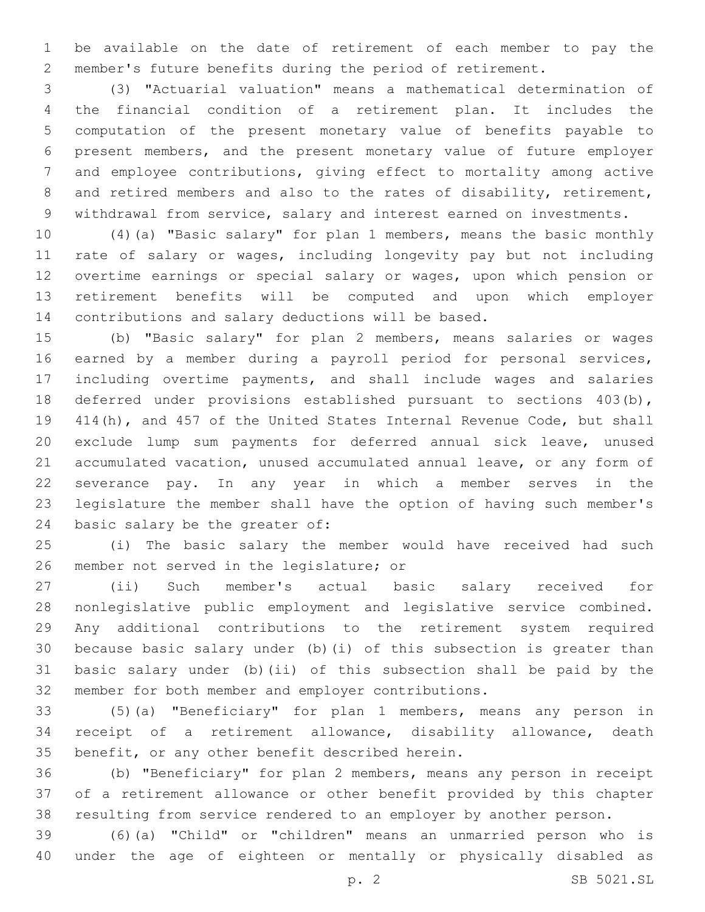be available on the date of retirement of each member to pay the member's future benefits during the period of retirement.

(3) "Actuarial valuation" means a mathematical determination of the financial condition of a retirement plan. It includes the computation of the present monetary value of benefits payable to present members, and the present monetary value of future employer and employee contributions, giving effect to mortality among active and retired members and also to the rates of disability, retirement, withdrawal from service, salary and interest earned on investments.

(4)(a) "Basic salary" for plan 1 members, means the basic monthly rate of salary or wages, including longevity pay but not including overtime earnings or special salary or wages, upon which pension or retirement benefits will be computed and upon which employer contributions and salary deductions will be based.

(b) "Basic salary" for plan 2 members, means salaries or wages earned by a member during a payroll period for personal services, including overtime payments, and shall include wages and salaries deferred under provisions established pursuant to sections 403(b), 414(h), and 457 of the United States Internal Revenue Code, but shall exclude lump sum payments for deferred annual sick leave, unused accumulated vacation, unused accumulated annual leave, or any form of severance pay. In any year in which a member serves in the legislature the member shall have the option of having such member's basic salary be the greater of:

(i) The basic salary the member would have received had such member not served in the legislature; or

(ii) Such member's actual basic salary received for nonlegislative public employment and legislative service combined. Any additional contributions to the retirement system required because basic salary under (b)(i) of this subsection is greater than basic salary under (b)(ii) of this subsection shall be paid by the member for both member and employer contributions.

(5)(a) "Beneficiary" for plan 1 members, means any person in receipt of a retirement allowance, disability allowance, death benefit, or any other benefit described herein.

(b) "Beneficiary" for plan 2 members, means any person in receipt of a retirement allowance or other benefit provided by this chapter resulting from service rendered to an employer by another person.

(6)(a) "Child" or "children" means an unmarried person who is under the age of eighteen or mentally or physically disabled as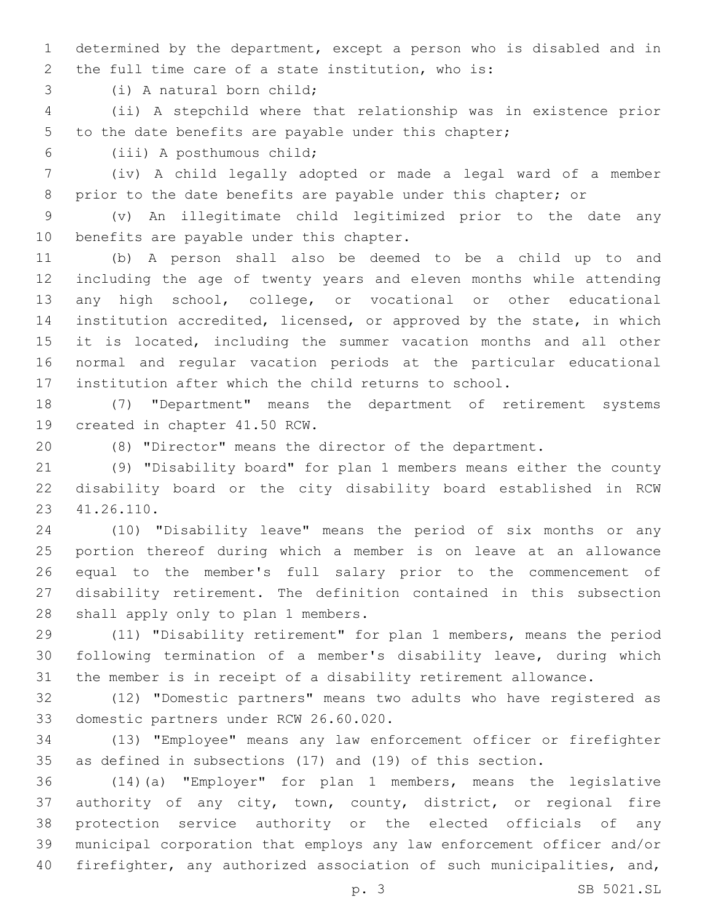determined by the department, except a person who is disabled and in the full time care of a state institution, who is:

(i) A natural born child;

(ii) A stepchild where that relationship was in existence prior to the date benefits are payable under this chapter;

(iii) A posthumous child;

(iv) A child legally adopted or made a legal ward of a member prior to the date benefits are payable under this chapter; or

(v) An illegitimate child legitimized prior to the date any benefits are payable under this chapter.

(b) A person shall also be deemed to be a child up to and including the age of twenty years and eleven months while attending any high school, college, or vocational or other educational institution accredited, licensed, or approved by the state, in which it is located, including the summer vacation months and all other normal and regular vacation periods at the particular educational institution after which the child returns to school.

(7) "Department" means the department of retirement systems created in chapter 41.50 RCW.

(8) "Director" means the director of the department.

(9) "Disability board" for plan 1 members means either the county disability board or the city disability board established in RCW 41.26.110.

(10) "Disability leave" means the period of six months or any portion thereof during which a member is on leave at an allowance equal to the member's full salary prior to the commencement of disability retirement. The definition contained in this subsection shall apply only to plan 1 members.

(11) "Disability retirement" for plan 1 members, means the period following termination of a member's disability leave, during which the member is in receipt of a disability retirement allowance.

(12) "Domestic partners" means two adults who have registered as domestic partners under RCW 26.60.020.

(13) "Employee" means any law enforcement officer or firefighter as defined in subsections (17) and (19) of this section.

(14)(a) "Employer" for plan 1 members, means the legislative authority of any city, town, county, district, or regional fire protection service authority or the elected officials of any municipal corporation that employs any law enforcement officer and/or firefighter, any authorized association of such municipalities, and,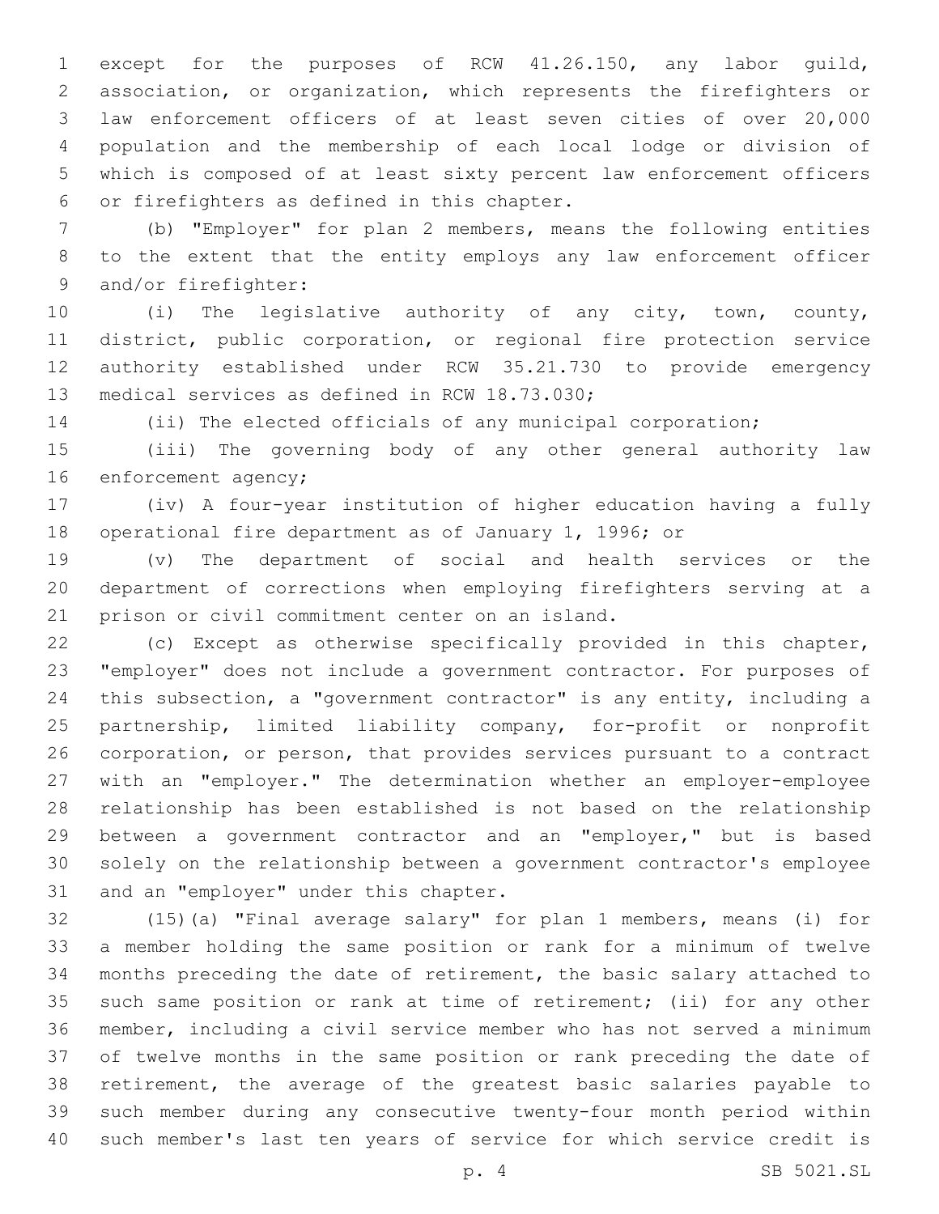except for the purposes of RCW 41.26.150, any labor guild, association, or organization, which represents the firefighters or law enforcement officers of at least seven cities of over 20,000 population and the membership of each local lodge or division of which is composed of at least sixty percent law enforcement officers or firefighters as defined in this chapter.

(b) "Employer" for plan 2 members, means the following entities to the extent that the entity employs any law enforcement officer and/or firefighter:

(i) The legislative authority of any city, town, county, district, public corporation, or regional fire protection service authority established under RCW 35.21.730 to provide emergency medical services as defined in RCW 18.73.030;

(ii) The elected officials of any municipal corporation;

(iii) The governing body of any other general authority law enforcement agency;

(iv) A four-year institution of higher education having a fully operational fire department as of January 1, 1996; or

(v) The department of social and health services or the department of corrections when employing firefighters serving at a prison or civil commitment center on an island.

(c) Except as otherwise specifically provided in this chapter, "employer" does not include a government contractor. For purposes of this subsection, a "government contractor" is any entity, including a partnership, limited liability company, for-profit or nonprofit corporation, or person, that provides services pursuant to a contract with an "employer." The determination whether an employer-employee relationship has been established is not based on the relationship between a government contractor and an "employer," but is based solely on the relationship between a government contractor's employee and an "employer" under this chapter.

(15)(a) "Final average salary" for plan 1 members, means (i) for a member holding the same position or rank for a minimum of twelve months preceding the date of retirement, the basic salary attached to such same position or rank at time of retirement; (ii) for any other member, including a civil service member who has not served a minimum of twelve months in the same position or rank preceding the date of retirement, the average of the greatest basic salaries payable to such member during any consecutive twenty-four month period within such member's last ten years of service for which service credit is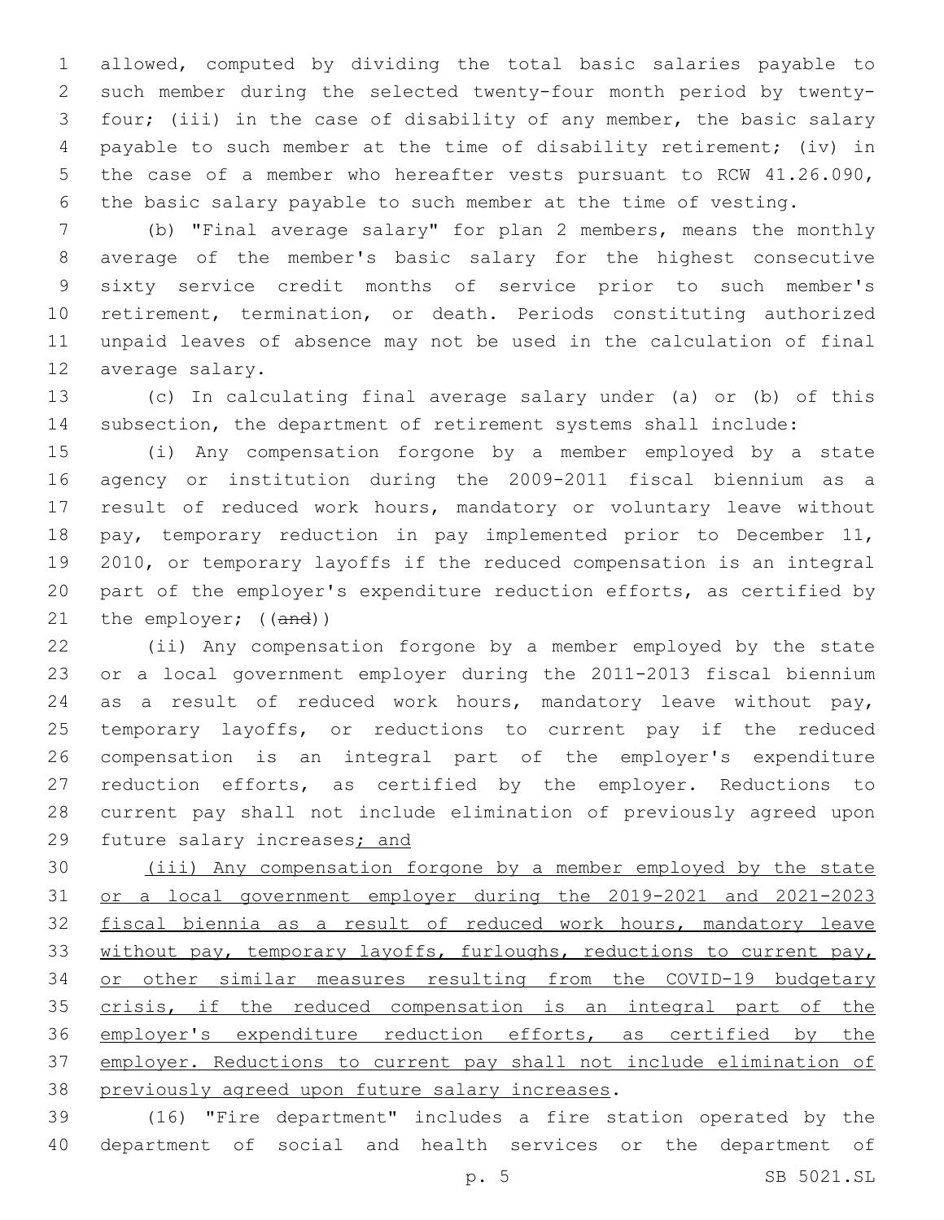allowed, computed by dividing the total basic salaries payable to such member during the selected twenty-four month period by twenty-four; (iii) in the case of disability of any member, the basic salary payable to such member at the time of disability retirement; (iv) in the case of a member who hereafter vests pursuant to RCW 41.26.090, the basic salary payable to such member at the time of vesting.

(b) "Final average salary" for plan 2 members, means the monthly average of the member's basic salary for the highest consecutive sixty service credit months of service prior to such member's retirement, termination, or death. Periods constituting authorized unpaid leaves of absence may not be used in the calculation of final average salary.

(c) In calculating final average salary under (a) or (b) of this subsection, the department of retirement systems shall include:

(i) Any compensation forgone by a member employed by a state agency or institution during the 2009-2011 fiscal biennium as a result of reduced work hours, mandatory or voluntary leave without pay, temporary reduction in pay implemented prior to December 11, 2010, or temporary layoffs if the reduced compensation is an integral part of the employer's expenditure reduction efforts, as certified by the employer; ((~~and~~))

(ii) Any compensation forgone by a member employed by the state or a local government employer during the 2011-2013 fiscal biennium as a result of reduced work hours, mandatory leave without pay, temporary layoffs, or reductions to current pay if the reduced compensation is an integral part of the employer's expenditure reduction efforts, as certified by the employer. Reductions to current pay shall not include elimination of previously agreed upon future salary increases<u>; and</u>

<u>(iii) Any compensation forgone by a member employed by the state or a local government employer during the 2019-2021 and 2021-2023 fiscal biennia as a result of reduced work hours, mandatory leave without pay, temporary layoffs, furloughs, reductions to current pay, or other similar measures resulting from the COVID-19 budgetary crisis, if the reduced compensation is an integral part of the employer's expenditure reduction efforts, as certified by the employer. Reductions to current pay shall not include elimination of previously agreed upon future salary increases</u>.

(16) "Fire department" includes a fire station operated by the department of social and health services or the department of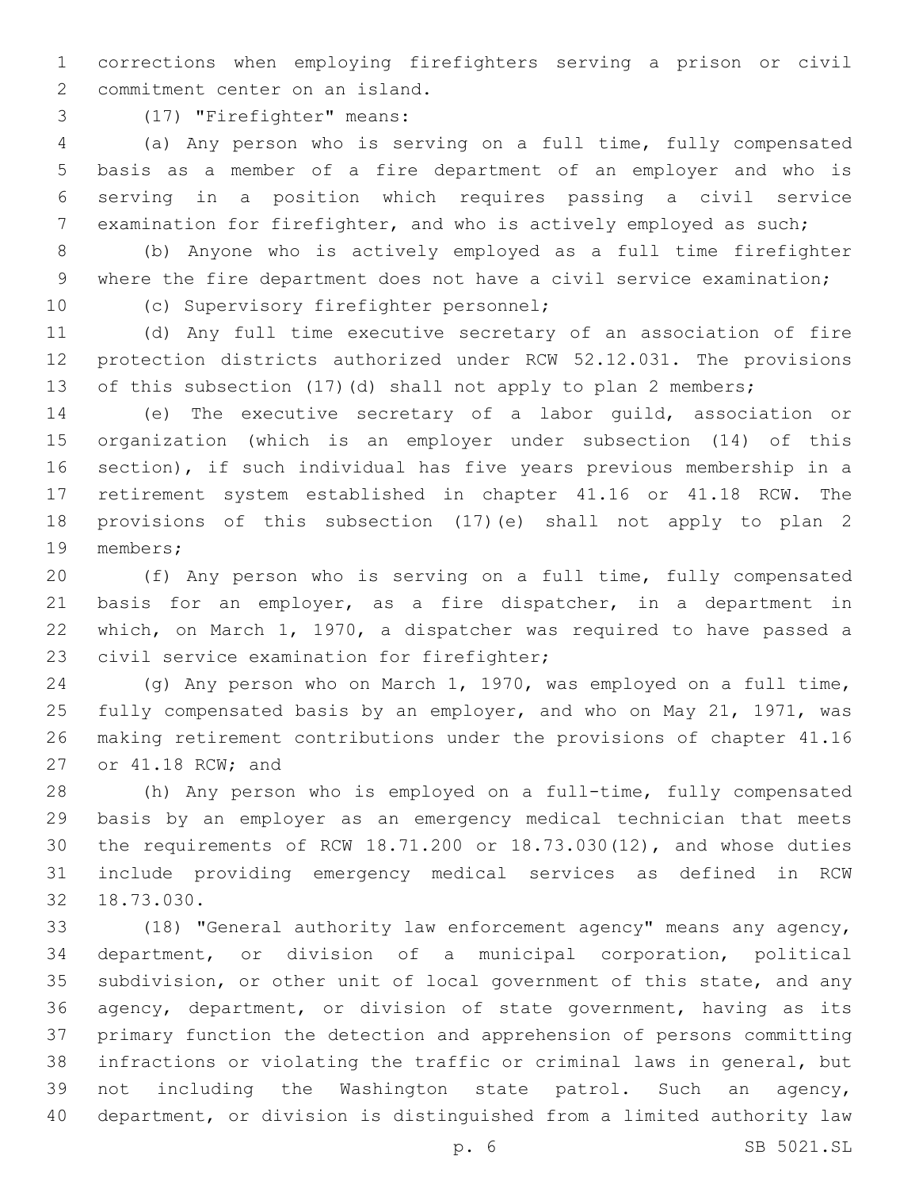corrections when employing firefighters serving a prison or civil commitment center on an island.

(17) "Firefighter" means:

(a) Any person who is serving on a full time, fully compensated basis as a member of a fire department of an employer and who is serving in a position which requires passing a civil service examination for firefighter, and who is actively employed as such;

(b) Anyone who is actively employed as a full time firefighter where the fire department does not have a civil service examination;

(c) Supervisory firefighter personnel;

(d) Any full time executive secretary of an association of fire protection districts authorized under RCW 52.12.031. The provisions of this subsection (17)(d) shall not apply to plan 2 members;

(e) The executive secretary of a labor guild, association or organization (which is an employer under subsection (14) of this section), if such individual has five years previous membership in a retirement system established in chapter 41.16 or 41.18 RCW. The provisions of this subsection (17)(e) shall not apply to plan 2 members;

(f) Any person who is serving on a full time, fully compensated basis for an employer, as a fire dispatcher, in a department in which, on March 1, 1970, a dispatcher was required to have passed a civil service examination for firefighter;

(g) Any person who on March 1, 1970, was employed on a full time, fully compensated basis by an employer, and who on May 21, 1971, was making retirement contributions under the provisions of chapter 41.16 or 41.18 RCW; and

(h) Any person who is employed on a full-time, fully compensated basis by an employer as an emergency medical technician that meets the requirements of RCW 18.71.200 or 18.73.030(12), and whose duties include providing emergency medical services as defined in RCW 18.73.030.

(18) "General authority law enforcement agency" means any agency, department, or division of a municipal corporation, political subdivision, or other unit of local government of this state, and any agency, department, or division of state government, having as its primary function the detection and apprehension of persons committing infractions or violating the traffic or criminal laws in general, but not including the Washington state patrol. Such an agency, department, or division is distinguished from a limited authority law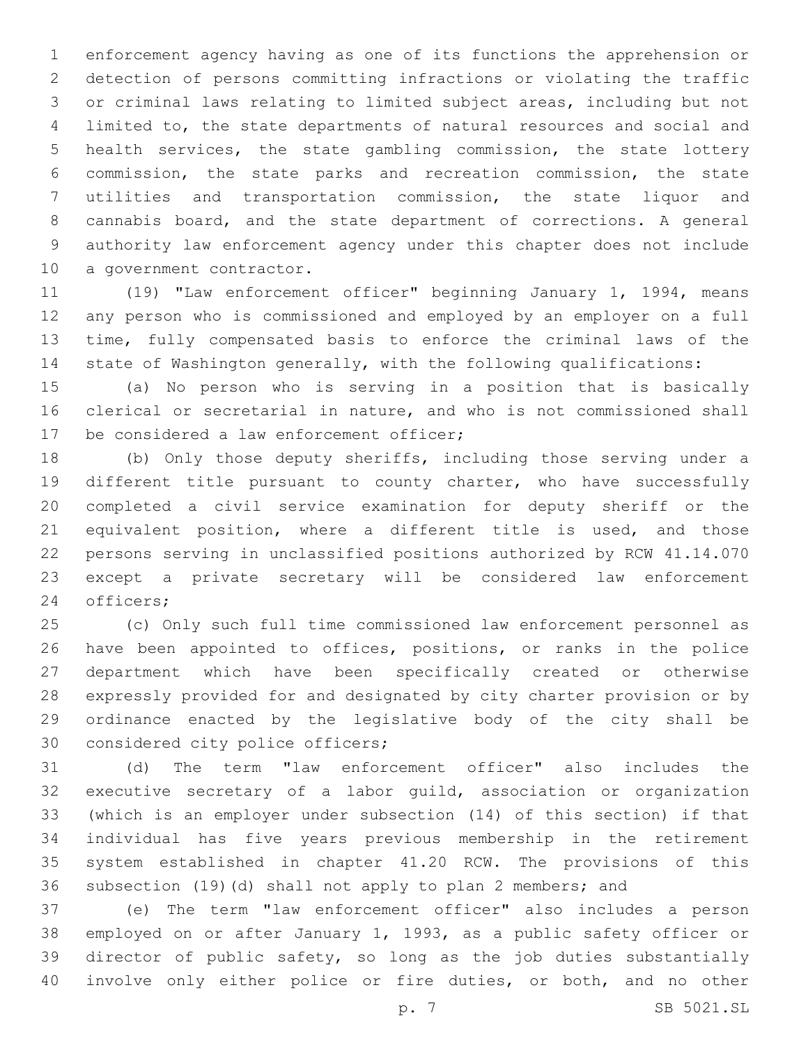enforcement agency having as one of its functions the apprehension or detection of persons committing infractions or violating the traffic or criminal laws relating to limited subject areas, including but not limited to, the state departments of natural resources and social and health services, the state gambling commission, the state lottery commission, the state parks and recreation commission, the state utilities and transportation commission, the state liquor and cannabis board, and the state department of corrections. A general authority law enforcement agency under this chapter does not include a government contractor.

(19) "Law enforcement officer" beginning January 1, 1994, means any person who is commissioned and employed by an employer on a full time, fully compensated basis to enforce the criminal laws of the state of Washington generally, with the following qualifications:

(a) No person who is serving in a position that is basically clerical or secretarial in nature, and who is not commissioned shall be considered a law enforcement officer;

(b) Only those deputy sheriffs, including those serving under a different title pursuant to county charter, who have successfully completed a civil service examination for deputy sheriff or the equivalent position, where a different title is used, and those persons serving in unclassified positions authorized by RCW 41.14.070 except a private secretary will be considered law enforcement officers;

(c) Only such full time commissioned law enforcement personnel as have been appointed to offices, positions, or ranks in the police department which have been specifically created or otherwise expressly provided for and designated by city charter provision or by ordinance enacted by the legislative body of the city shall be considered city police officers;

(d) The term "law enforcement officer" also includes the executive secretary of a labor guild, association or organization (which is an employer under subsection (14) of this section) if that individual has five years previous membership in the retirement system established in chapter 41.20 RCW. The provisions of this subsection (19)(d) shall not apply to plan 2 members; and

(e) The term "law enforcement officer" also includes a person employed on or after January 1, 1993, as a public safety officer or director of public safety, so long as the job duties substantially involve only either police or fire duties, or both, and no other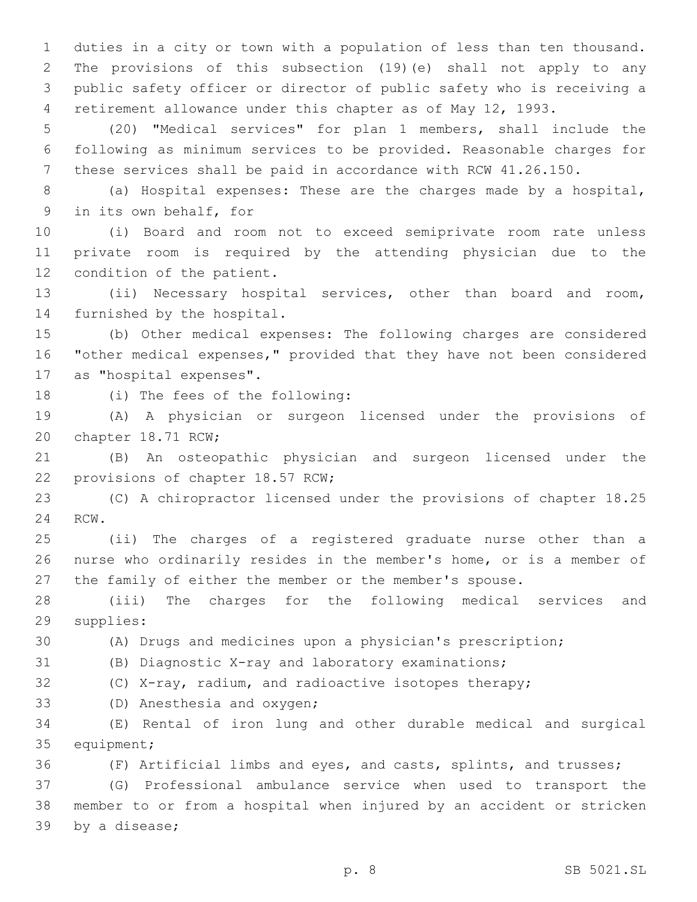duties in a city or town with a population of less than ten thousand. The provisions of this subsection (19)(e) shall not apply to any public safety officer or director of public safety who is receiving a retirement allowance under this chapter as of May 12, 1993.

(20) "Medical services" for plan 1 members, shall include the following as minimum services to be provided. Reasonable charges for these services shall be paid in accordance with RCW 41.26.150.

(a) Hospital expenses: These are the charges made by a hospital, in its own behalf, for

(i) Board and room not to exceed semiprivate room rate unless private room is required by the attending physician due to the condition of the patient.

(ii) Necessary hospital services, other than board and room, furnished by the hospital.

(b) Other medical expenses: The following charges are considered "other medical expenses," provided that they have not been considered as "hospital expenses".

(i) The fees of the following:

(A) A physician or surgeon licensed under the provisions of chapter 18.71 RCW;

(B) An osteopathic physician and surgeon licensed under the provisions of chapter 18.57 RCW;

(C) A chiropractor licensed under the provisions of chapter 18.25 RCW.

(ii) The charges of a registered graduate nurse other than a nurse who ordinarily resides in the member's home, or is a member of the family of either the member or the member's spouse.

(iii) The charges for the following medical services and supplies:

(A) Drugs and medicines upon a physician's prescription;

(B) Diagnostic X-ray and laboratory examinations;

(C) X-ray, radium, and radioactive isotopes therapy;

(D) Anesthesia and oxygen;

(E) Rental of iron lung and other durable medical and surgical equipment;

(F) Artificial limbs and eyes, and casts, splints, and trusses;

(G) Professional ambulance service when used to transport the member to or from a hospital when injured by an accident or stricken by a disease;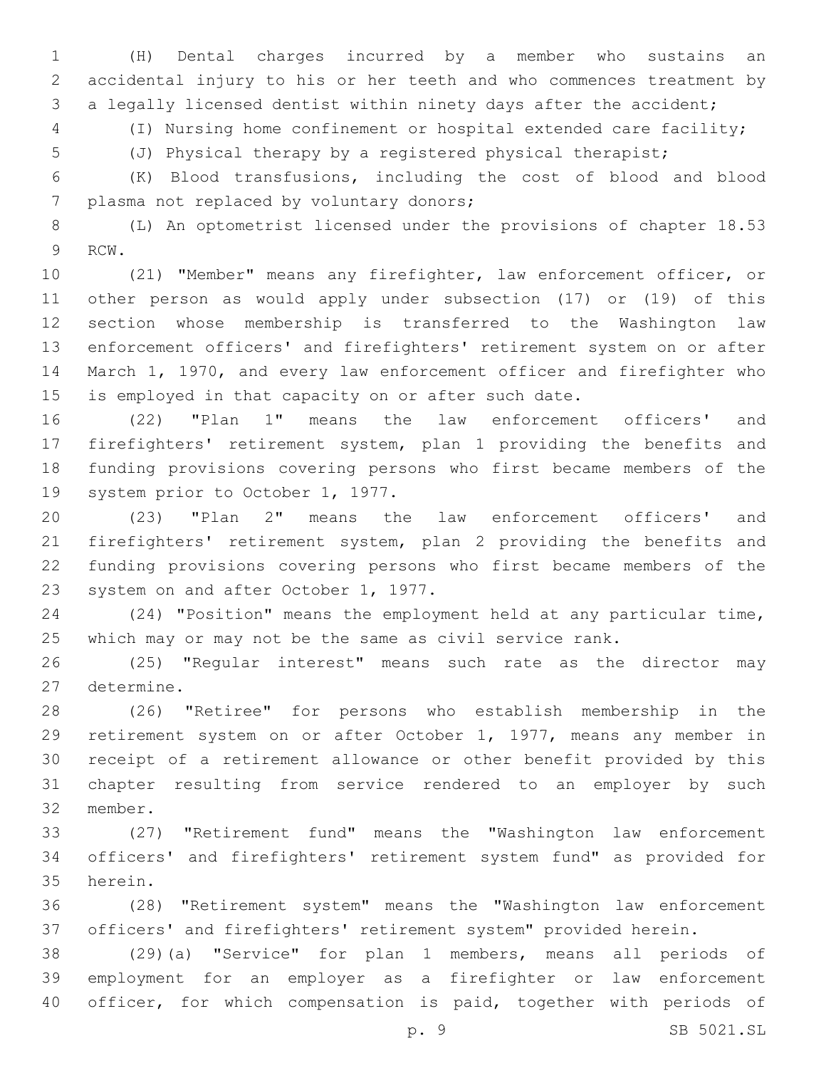(H) Dental charges incurred by a member who sustains an accidental injury to his or her teeth and who commences treatment by a legally licensed dentist within ninety days after the accident;

(I) Nursing home confinement or hospital extended care facility;

(J) Physical therapy by a registered physical therapist;

(K) Blood transfusions, including the cost of blood and blood plasma not replaced by voluntary donors;

(L) An optometrist licensed under the provisions of chapter 18.53 RCW.

(21) "Member" means any firefighter, law enforcement officer, or other person as would apply under subsection (17) or (19) of this section whose membership is transferred to the Washington law enforcement officers' and firefighters' retirement system on or after March 1, 1970, and every law enforcement officer and firefighter who is employed in that capacity on or after such date.

(22) "Plan 1" means the law enforcement officers' and firefighters' retirement system, plan 1 providing the benefits and funding provisions covering persons who first became members of the system prior to October 1, 1977.

(23) "Plan 2" means the law enforcement officers' and firefighters' retirement system, plan 2 providing the benefits and funding provisions covering persons who first became members of the system on and after October 1, 1977.

(24) "Position" means the employment held at any particular time, which may or may not be the same as civil service rank.

(25) "Regular interest" means such rate as the director may determine.

(26) "Retiree" for persons who establish membership in the retirement system on or after October 1, 1977, means any member in receipt of a retirement allowance or other benefit provided by this chapter resulting from service rendered to an employer by such member.

(27) "Retirement fund" means the "Washington law enforcement officers' and firefighters' retirement system fund" as provided for herein.

(28) "Retirement system" means the "Washington law enforcement officers' and firefighters' retirement system" provided herein.

(29)(a) "Service" for plan 1 members, means all periods of employment for an employer as a firefighter or law enforcement officer, for which compensation is paid, together with periods of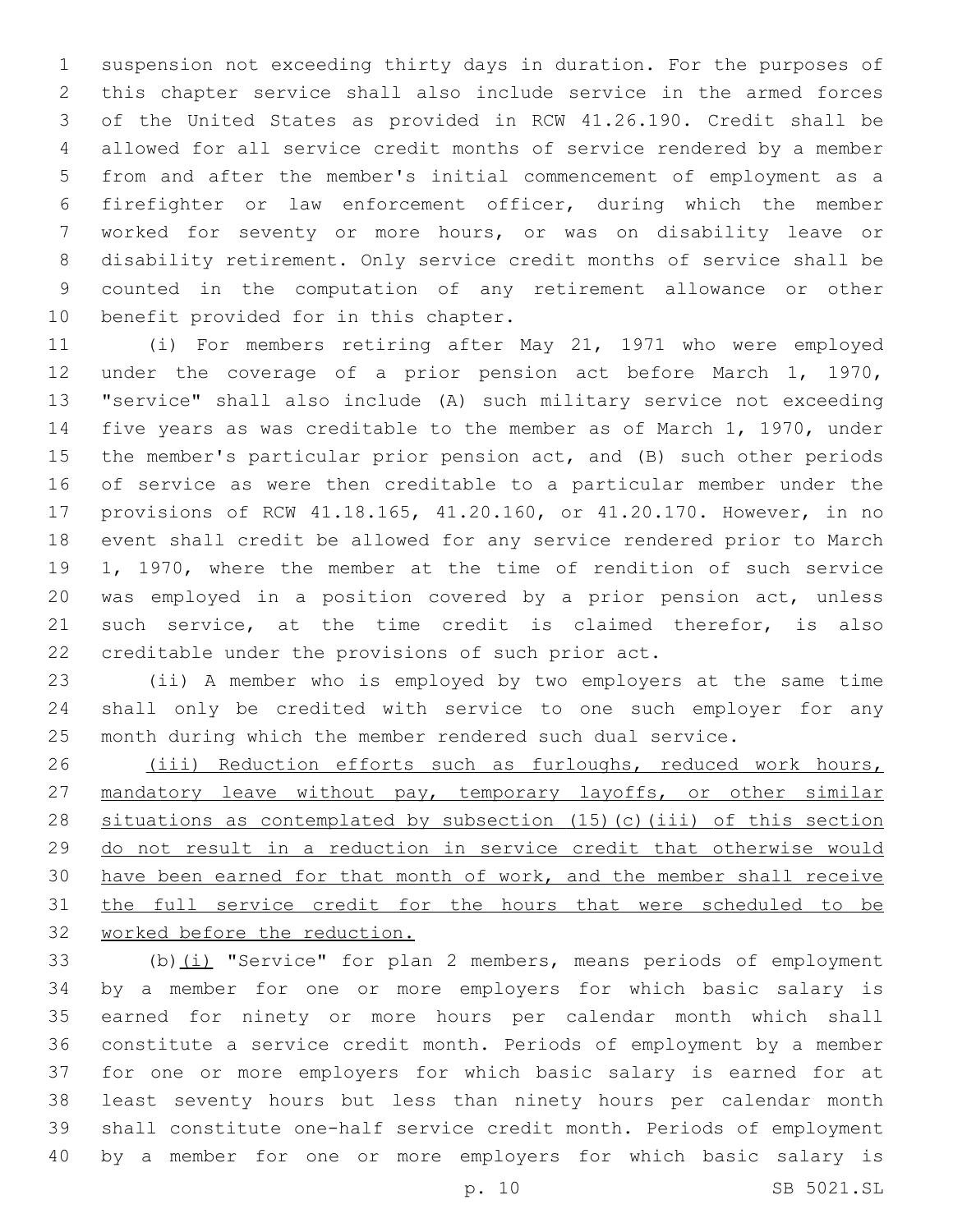suspension not exceeding thirty days in duration. For the purposes of this chapter service shall also include service in the armed forces of the United States as provided in RCW 41.26.190. Credit shall be allowed for all service credit months of service rendered by a member from and after the member's initial commencement of employment as a firefighter or law enforcement officer, during which the member worked for seventy or more hours, or was on disability leave or disability retirement. Only service credit months of service shall be counted in the computation of any retirement allowance or other benefit provided for in this chapter.

(i) For members retiring after May 21, 1971 who were employed under the coverage of a prior pension act before March 1, 1970, "service" shall also include (A) such military service not exceeding five years as was creditable to the member as of March 1, 1970, under the member's particular prior pension act, and (B) such other periods of service as were then creditable to a particular member under the provisions of RCW 41.18.165, 41.20.160, or 41.20.170. However, in no event shall credit be allowed for any service rendered prior to March 1, 1970, where the member at the time of rendition of such service was employed in a position covered by a prior pension act, unless such service, at the time credit is claimed therefor, is also creditable under the provisions of such prior act.

(ii) A member who is employed by two employers at the same time shall only be credited with service to one such employer for any month during which the member rendered such dual service.

<u>(iii) Reduction efforts such as furloughs, reduced work hours, mandatory leave without pay, temporary layoffs, or other similar situations as contemplated by subsection (15)(c)(iii) of this section do not result in a reduction in service credit that otherwise would have been earned for that month of work, and the member shall receive the full service credit for the hours that were scheduled to be worked before the reduction.</u>

(b)<u>(i)</u> "Service" for plan 2 members, means periods of employment by a member for one or more employers for which basic salary is earned for ninety or more hours per calendar month which shall constitute a service credit month. Periods of employment by a member for one or more employers for which basic salary is earned for at least seventy hours but less than ninety hours per calendar month shall constitute one-half service credit month. Periods of employment by a member for one or more employers for which basic salary is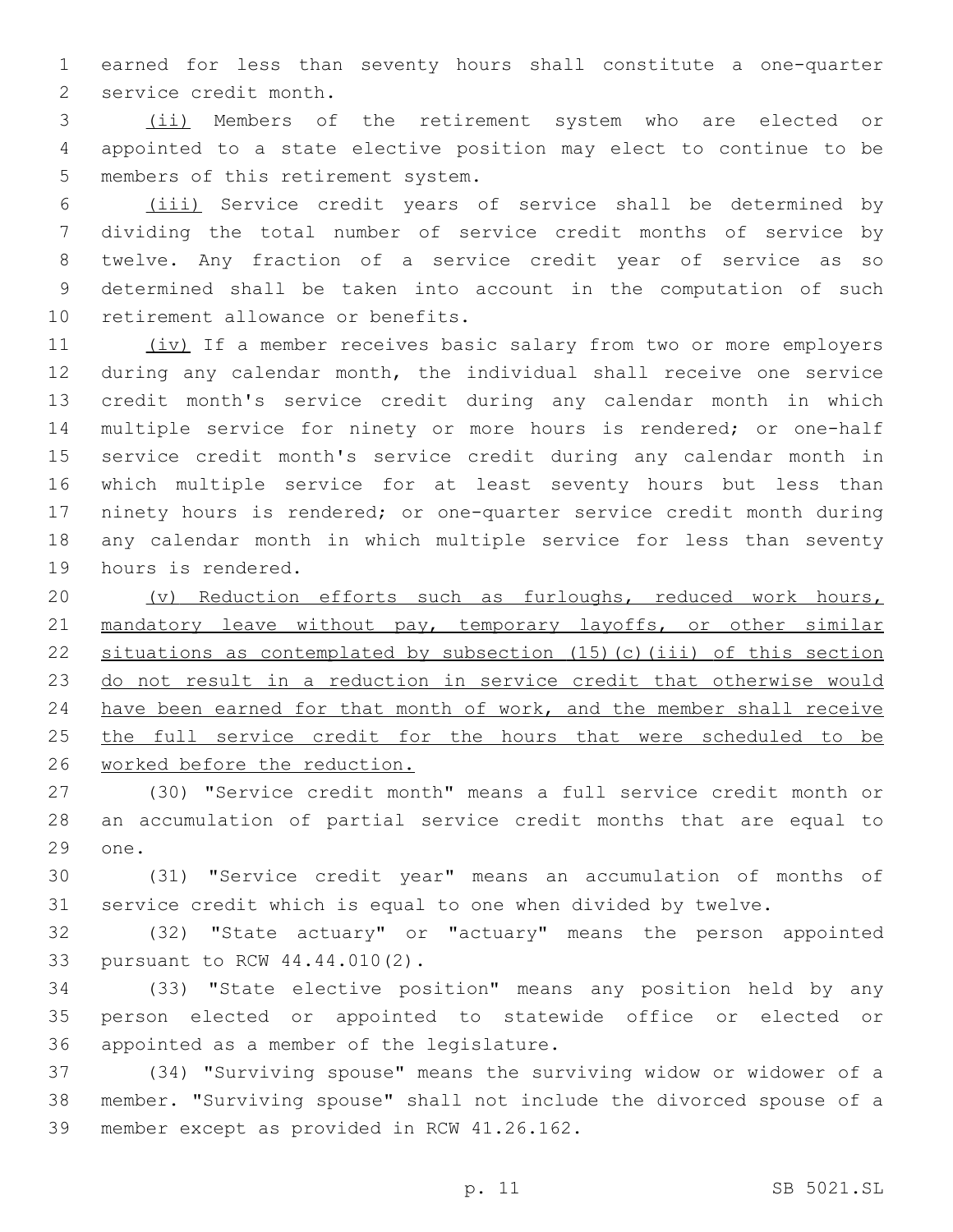earned for less than seventy hours shall constitute a one-quarter service credit month.

(ii) Members of the retirement system who are elected or appointed to a state elective position may elect to continue to be members of this retirement system.

(iii) Service credit years of service shall be determined by dividing the total number of service credit months of service by twelve. Any fraction of a service credit year of service as so determined shall be taken into account in the computation of such retirement allowance or benefits.

(iv) If a member receives basic salary from two or more employers during any calendar month, the individual shall receive one service credit month's service credit during any calendar month in which multiple service for ninety or more hours is rendered; or one-half service credit month's service credit during any calendar month in which multiple service for at least seventy hours but less than ninety hours is rendered; or one-quarter service credit month during any calendar month in which multiple service for less than seventy hours is rendered.

(v) Reduction efforts such as furloughs, reduced work hours, mandatory leave without pay, temporary layoffs, or other similar situations as contemplated by subsection (15)(c)(iii) of this section do not result in a reduction in service credit that otherwise would have been earned for that month of work, and the member shall receive the full service credit for the hours that were scheduled to be worked before the reduction.

(30) "Service credit month" means a full service credit month or an accumulation of partial service credit months that are equal to one.

(31) "Service credit year" means an accumulation of months of service credit which is equal to one when divided by twelve.

(32) "State actuary" or "actuary" means the person appointed pursuant to RCW 44.44.010(2).

(33) "State elective position" means any position held by any person elected or appointed to statewide office or elected or appointed as a member of the legislature.

(34) "Surviving spouse" means the surviving widow or widower of a member. "Surviving spouse" shall not include the divorced spouse of a member except as provided in RCW 41.26.162.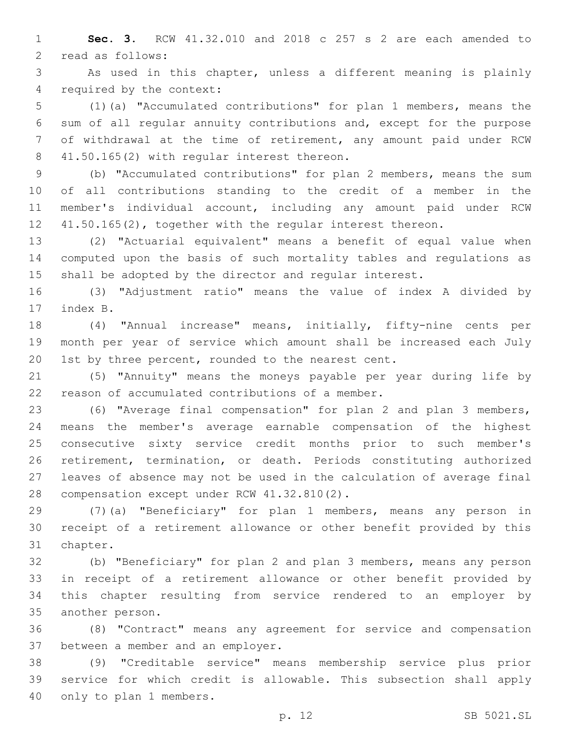**Sec. 3.** RCW 41.32.010 and 2018 c 257 s 2 are each amended to read as follows:

As used in this chapter, unless a different meaning is plainly required by the context:

(1)(a) "Accumulated contributions" for plan 1 members, means the sum of all regular annuity contributions and, except for the purpose of withdrawal at the time of retirement, any amount paid under RCW 41.50.165(2) with regular interest thereon.

(b) "Accumulated contributions" for plan 2 members, means the sum of all contributions standing to the credit of a member in the member's individual account, including any amount paid under RCW 41.50.165(2), together with the regular interest thereon.

(2) "Actuarial equivalent" means a benefit of equal value when computed upon the basis of such mortality tables and regulations as shall be adopted by the director and regular interest.

(3) "Adjustment ratio" means the value of index A divided by index B.

(4) "Annual increase" means, initially, fifty-nine cents per month per year of service which amount shall be increased each July 1st by three percent, rounded to the nearest cent.

(5) "Annuity" means the moneys payable per year during life by reason of accumulated contributions of a member.

(6) "Average final compensation" for plan 2 and plan 3 members, means the member's average earnable compensation of the highest consecutive sixty service credit months prior to such member's retirement, termination, or death. Periods constituting authorized leaves of absence may not be used in the calculation of average final compensation except under RCW 41.32.810(2).

(7)(a) "Beneficiary" for plan 1 members, means any person in receipt of a retirement allowance or other benefit provided by this chapter.

(b) "Beneficiary" for plan 2 and plan 3 members, means any person in receipt of a retirement allowance or other benefit provided by this chapter resulting from service rendered to an employer by another person.

(8) "Contract" means any agreement for service and compensation between a member and an employer.

(9) "Creditable service" means membership service plus prior service for which credit is allowable. This subsection shall apply only to plan 1 members.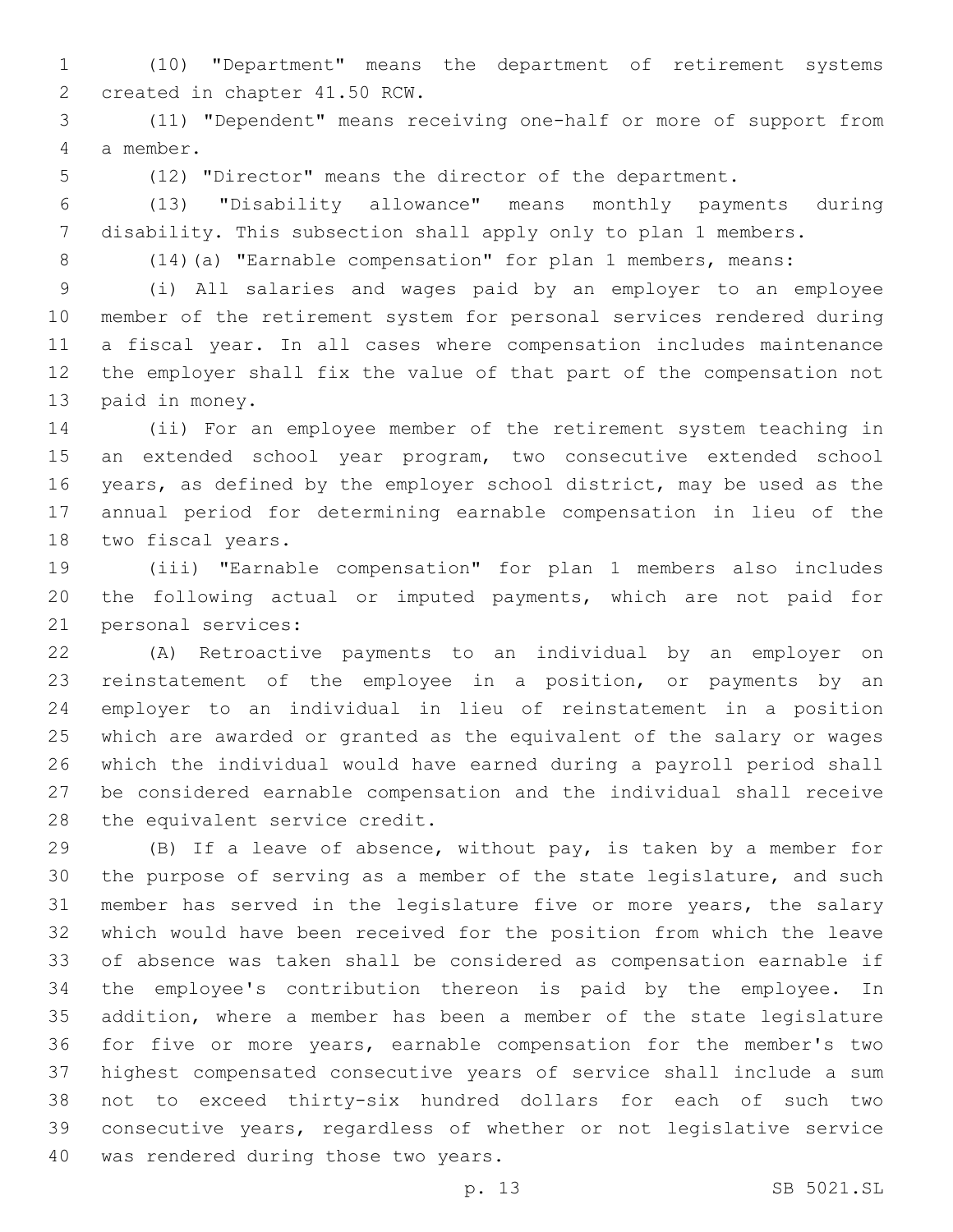(10) "Department" means the department of retirement systems created in chapter 41.50 RCW.

(11) "Dependent" means receiving one-half or more of support from a member.

(12) "Director" means the director of the department.

(13) "Disability allowance" means monthly payments during disability. This subsection shall apply only to plan 1 members.

(14)(a) "Earnable compensation" for plan 1 members, means:

(i) All salaries and wages paid by an employer to an employee member of the retirement system for personal services rendered during a fiscal year. In all cases where compensation includes maintenance the employer shall fix the value of that part of the compensation not paid in money.

(ii) For an employee member of the retirement system teaching in an extended school year program, two consecutive extended school years, as defined by the employer school district, may be used as the annual period for determining earnable compensation in lieu of the two fiscal years.

(iii) "Earnable compensation" for plan 1 members also includes the following actual or imputed payments, which are not paid for personal services:

(A) Retroactive payments to an individual by an employer on reinstatement of the employee in a position, or payments by an employer to an individual in lieu of reinstatement in a position which are awarded or granted as the equivalent of the salary or wages which the individual would have earned during a payroll period shall be considered earnable compensation and the individual shall receive the equivalent service credit.

(B) If a leave of absence, without pay, is taken by a member for the purpose of serving as a member of the state legislature, and such member has served in the legislature five or more years, the salary which would have been received for the position from which the leave of absence was taken shall be considered as compensation earnable if the employee's contribution thereon is paid by the employee. In addition, where a member has been a member of the state legislature for five or more years, earnable compensation for the member's two highest compensated consecutive years of service shall include a sum not to exceed thirty-six hundred dollars for each of such two consecutive years, regardless of whether or not legislative service was rendered during those two years.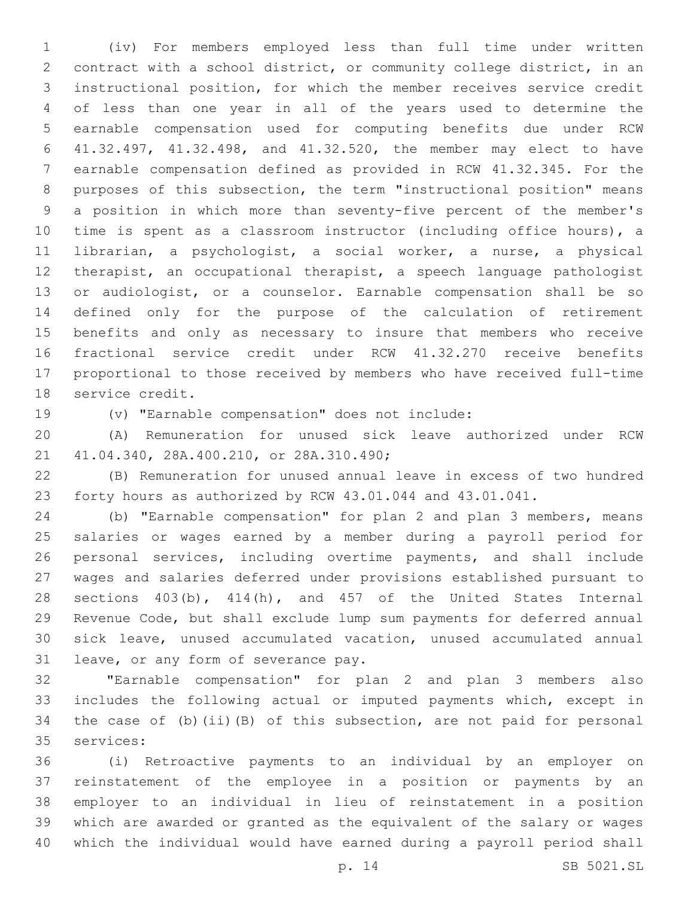(iv) For members employed less than full time under written contract with a school district, or community college district, in an instructional position, for which the member receives service credit of less than one year in all of the years used to determine the earnable compensation used for computing benefits due under RCW 41.32.497, 41.32.498, and 41.32.520, the member may elect to have earnable compensation defined as provided in RCW 41.32.345. For the purposes of this subsection, the term "instructional position" means a position in which more than seventy-five percent of the member's time is spent as a classroom instructor (including office hours), a librarian, a psychologist, a social worker, a nurse, a physical therapist, an occupational therapist, a speech language pathologist or audiologist, or a counselor. Earnable compensation shall be so defined only for the purpose of the calculation of retirement benefits and only as necessary to insure that members who receive fractional service credit under RCW 41.32.270 receive benefits proportional to those received by members who have received full-time service credit.

(v) "Earnable compensation" does not include:

(A) Remuneration for unused sick leave authorized under RCW 41.04.340, 28A.400.210, or 28A.310.490;

(B) Remuneration for unused annual leave in excess of two hundred forty hours as authorized by RCW 43.01.044 and 43.01.041.

(b) "Earnable compensation" for plan 2 and plan 3 members, means salaries or wages earned by a member during a payroll period for personal services, including overtime payments, and shall include wages and salaries deferred under provisions established pursuant to sections 403(b), 414(h), and 457 of the United States Internal Revenue Code, but shall exclude lump sum payments for deferred annual sick leave, unused accumulated vacation, unused accumulated annual leave, or any form of severance pay.

"Earnable compensation" for plan 2 and plan 3 members also includes the following actual or imputed payments which, except in the case of (b)(ii)(B) of this subsection, are not paid for personal services:

(i) Retroactive payments to an individual by an employer on reinstatement of the employee in a position or payments by an employer to an individual in lieu of reinstatement in a position which are awarded or granted as the equivalent of the salary or wages which the individual would have earned during a payroll period shall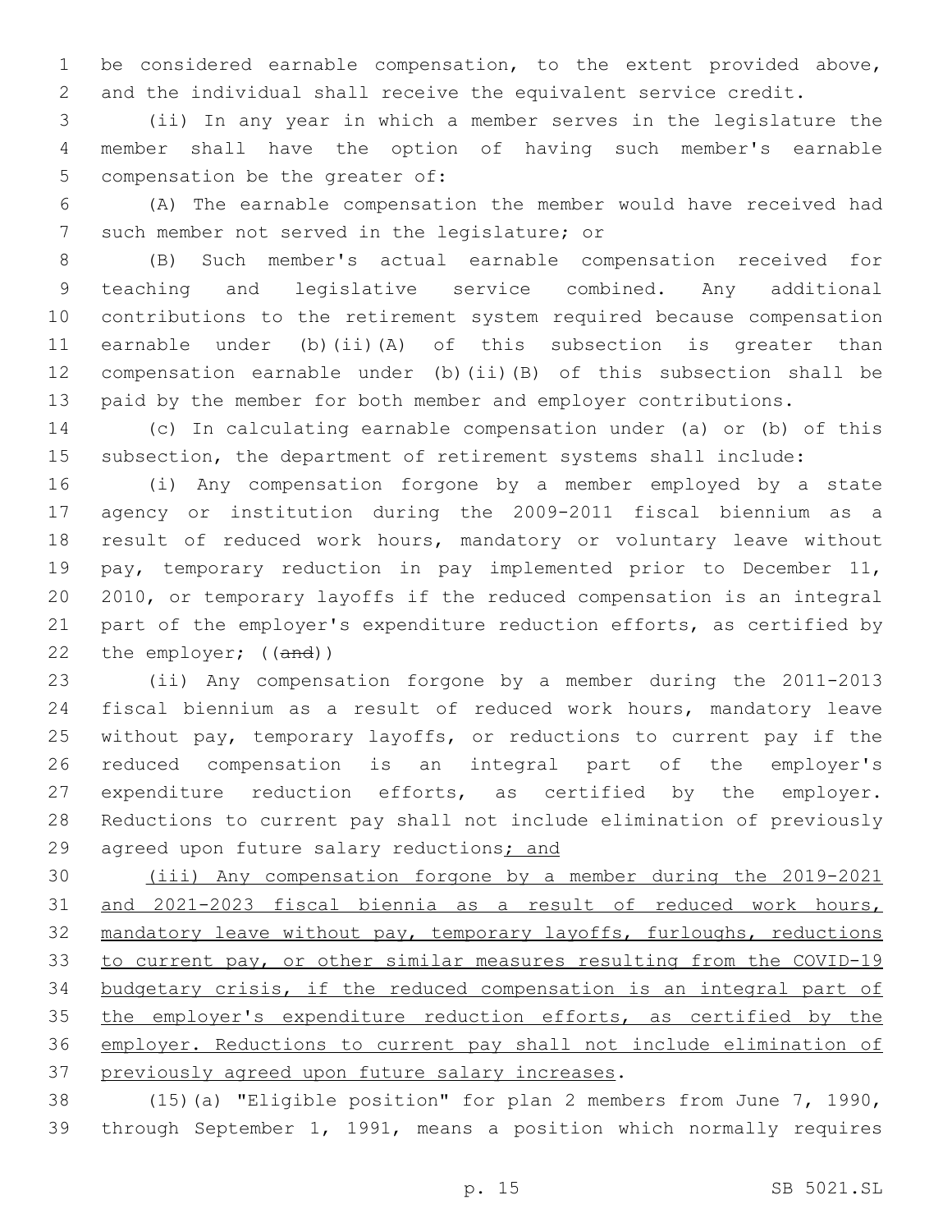be considered earnable compensation, to the extent provided above, and the individual shall receive the equivalent service credit.

(ii) In any year in which a member serves in the legislature the member shall have the option of having such member's earnable compensation be the greater of:

(A) The earnable compensation the member would have received had such member not served in the legislature; or

(B) Such member's actual earnable compensation received for teaching and legislative service combined. Any additional contributions to the retirement system required because compensation earnable under (b)(ii)(A) of this subsection is greater than compensation earnable under (b)(ii)(B) of this subsection shall be paid by the member for both member and employer contributions.

(c) In calculating earnable compensation under (a) or (b) of this subsection, the department of retirement systems shall include:

(i) Any compensation forgone by a member employed by a state agency or institution during the 2009-2011 fiscal biennium as a result of reduced work hours, mandatory or voluntary leave without pay, temporary reduction in pay implemented prior to December 11, 2010, or temporary layoffs if the reduced compensation is an integral part of the employer's expenditure reduction efforts, as certified by the employer; ((~~and~~))

(ii) Any compensation forgone by a member during the 2011-2013 fiscal biennium as a result of reduced work hours, mandatory leave without pay, temporary layoffs, or reductions to current pay if the reduced compensation is an integral part of the employer's expenditure reduction efforts, as certified by the employer. Reductions to current pay shall not include elimination of previously agreed upon future salary reductions<u>; and</u>

<u>(iii) Any compensation forgone by a member during the 2019-2021 and 2021-2023 fiscal biennia as a result of reduced work hours, mandatory leave without pay, temporary layoffs, furloughs, reductions to current pay, or other similar measures resulting from the COVID-19 budgetary crisis, if the reduced compensation is an integral part of the employer's expenditure reduction efforts, as certified by the employer. Reductions to current pay shall not include elimination of previously agreed upon future salary increases</u>.

(15)(a) "Eligible position" for plan 2 members from June 7, 1990, through September 1, 1991, means a position which normally requires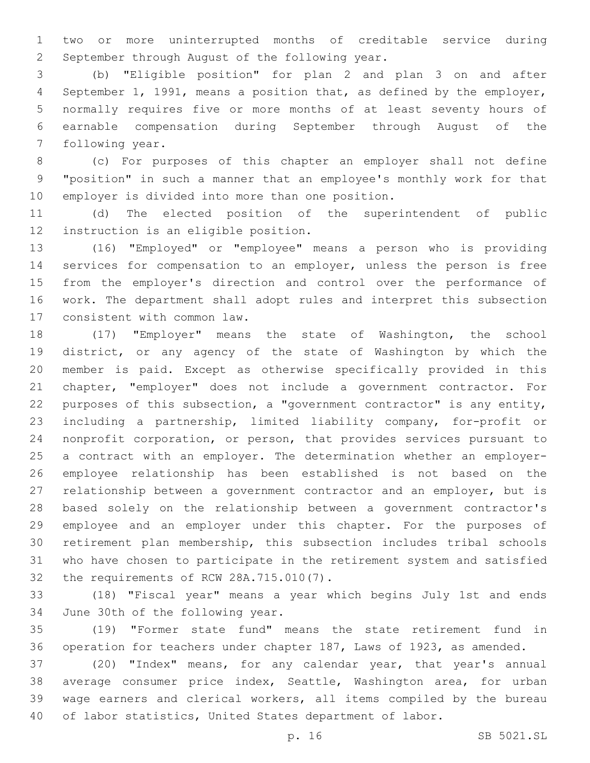two or more uninterrupted months of creditable service during September through August of the following year.

(b) "Eligible position" for plan 2 and plan 3 on and after September 1, 1991, means a position that, as defined by the employer, normally requires five or more months of at least seventy hours of earnable compensation during September through August of the following year.

(c) For purposes of this chapter an employer shall not define "position" in such a manner that an employee's monthly work for that employer is divided into more than one position.

(d) The elected position of the superintendent of public instruction is an eligible position.

(16) "Employed" or "employee" means a person who is providing services for compensation to an employer, unless the person is free from the employer's direction and control over the performance of work. The department shall adopt rules and interpret this subsection consistent with common law.

(17) "Employer" means the state of Washington, the school district, or any agency of the state of Washington by which the member is paid. Except as otherwise specifically provided in this chapter, "employer" does not include a government contractor. For purposes of this subsection, a "government contractor" is any entity, including a partnership, limited liability company, for-profit or nonprofit corporation, or person, that provides services pursuant to a contract with an employer. The determination whether an employer-employee relationship has been established is not based on the relationship between a government contractor and an employer, but is based solely on the relationship between a government contractor's employee and an employer under this chapter. For the purposes of retirement plan membership, this subsection includes tribal schools who have chosen to participate in the retirement system and satisfied the requirements of RCW 28A.715.010(7).

(18) "Fiscal year" means a year which begins July 1st and ends June 30th of the following year.

(19) "Former state fund" means the state retirement fund in operation for teachers under chapter 187, Laws of 1923, as amended.

(20) "Index" means, for any calendar year, that year's annual average consumer price index, Seattle, Washington area, for urban wage earners and clerical workers, all items compiled by the bureau of labor statistics, United States department of labor.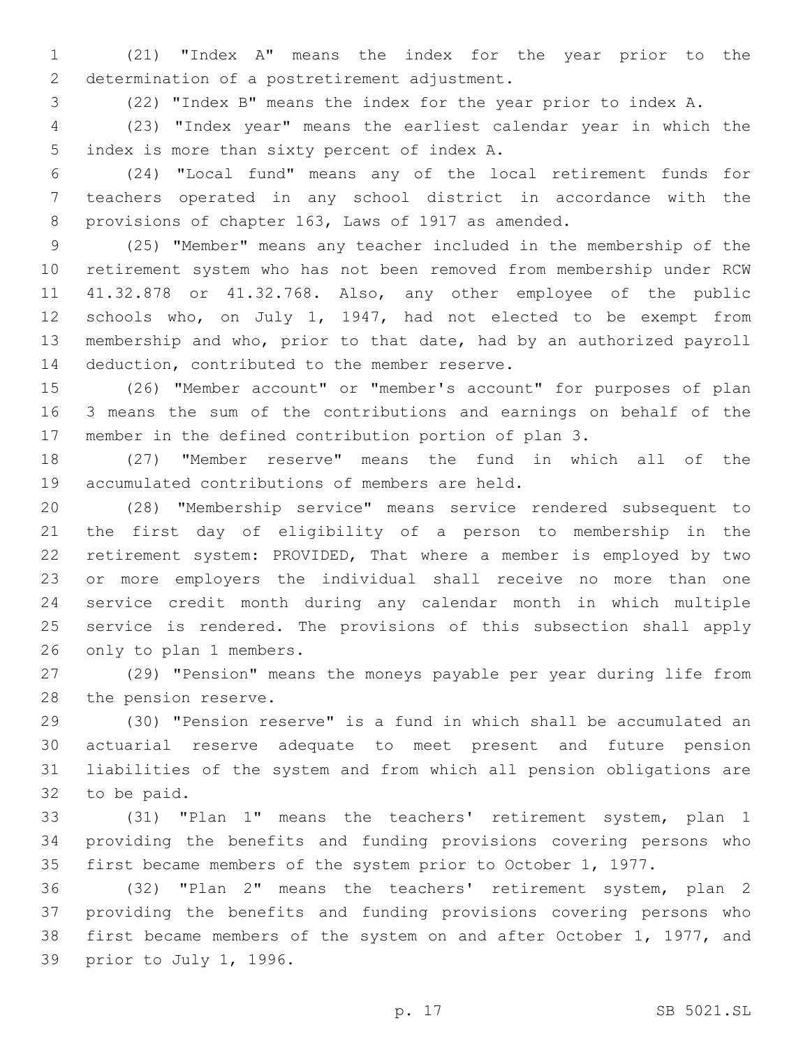(21) "Index A" means the index for the year prior to the determination of a postretirement adjustment.

(22) "Index B" means the index for the year prior to index A.

(23) "Index year" means the earliest calendar year in which the index is more than sixty percent of index A.

(24) "Local fund" means any of the local retirement funds for teachers operated in any school district in accordance with the provisions of chapter 163, Laws of 1917 as amended.

(25) "Member" means any teacher included in the membership of the retirement system who has not been removed from membership under RCW 41.32.878 or 41.32.768. Also, any other employee of the public schools who, on July 1, 1947, had not elected to be exempt from membership and who, prior to that date, had by an authorized payroll deduction, contributed to the member reserve.

(26) "Member account" or "member's account" for purposes of plan 3 means the sum of the contributions and earnings on behalf of the member in the defined contribution portion of plan 3.

(27) "Member reserve" means the fund in which all of the accumulated contributions of members are held.

(28) "Membership service" means service rendered subsequent to the first day of eligibility of a person to membership in the retirement system: PROVIDED, That where a member is employed by two or more employers the individual shall receive no more than one service credit month during any calendar month in which multiple service is rendered. The provisions of this subsection shall apply only to plan 1 members.

(29) "Pension" means the moneys payable per year during life from the pension reserve.

(30) "Pension reserve" is a fund in which shall be accumulated an actuarial reserve adequate to meet present and future pension liabilities of the system and from which all pension obligations are to be paid.

(31) "Plan 1" means the teachers' retirement system, plan 1 providing the benefits and funding provisions covering persons who first became members of the system prior to October 1, 1977.

(32) "Plan 2" means the teachers' retirement system, plan 2 providing the benefits and funding provisions covering persons who first became members of the system on and after October 1, 1977, and prior to July 1, 1996.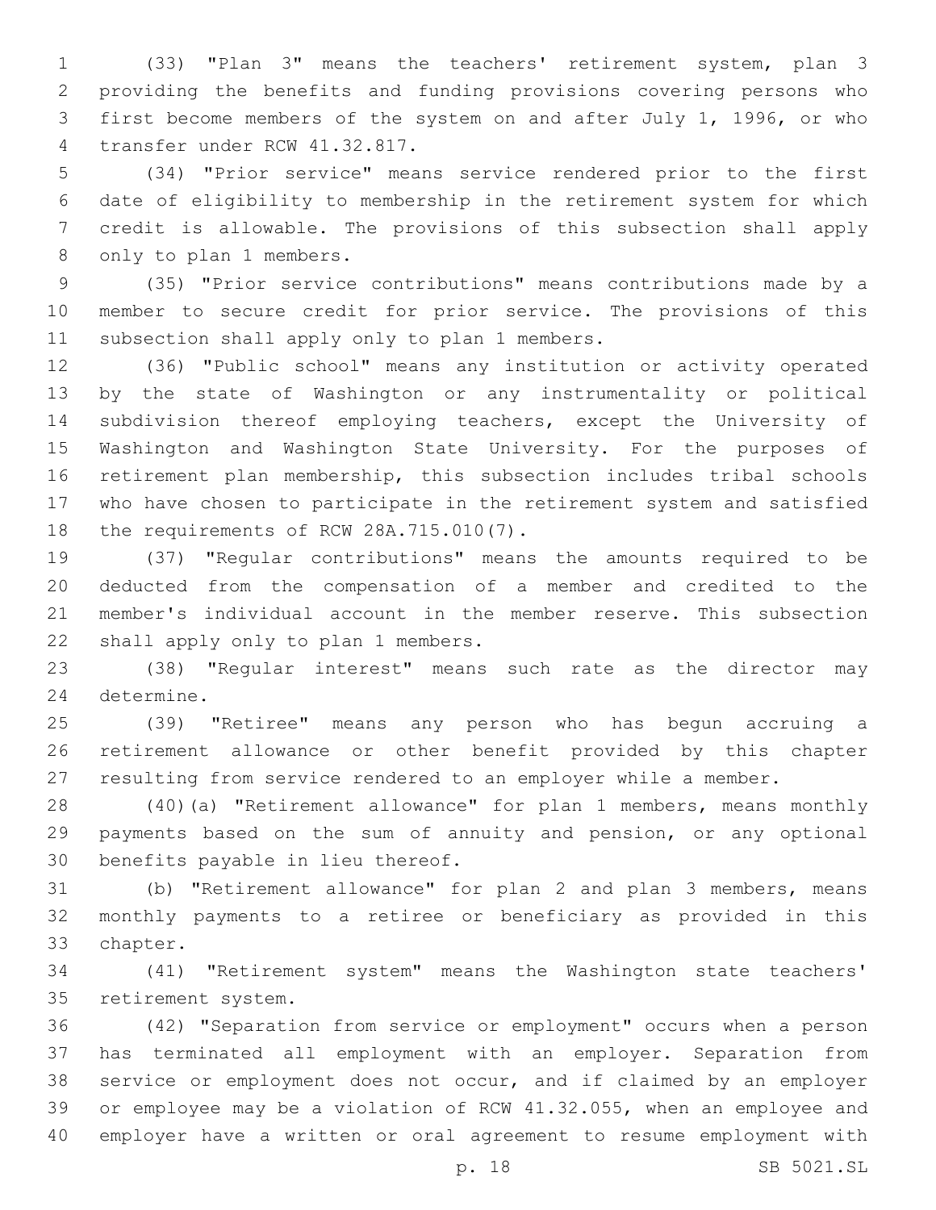(33) "Plan 3" means the teachers' retirement system, plan 3 providing the benefits and funding provisions covering persons who first become members of the system on and after July 1, 1996, or who transfer under RCW 41.32.817.

(34) "Prior service" means service rendered prior to the first date of eligibility to membership in the retirement system for which credit is allowable. The provisions of this subsection shall apply only to plan 1 members.

(35) "Prior service contributions" means contributions made by a member to secure credit for prior service. The provisions of this subsection shall apply only to plan 1 members.

(36) "Public school" means any institution or activity operated by the state of Washington or any instrumentality or political subdivision thereof employing teachers, except the University of Washington and Washington State University. For the purposes of retirement plan membership, this subsection includes tribal schools who have chosen to participate in the retirement system and satisfied the requirements of RCW 28A.715.010(7).

(37) "Regular contributions" means the amounts required to be deducted from the compensation of a member and credited to the member's individual account in the member reserve. This subsection shall apply only to plan 1 members.

(38) "Regular interest" means such rate as the director may determine.

(39) "Retiree" means any person who has begun accruing a retirement allowance or other benefit provided by this chapter resulting from service rendered to an employer while a member.

(40)(a) "Retirement allowance" for plan 1 members, means monthly payments based on the sum of annuity and pension, or any optional benefits payable in lieu thereof.

(b) "Retirement allowance" for plan 2 and plan 3 members, means monthly payments to a retiree or beneficiary as provided in this chapter.

(41) "Retirement system" means the Washington state teachers' retirement system.

(42) "Separation from service or employment" occurs when a person has terminated all employment with an employer. Separation from service or employment does not occur, and if claimed by an employer or employee may be a violation of RCW 41.32.055, when an employee and employer have a written or oral agreement to resume employment with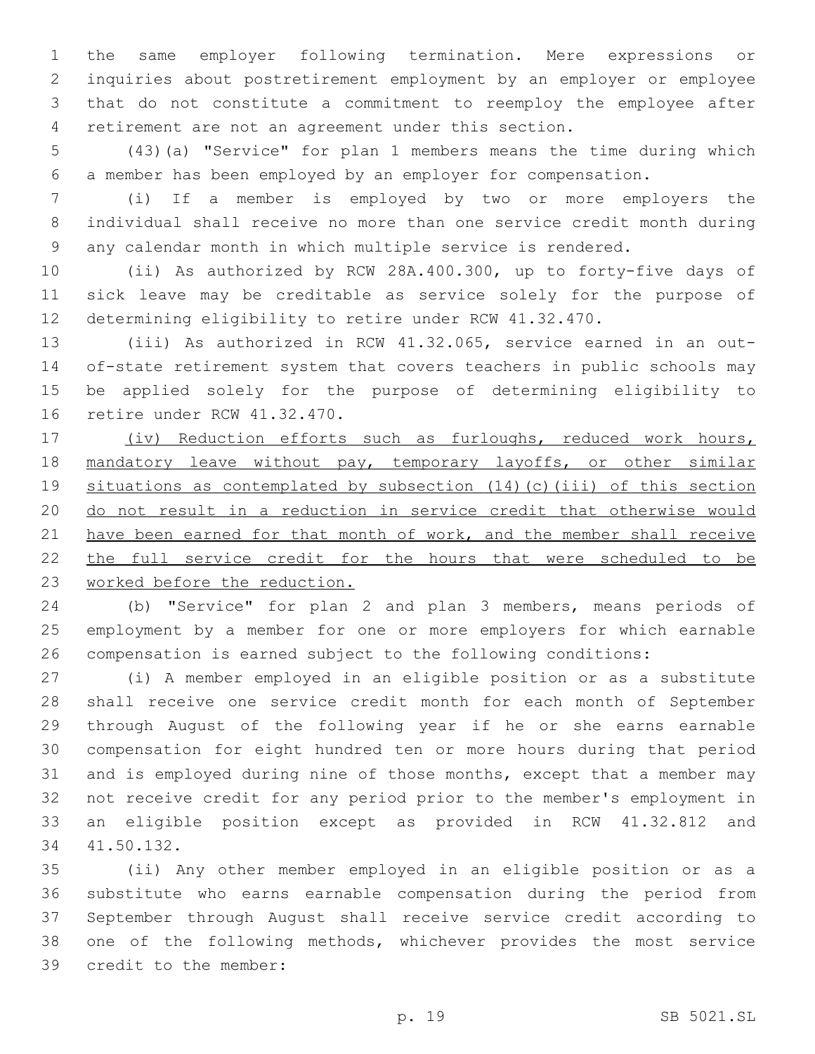the same employer following termination. Mere expressions or inquiries about postretirement employment by an employer or employee that do not constitute a commitment to reemploy the employee after retirement are not an agreement under this section.

(43)(a) "Service" for plan 1 members means the time during which a member has been employed by an employer for compensation.

(i) If a member is employed by two or more employers the individual shall receive no more than one service credit month during any calendar month in which multiple service is rendered.

(ii) As authorized by RCW 28A.400.300, up to forty-five days of sick leave may be creditable as service solely for the purpose of determining eligibility to retire under RCW 41.32.470.

(iii) As authorized in RCW 41.32.065, service earned in an out-of-state retirement system that covers teachers in public schools may be applied solely for the purpose of determining eligibility to retire under RCW 41.32.470.

<u>(iv) Reduction efforts such as furloughs, reduced work hours, mandatory leave without pay, temporary layoffs, or other similar situations as contemplated by subsection (14)(c)(iii) of this section do not result in a reduction in service credit that otherwise would have been earned for that month of work, and the member shall receive the full service credit for the hours that were scheduled to be worked before the reduction.</u>

(b) "Service" for plan 2 and plan 3 members, means periods of employment by a member for one or more employers for which earnable compensation is earned subject to the following conditions:

(i) A member employed in an eligible position or as a substitute shall receive one service credit month for each month of September through August of the following year if he or she earns earnable compensation for eight hundred ten or more hours during that period and is employed during nine of those months, except that a member may not receive credit for any period prior to the member's employment in an eligible position except as provided in RCW 41.32.812 and 41.50.132.

(ii) Any other member employed in an eligible position or as a substitute who earns earnable compensation during the period from September through August shall receive service credit according to one of the following methods, whichever provides the most service credit to the member: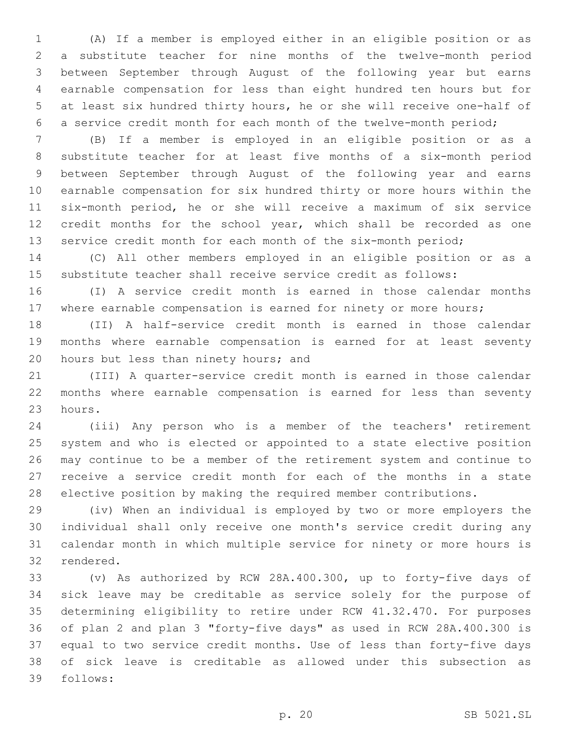(A) If a member is employed either in an eligible position or as a substitute teacher for nine months of the twelve-month period between September through August of the following year but earns earnable compensation for less than eight hundred ten hours but for at least six hundred thirty hours, he or she will receive one-half of a service credit month for each month of the twelve-month period;

(B) If a member is employed in an eligible position or as a substitute teacher for at least five months of a six-month period between September through August of the following year and earns earnable compensation for six hundred thirty or more hours within the six-month period, he or she will receive a maximum of six service credit months for the school year, which shall be recorded as one service credit month for each month of the six-month period;

(C) All other members employed in an eligible position or as a substitute teacher shall receive service credit as follows:

(I) A service credit month is earned in those calendar months where earnable compensation is earned for ninety or more hours;

(II) A half-service credit month is earned in those calendar months where earnable compensation is earned for at least seventy hours but less than ninety hours; and

(III) A quarter-service credit month is earned in those calendar months where earnable compensation is earned for less than seventy hours.

(iii) Any person who is a member of the teachers' retirement system and who is elected or appointed to a state elective position may continue to be a member of the retirement system and continue to receive a service credit month for each of the months in a state elective position by making the required member contributions.

(iv) When an individual is employed by two or more employers the individual shall only receive one month's service credit during any calendar month in which multiple service for ninety or more hours is rendered.

(v) As authorized by RCW 28A.400.300, up to forty-five days of sick leave may be creditable as service solely for the purpose of determining eligibility to retire under RCW 41.32.470. For purposes of plan 2 and plan 3 "forty-five days" as used in RCW 28A.400.300 is equal to two service credit months. Use of less than forty-five days of sick leave is creditable as allowed under this subsection as follows: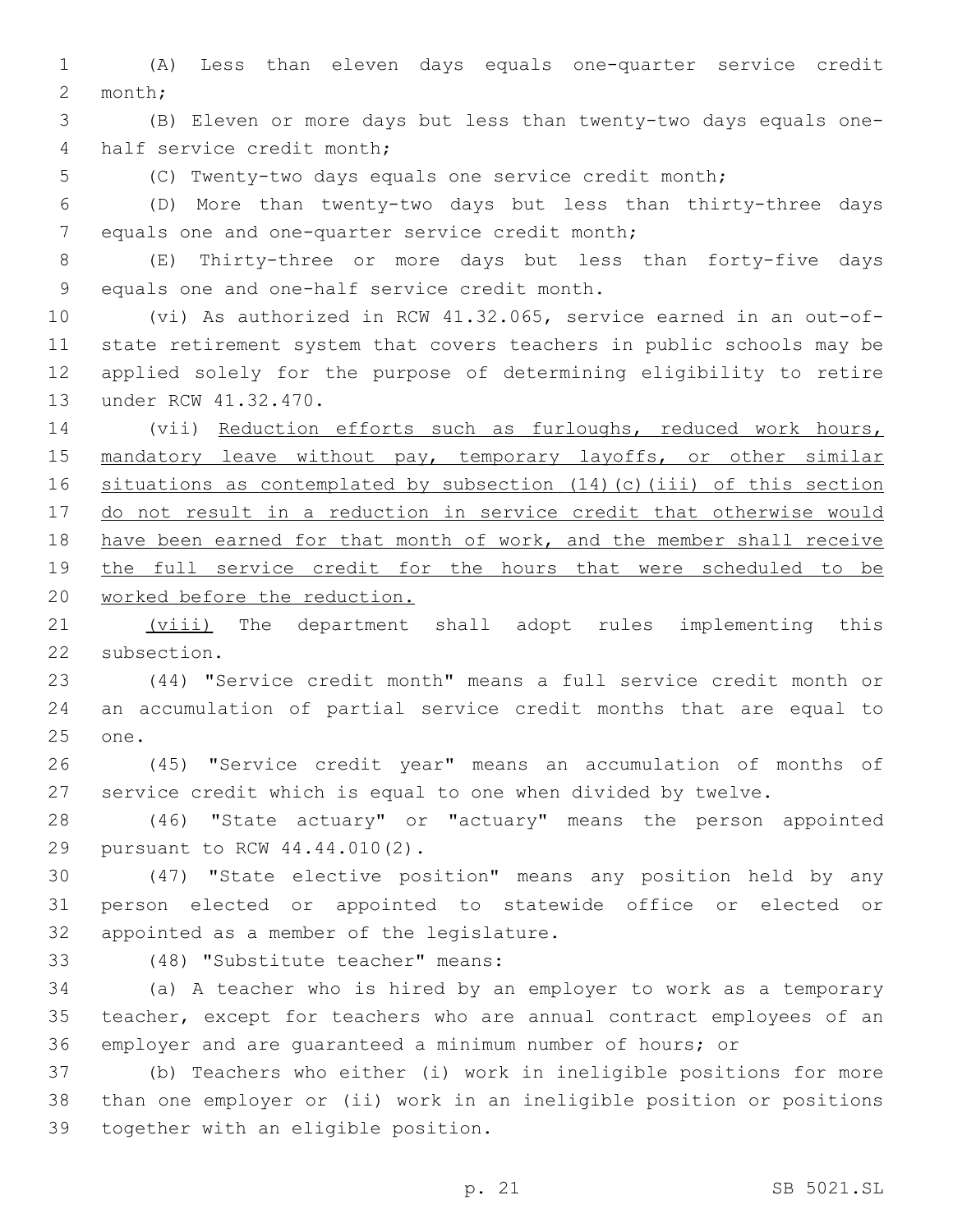(A) Less than eleven days equals one-quarter service credit month;

(B) Eleven or more days but less than twenty-two days equals one-half service credit month;

(C) Twenty-two days equals one service credit month;

(D) More than twenty-two days but less than thirty-three days equals one and one-quarter service credit month;

(E) Thirty-three or more days but less than forty-five days equals one and one-half service credit month.

(vi) As authorized in RCW 41.32.065, service earned in an out-of-state retirement system that covers teachers in public schools may be applied solely for the purpose of determining eligibility to retire under RCW 41.32.470.

(vii) <u>Reduction efforts such as furloughs, reduced work hours, mandatory leave without pay, temporary layoffs, or other similar situations as contemplated by subsection (14)(c)(iii) of this section do not result in a reduction in service credit that otherwise would have been earned for that month of work, and the member shall receive the full service credit for the hours that were scheduled to be worked before the reduction.</u>

<u>(viii)</u> The department shall adopt rules implementing this subsection.

(44) "Service credit month" means a full service credit month or an accumulation of partial service credit months that are equal to one.

(45) "Service credit year" means an accumulation of months of service credit which is equal to one when divided by twelve.

(46) "State actuary" or "actuary" means the person appointed pursuant to RCW 44.44.010(2).

(47) "State elective position" means any position held by any person elected or appointed to statewide office or elected or appointed as a member of the legislature.

(48) "Substitute teacher" means:

(a) A teacher who is hired by an employer to work as a temporary teacher, except for teachers who are annual contract employees of an employer and are guaranteed a minimum number of hours; or

(b) Teachers who either (i) work in ineligible positions for more than one employer or (ii) work in an ineligible position or positions together with an eligible position.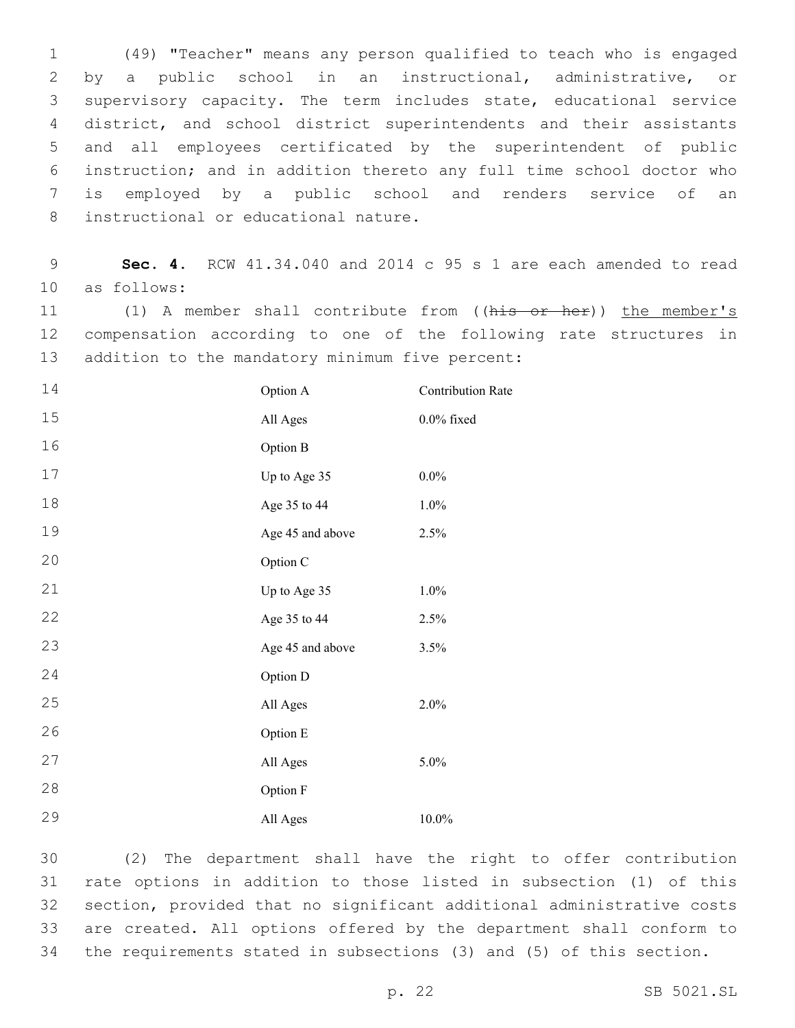(49) "Teacher" means any person qualified to teach who is engaged by a public school in an instructional, administrative, or supervisory capacity. The term includes state, educational service district, and school district superintendents and their assistants and all employees certificated by the superintendent of public instruction; and in addition thereto any full time school doctor who is employed by a public school and renders service of an instructional or educational nature.

**Sec. 4.** RCW 41.34.040 and 2014 c 95 s 1 are each amended to read as follows:

(1) A member shall contribute from ((~~his or her~~)) <u>the member's</u> compensation according to one of the following rate structures in addition to the mandatory minimum five percent:

| Option A | Contribution Rate |
|---|---|
| All Ages | 0.0% fixed |
| Option B | |
| Up to Age 35 | 0.0% |
| Age 35 to 44 | 1.0% |
| Age 45 and above | 2.5% |
| Option C | |
| Up to Age 35 | 1.0% |
| Age 35 to 44 | 2.5% |
| Age 45 and above | 3.5% |
| Option D | |
| All Ages | 2.0% |
| Option E | |
| All Ages | 5.0% |
| Option F | |
| All Ages | 10.0% |

(2) The department shall have the right to offer contribution rate options in addition to those listed in subsection (1) of this section, provided that no significant additional administrative costs are created. All options offered by the department shall conform to the requirements stated in subsections (3) and (5) of this section.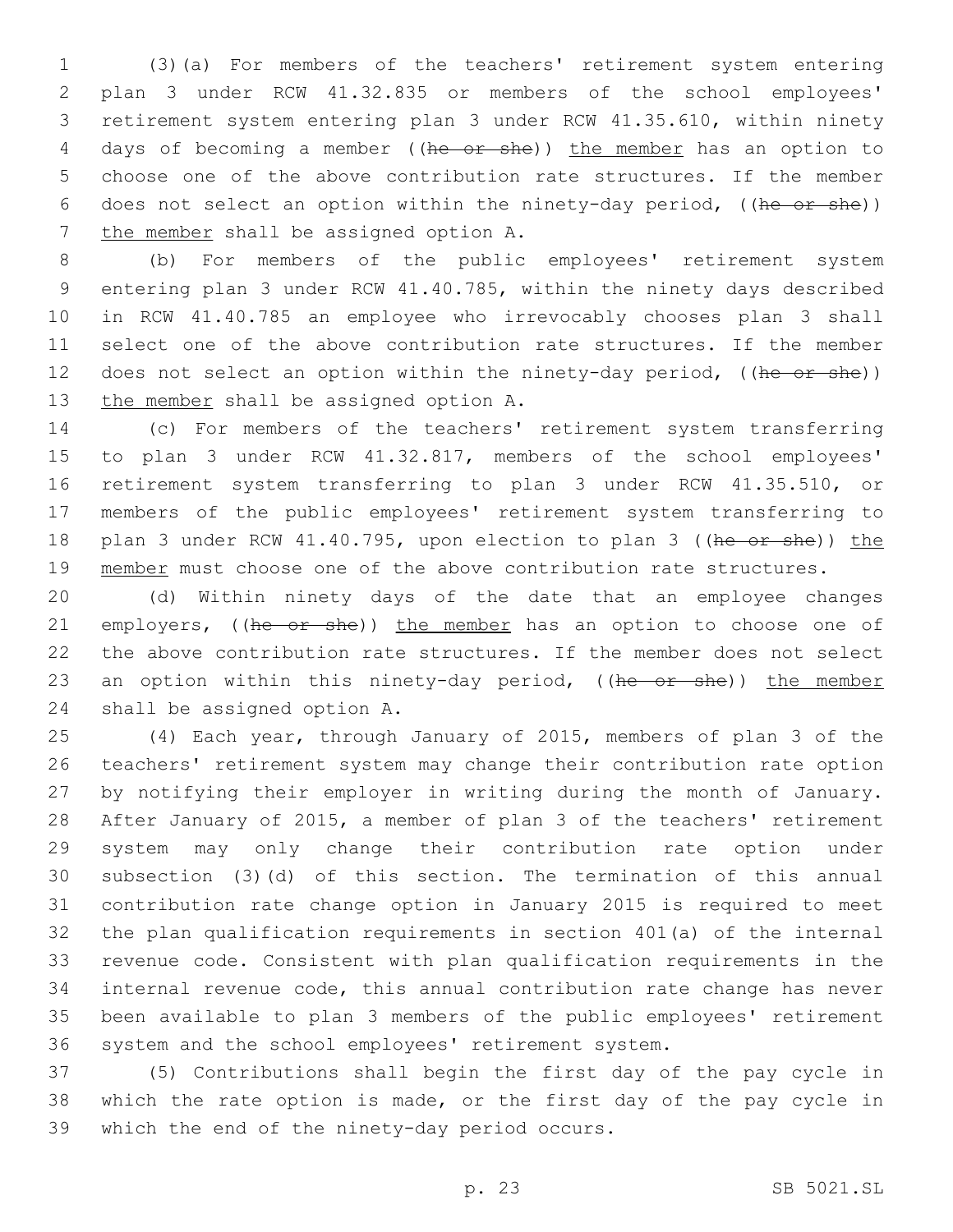(3)(a) For members of the teachers' retirement system entering plan 3 under RCW 41.32.835 or members of the school employees' retirement system entering plan 3 under RCW 41.35.610, within ninety days of becoming a member ((~~he or she~~)) the member has an option to choose one of the above contribution rate structures. If the member does not select an option within the ninety-day period, ((~~he or she~~)) the member shall be assigned option A.

(b) For members of the public employees' retirement system entering plan 3 under RCW 41.40.785, within the ninety days described in RCW 41.40.785 an employee who irrevocably chooses plan 3 shall select one of the above contribution rate structures. If the member does not select an option within the ninety-day period, ((~~he or she~~)) the member shall be assigned option A.

(c) For members of the teachers' retirement system transferring to plan 3 under RCW 41.32.817, members of the school employees' retirement system transferring to plan 3 under RCW 41.35.510, or members of the public employees' retirement system transferring to plan 3 under RCW 41.40.795, upon election to plan 3 ((~~he or she~~)) the member must choose one of the above contribution rate structures.

(d) Within ninety days of the date that an employee changes employers, ((~~he or she~~)) the member has an option to choose one of the above contribution rate structures. If the member does not select an option within this ninety-day period, ((~~he or she~~)) the member shall be assigned option A.

(4) Each year, through January of 2015, members of plan 3 of the teachers' retirement system may change their contribution rate option by notifying their employer in writing during the month of January. After January of 2015, a member of plan 3 of the teachers' retirement system may only change their contribution rate option under subsection (3)(d) of this section. The termination of this annual contribution rate change option in January 2015 is required to meet the plan qualification requirements in section 401(a) of the internal revenue code. Consistent with plan qualification requirements in the internal revenue code, this annual contribution rate change has never been available to plan 3 members of the public employees' retirement system and the school employees' retirement system.

(5) Contributions shall begin the first day of the pay cycle in which the rate option is made, or the first day of the pay cycle in which the end of the ninety-day period occurs.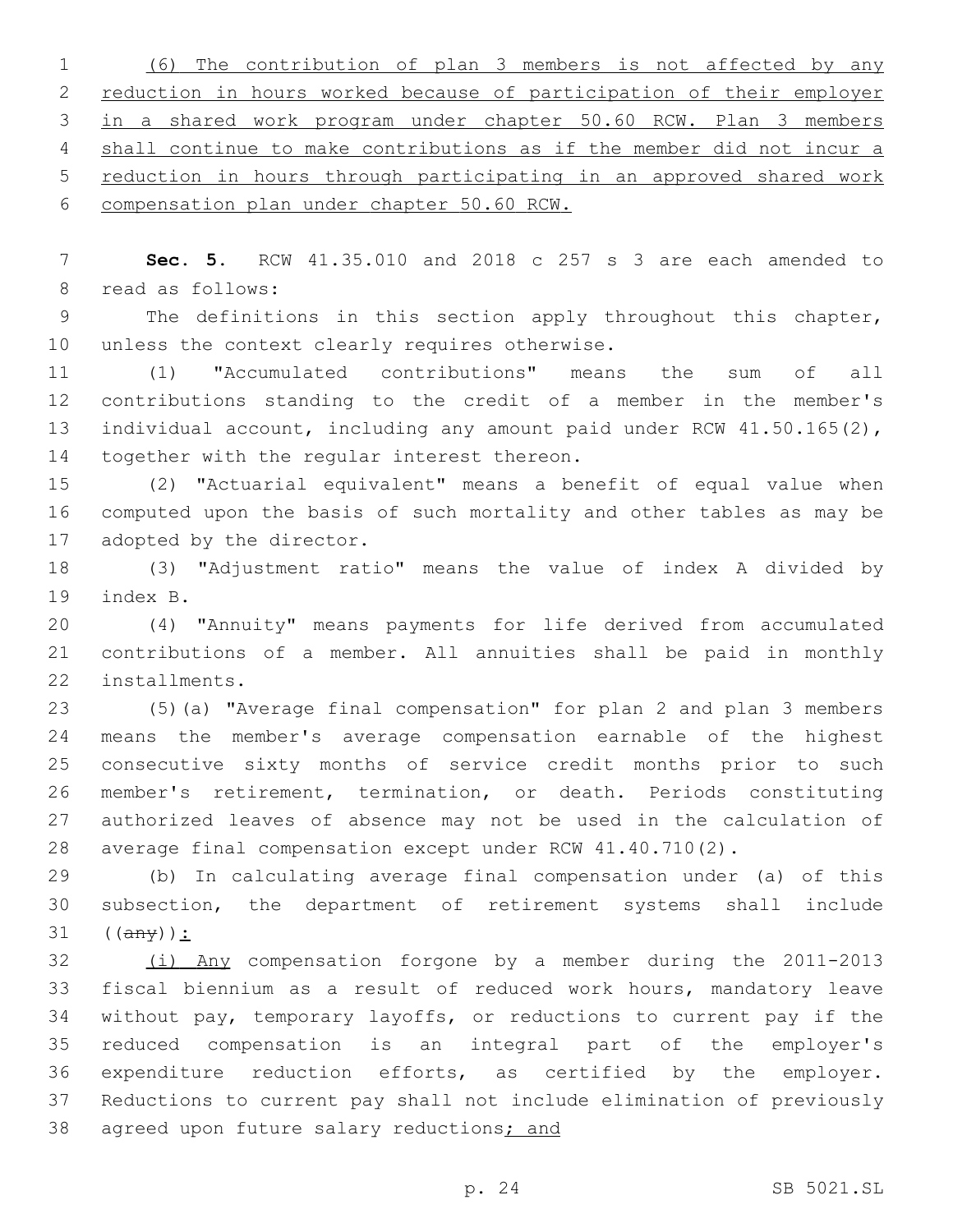(6) The contribution of plan 3 members is not affected by any reduction in hours worked because of participation of their employer in a shared work program under chapter 50.60 RCW. Plan 3 members shall continue to make contributions as if the member did not incur a reduction in hours through participating in an approved shared work compensation plan under chapter 50.60 RCW.

**Sec. 5.** RCW 41.35.010 and 2018 c 257 s 3 are each amended to read as follows:

The definitions in this section apply throughout this chapter, unless the context clearly requires otherwise.

(1) "Accumulated contributions" means the sum of all contributions standing to the credit of a member in the member's individual account, including any amount paid under RCW 41.50.165(2), together with the regular interest thereon.

(2) "Actuarial equivalent" means a benefit of equal value when computed upon the basis of such mortality and other tables as may be adopted by the director.

(3) "Adjustment ratio" means the value of index A divided by index B.

(4) "Annuity" means payments for life derived from accumulated contributions of a member. All annuities shall be paid in monthly installments.

(5)(a) "Average final compensation" for plan 2 and plan 3 members means the member's average compensation earnable of the highest consecutive sixty months of service credit months prior to such member's retirement, termination, or death. Periods constituting authorized leaves of absence may not be used in the calculation of average final compensation except under RCW 41.40.710(2).

(b) In calculating average final compensation under (a) of this subsection, the department of retirement systems shall include ((~~any~~)):

(i) Any compensation forgone by a member during the 2011-2013 fiscal biennium as a result of reduced work hours, mandatory leave without pay, temporary layoffs, or reductions to current pay if the reduced compensation is an integral part of the employer's expenditure reduction efforts, as certified by the employer. Reductions to current pay shall not include elimination of previously agreed upon future salary reductions; and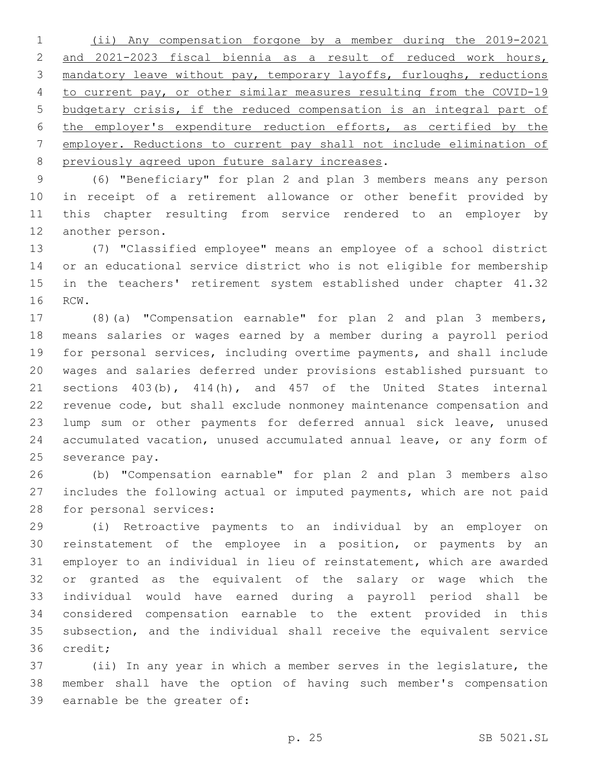(ii) Any compensation forgone by a member during the 2019-2021 and 2021-2023 fiscal biennia as a result of reduced work hours, mandatory leave without pay, temporary layoffs, furloughs, reductions to current pay, or other similar measures resulting from the COVID-19 budgetary crisis, if the reduced compensation is an integral part of the employer's expenditure reduction efforts, as certified by the employer. Reductions to current pay shall not include elimination of previously agreed upon future salary increases.

(6) "Beneficiary" for plan 2 and plan 3 members means any person in receipt of a retirement allowance or other benefit provided by this chapter resulting from service rendered to an employer by another person.

(7) "Classified employee" means an employee of a school district or an educational service district who is not eligible for membership in the teachers' retirement system established under chapter 41.32 RCW.

(8)(a) "Compensation earnable" for plan 2 and plan 3 members, means salaries or wages earned by a member during a payroll period for personal services, including overtime payments, and shall include wages and salaries deferred under provisions established pursuant to sections 403(b), 414(h), and 457 of the United States internal revenue code, but shall exclude nonmoney maintenance compensation and lump sum or other payments for deferred annual sick leave, unused accumulated vacation, unused accumulated annual leave, or any form of severance pay.

(b) "Compensation earnable" for plan 2 and plan 3 members also includes the following actual or imputed payments, which are not paid for personal services:

(i) Retroactive payments to an individual by an employer on reinstatement of the employee in a position, or payments by an employer to an individual in lieu of reinstatement, which are awarded or granted as the equivalent of the salary or wage which the individual would have earned during a payroll period shall be considered compensation earnable to the extent provided in this subsection, and the individual shall receive the equivalent service credit;

(ii) In any year in which a member serves in the legislature, the member shall have the option of having such member's compensation earnable be the greater of: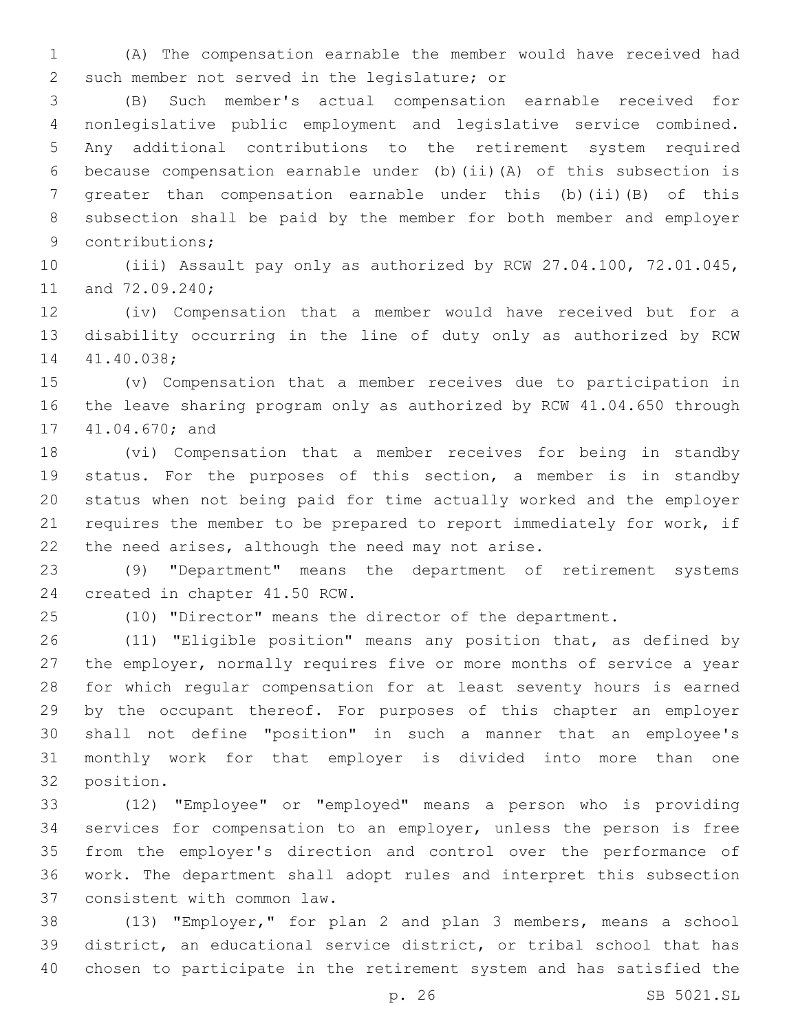(A) The compensation earnable the member would have received had such member not served in the legislature; or

(B) Such member's actual compensation earnable received for nonlegislative public employment and legislative service combined. Any additional contributions to the retirement system required because compensation earnable under (b)(ii)(A) of this subsection is greater than compensation earnable under this (b)(ii)(B) of this subsection shall be paid by the member for both member and employer contributions;

(iii) Assault pay only as authorized by RCW 27.04.100, 72.01.045, and 72.09.240;

(iv) Compensation that a member would have received but for a disability occurring in the line of duty only as authorized by RCW 41.40.038;

(v) Compensation that a member receives due to participation in the leave sharing program only as authorized by RCW 41.04.650 through 41.04.670; and

(vi) Compensation that a member receives for being in standby status. For the purposes of this section, a member is in standby status when not being paid for time actually worked and the employer requires the member to be prepared to report immediately for work, if the need arises, although the need may not arise.

(9) "Department" means the department of retirement systems created in chapter 41.50 RCW.

(10) "Director" means the director of the department.

(11) "Eligible position" means any position that, as defined by the employer, normally requires five or more months of service a year for which regular compensation for at least seventy hours is earned by the occupant thereof. For purposes of this chapter an employer shall not define "position" in such a manner that an employee's monthly work for that employer is divided into more than one position.

(12) "Employee" or "employed" means a person who is providing services for compensation to an employer, unless the person is free from the employer's direction and control over the performance of work. The department shall adopt rules and interpret this subsection consistent with common law.

(13) "Employer," for plan 2 and plan 3 members, means a school district, an educational service district, or tribal school that has chosen to participate in the retirement system and has satisfied the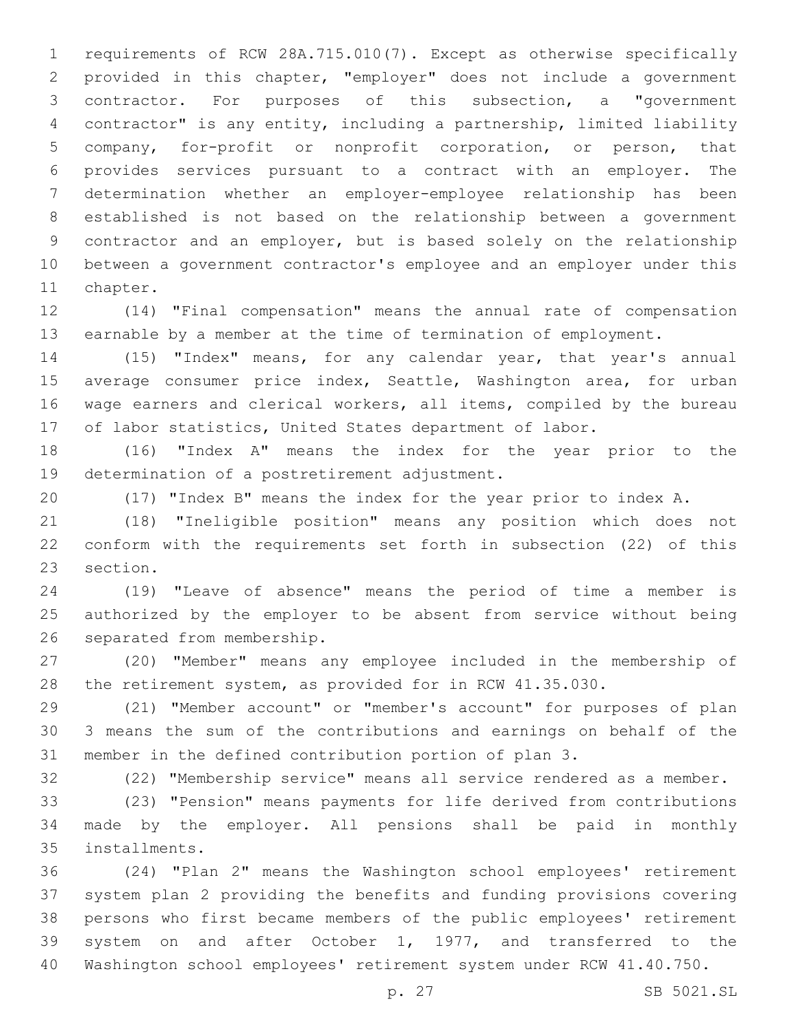requirements of RCW 28A.715.010(7). Except as otherwise specifically provided in this chapter, "employer" does not include a government contractor. For purposes of this subsection, a "government contractor" is any entity, including a partnership, limited liability company, for-profit or nonprofit corporation, or person, that provides services pursuant to a contract with an employer. The determination whether an employer-employee relationship has been established is not based on the relationship between a government contractor and an employer, but is based solely on the relationship between a government contractor's employee and an employer under this chapter.

(14) "Final compensation" means the annual rate of compensation earnable by a member at the time of termination of employment.

(15) "Index" means, for any calendar year, that year's annual average consumer price index, Seattle, Washington area, for urban wage earners and clerical workers, all items, compiled by the bureau of labor statistics, United States department of labor.

(16) "Index A" means the index for the year prior to the determination of a postretirement adjustment.

(17) "Index B" means the index for the year prior to index A.

(18) "Ineligible position" means any position which does not conform with the requirements set forth in subsection (22) of this section.

(19) "Leave of absence" means the period of time a member is authorized by the employer to be absent from service without being separated from membership.

(20) "Member" means any employee included in the membership of the retirement system, as provided for in RCW 41.35.030.

(21) "Member account" or "member's account" for purposes of plan 3 means the sum of the contributions and earnings on behalf of the member in the defined contribution portion of plan 3.

(22) "Membership service" means all service rendered as a member.

(23) "Pension" means payments for life derived from contributions made by the employer. All pensions shall be paid in monthly installments.

(24) "Plan 2" means the Washington school employees' retirement system plan 2 providing the benefits and funding provisions covering persons who first became members of the public employees' retirement system on and after October 1, 1977, and transferred to the Washington school employees' retirement system under RCW 41.40.750.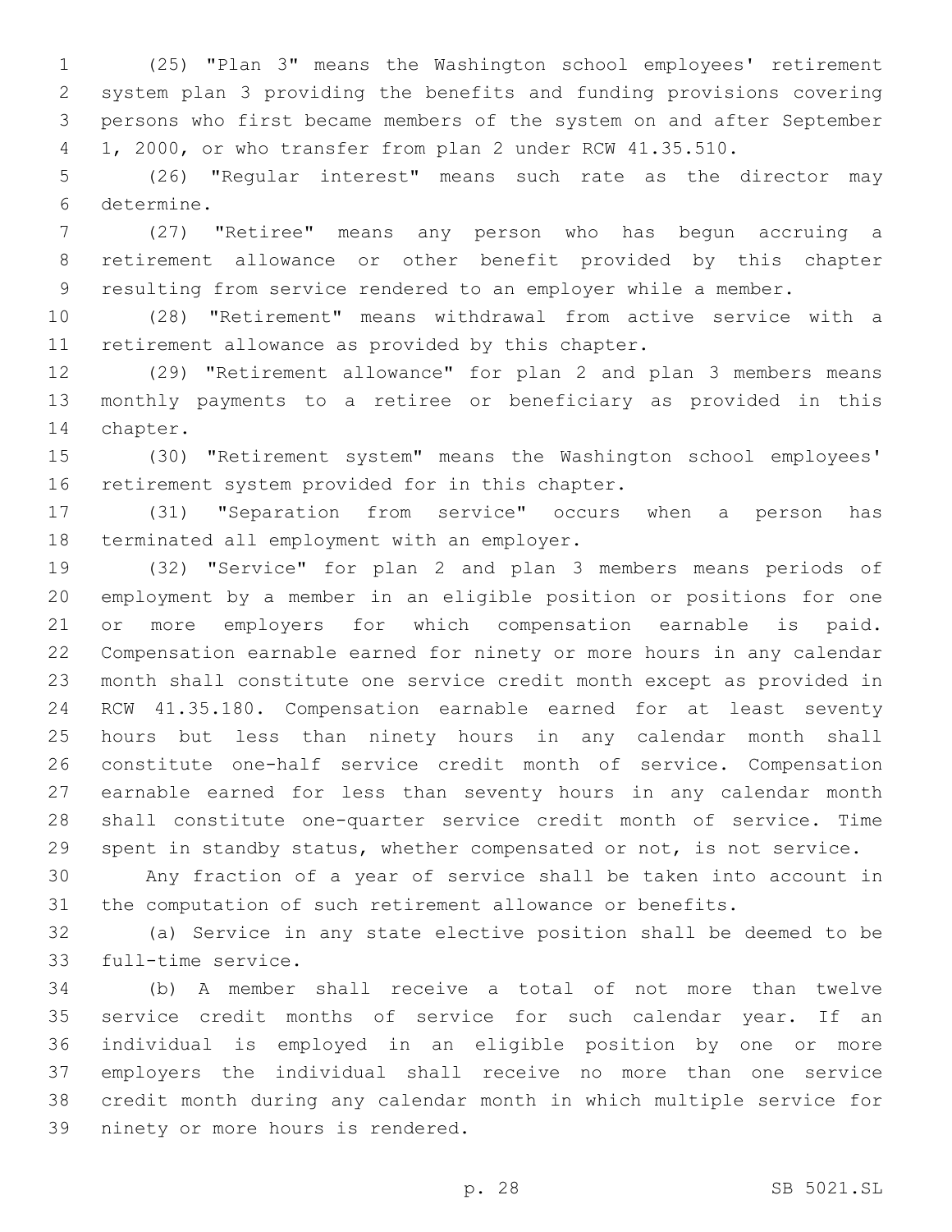(25) "Plan 3" means the Washington school employees' retirement system plan 3 providing the benefits and funding provisions covering persons who first became members of the system on and after September 1, 2000, or who transfer from plan 2 under RCW 41.35.510.

(26) "Regular interest" means such rate as the director may determine.

(27) "Retiree" means any person who has begun accruing a retirement allowance or other benefit provided by this chapter resulting from service rendered to an employer while a member.

(28) "Retirement" means withdrawal from active service with a retirement allowance as provided by this chapter.

(29) "Retirement allowance" for plan 2 and plan 3 members means monthly payments to a retiree or beneficiary as provided in this chapter.

(30) "Retirement system" means the Washington school employees' retirement system provided for in this chapter.

(31) "Separation from service" occurs when a person has terminated all employment with an employer.

(32) "Service" for plan 2 and plan 3 members means periods of employment by a member in an eligible position or positions for one or more employers for which compensation earnable is paid. Compensation earnable earned for ninety or more hours in any calendar month shall constitute one service credit month except as provided in RCW 41.35.180. Compensation earnable earned for at least seventy hours but less than ninety hours in any calendar month shall constitute one-half service credit month of service. Compensation earnable earned for less than seventy hours in any calendar month shall constitute one-quarter service credit month of service. Time spent in standby status, whether compensated or not, is not service.

Any fraction of a year of service shall be taken into account in the computation of such retirement allowance or benefits.

(a) Service in any state elective position shall be deemed to be full-time service.

(b) A member shall receive a total of not more than twelve service credit months of service for such calendar year. If an individual is employed in an eligible position by one or more employers the individual shall receive no more than one service credit month during any calendar month in which multiple service for ninety or more hours is rendered.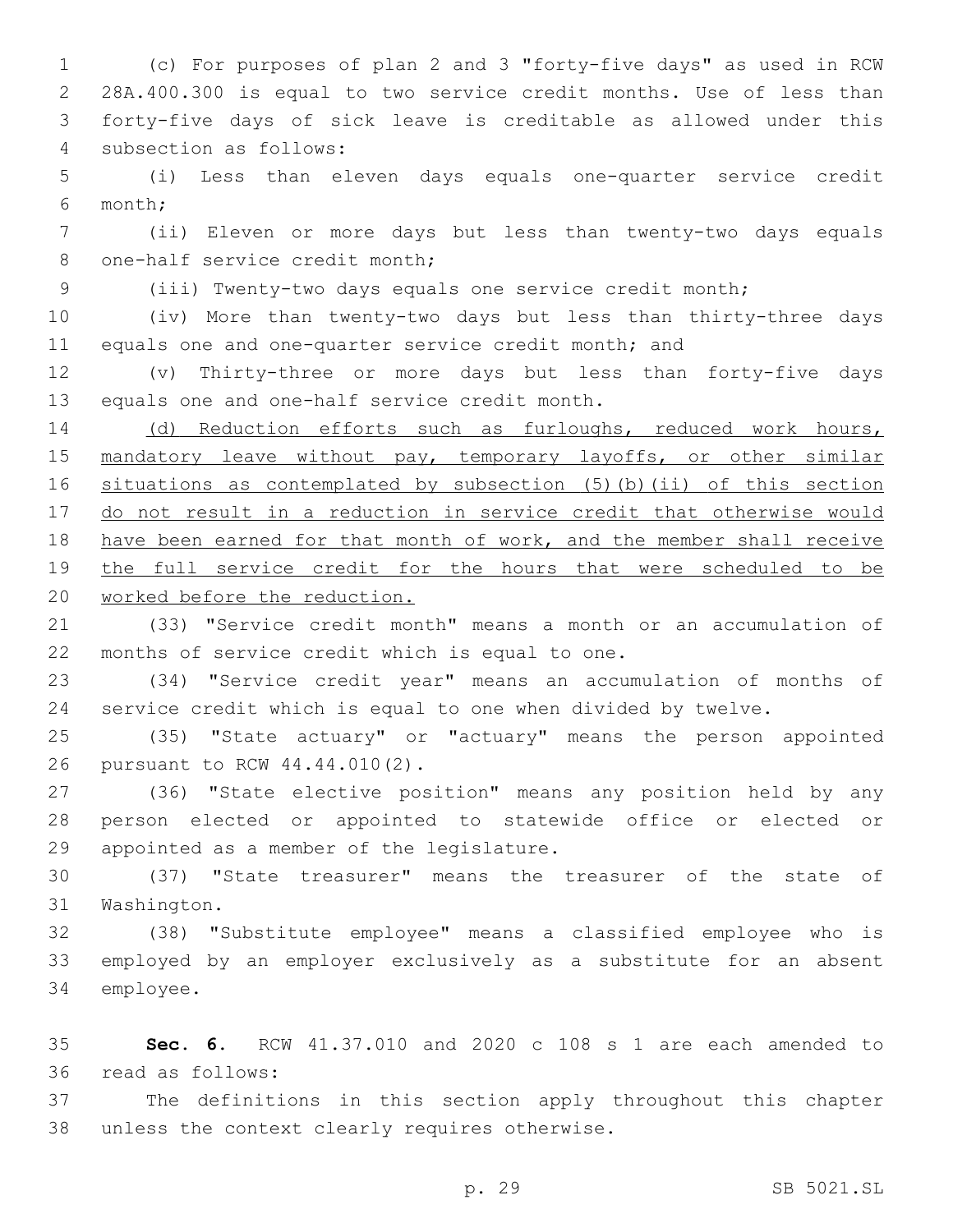(c) For purposes of plan 2 and 3 "forty-five days" as used in RCW 28A.400.300 is equal to two service credit months. Use of less than forty-five days of sick leave is creditable as allowed under this subsection as follows:

(i) Less than eleven days equals one-quarter service credit month;

(ii) Eleven or more days but less than twenty-two days equals one-half service credit month;

(iii) Twenty-two days equals one service credit month;

(iv) More than twenty-two days but less than thirty-three days equals one and one-quarter service credit month; and

(v) Thirty-three or more days but less than forty-five days equals one and one-half service credit month.

<u>(d) Reduction efforts such as furloughs, reduced work hours, mandatory leave without pay, temporary layoffs, or other similar situations as contemplated by subsection (5)(b)(ii) of this section do not result in a reduction in service credit that otherwise would have been earned for that month of work, and the member shall receive the full service credit for the hours that were scheduled to be worked before the reduction.</u>

(33) "Service credit month" means a month or an accumulation of months of service credit which is equal to one.

(34) "Service credit year" means an accumulation of months of service credit which is equal to one when divided by twelve.

(35) "State actuary" or "actuary" means the person appointed pursuant to RCW 44.44.010(2).

(36) "State elective position" means any position held by any person elected or appointed to statewide office or elected or appointed as a member of the legislature.

(37) "State treasurer" means the treasurer of the state of Washington.

(38) "Substitute employee" means a classified employee who is employed by an employer exclusively as a substitute for an absent employee.

**Sec. 6.** RCW 41.37.010 and 2020 c 108 s 1 are each amended to read as follows:

The definitions in this section apply throughout this chapter unless the context clearly requires otherwise.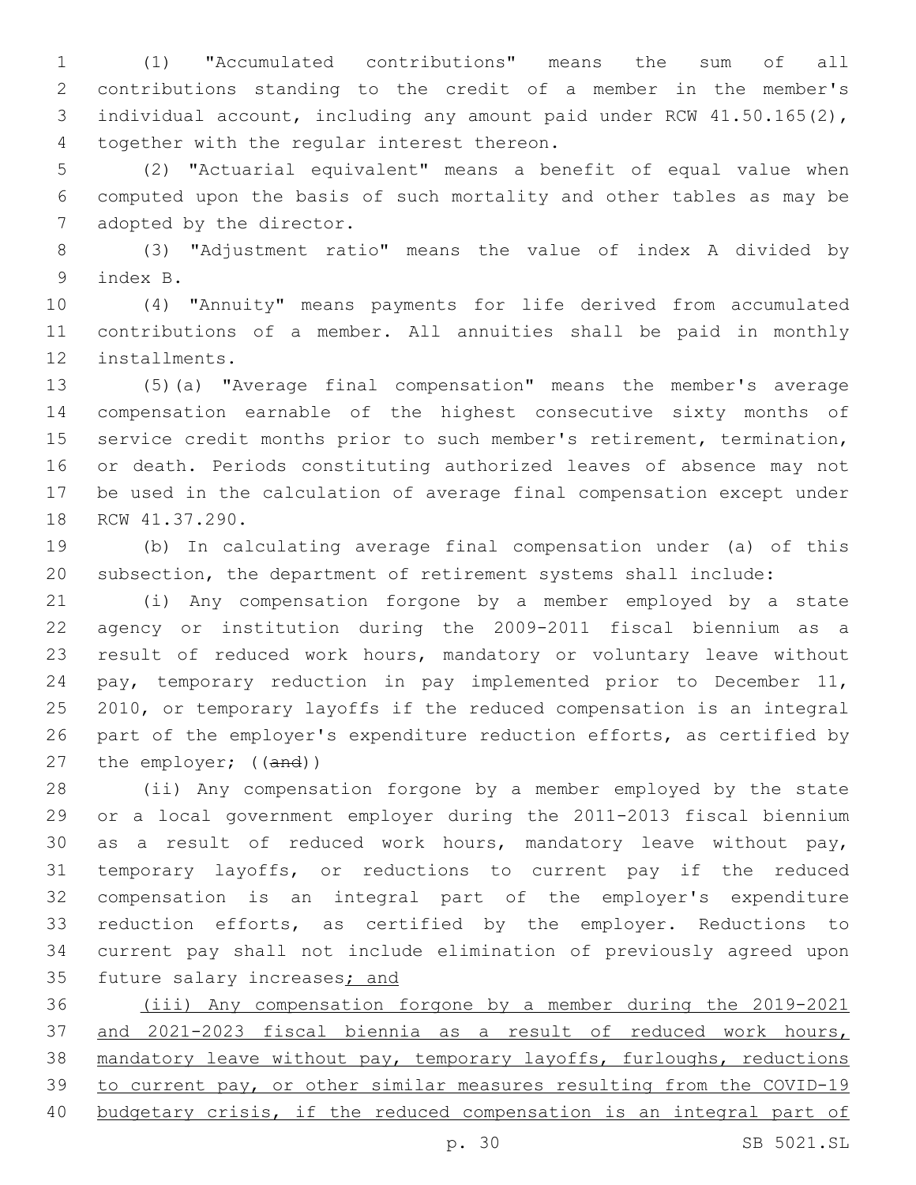(1) "Accumulated contributions" means the sum of all contributions standing to the credit of a member in the member's individual account, including any amount paid under RCW 41.50.165(2), together with the regular interest thereon.

(2) "Actuarial equivalent" means a benefit of equal value when computed upon the basis of such mortality and other tables as may be adopted by the director.

(3) "Adjustment ratio" means the value of index A divided by index B.

(4) "Annuity" means payments for life derived from accumulated contributions of a member. All annuities shall be paid in monthly installments.

(5)(a) "Average final compensation" means the member's average compensation earnable of the highest consecutive sixty months of service credit months prior to such member's retirement, termination, or death. Periods constituting authorized leaves of absence may not be used in the calculation of average final compensation except under RCW 41.37.290.

(b) In calculating average final compensation under (a) of this subsection, the department of retirement systems shall include:

(i) Any compensation forgone by a member employed by a state agency or institution during the 2009-2011 fiscal biennium as a result of reduced work hours, mandatory or voluntary leave without pay, temporary reduction in pay implemented prior to December 11, 2010, or temporary layoffs if the reduced compensation is an integral part of the employer's expenditure reduction efforts, as certified by the employer; ((~~and~~))

(ii) Any compensation forgone by a member employed by the state or a local government employer during the 2011-2013 fiscal biennium as a result of reduced work hours, mandatory leave without pay, temporary layoffs, or reductions to current pay if the reduced compensation is an integral part of the employer's expenditure reduction efforts, as certified by the employer. Reductions to current pay shall not include elimination of previously agreed upon future salary increases<u>; and</u>

<u>(iii) Any compensation forgone by a member during the 2019-2021 and 2021-2023 fiscal biennia as a result of reduced work hours, mandatory leave without pay, temporary layoffs, furloughs, reductions to current pay, or other similar measures resulting from the COVID-19 budgetary crisis, if the reduced compensation is an integral part of</u>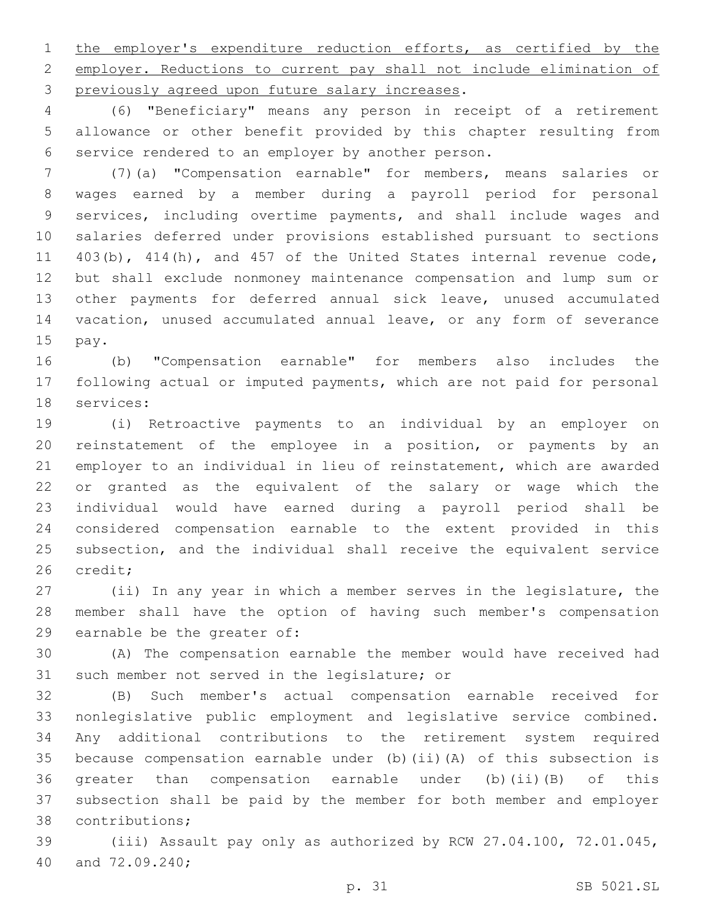the employer's expenditure reduction efforts, as certified by the employer. Reductions to current pay shall not include elimination of previously agreed upon future salary increases.

(6) "Beneficiary" means any person in receipt of a retirement allowance or other benefit provided by this chapter resulting from service rendered to an employer by another person.

(7)(a) "Compensation earnable" for members, means salaries or wages earned by a member during a payroll period for personal services, including overtime payments, and shall include wages and salaries deferred under provisions established pursuant to sections 403(b), 414(h), and 457 of the United States internal revenue code, but shall exclude nonmoney maintenance compensation and lump sum or other payments for deferred annual sick leave, unused accumulated vacation, unused accumulated annual leave, or any form of severance pay.

(b) "Compensation earnable" for members also includes the following actual or imputed payments, which are not paid for personal services:

(i) Retroactive payments to an individual by an employer on reinstatement of the employee in a position, or payments by an employer to an individual in lieu of reinstatement, which are awarded or granted as the equivalent of the salary or wage which the individual would have earned during a payroll period shall be considered compensation earnable to the extent provided in this subsection, and the individual shall receive the equivalent service credit;

(ii) In any year in which a member serves in the legislature, the member shall have the option of having such member's compensation earnable be the greater of:

(A) The compensation earnable the member would have received had such member not served in the legislature; or

(B) Such member's actual compensation earnable received for nonlegislative public employment and legislative service combined. Any additional contributions to the retirement system required because compensation earnable under (b)(ii)(A) of this subsection is greater than compensation earnable under (b)(ii)(B) of this subsection shall be paid by the member for both member and employer contributions;

(iii) Assault pay only as authorized by RCW 27.04.100, 72.01.045, and 72.09.240;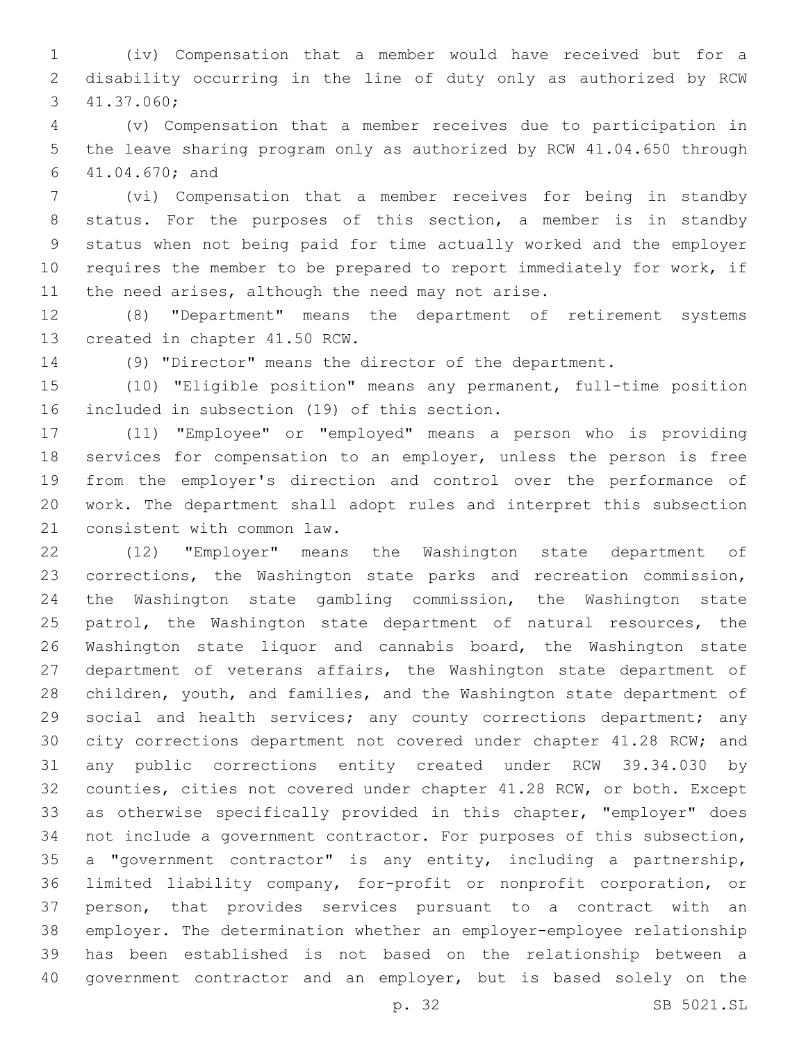(iv) Compensation that a member would have received but for a disability occurring in the line of duty only as authorized by RCW 41.37.060;

(v) Compensation that a member receives due to participation in the leave sharing program only as authorized by RCW 41.04.650 through 41.04.670; and

(vi) Compensation that a member receives for being in standby status. For the purposes of this section, a member is in standby status when not being paid for time actually worked and the employer requires the member to be prepared to report immediately for work, if the need arises, although the need may not arise.

(8) "Department" means the department of retirement systems created in chapter 41.50 RCW.

(9) "Director" means the director of the department.

(10) "Eligible position" means any permanent, full-time position included in subsection (19) of this section.

(11) "Employee" or "employed" means a person who is providing services for compensation to an employer, unless the person is free from the employer's direction and control over the performance of work. The department shall adopt rules and interpret this subsection consistent with common law.

(12) "Employer" means the Washington state department of corrections, the Washington state parks and recreation commission, the Washington state gambling commission, the Washington state patrol, the Washington state department of natural resources, the Washington state liquor and cannabis board, the Washington state department of veterans affairs, the Washington state department of children, youth, and families, and the Washington state department of social and health services; any county corrections department; any city corrections department not covered under chapter 41.28 RCW; and any public corrections entity created under RCW 39.34.030 by counties, cities not covered under chapter 41.28 RCW, or both. Except as otherwise specifically provided in this chapter, "employer" does not include a government contractor. For purposes of this subsection, a "government contractor" is any entity, including a partnership, limited liability company, for-profit or nonprofit corporation, or person, that provides services pursuant to a contract with an employer. The determination whether an employer-employee relationship has been established is not based on the relationship between a government contractor and an employer, but is based solely on the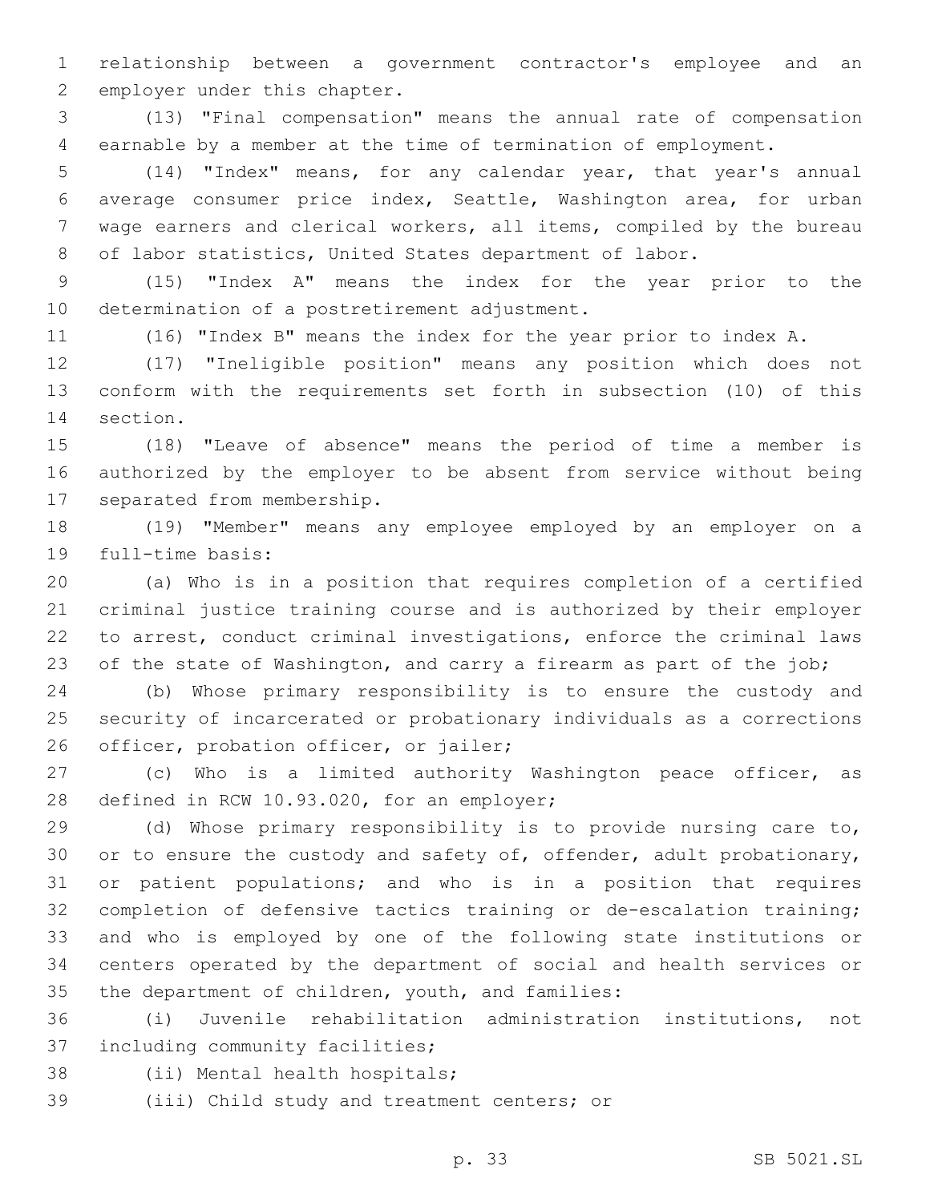relationship between a government contractor's employee and an employer under this chapter.

(13) "Final compensation" means the annual rate of compensation earnable by a member at the time of termination of employment.

(14) "Index" means, for any calendar year, that year's annual average consumer price index, Seattle, Washington area, for urban wage earners and clerical workers, all items, compiled by the bureau of labor statistics, United States department of labor.

(15) "Index A" means the index for the year prior to the determination of a postretirement adjustment.

(16) "Index B" means the index for the year prior to index A.

(17) "Ineligible position" means any position which does not conform with the requirements set forth in subsection (10) of this section.

(18) "Leave of absence" means the period of time a member is authorized by the employer to be absent from service without being separated from membership.

(19) "Member" means any employee employed by an employer on a full-time basis:

(a) Who is in a position that requires completion of a certified criminal justice training course and is authorized by their employer to arrest, conduct criminal investigations, enforce the criminal laws of the state of Washington, and carry a firearm as part of the job;

(b) Whose primary responsibility is to ensure the custody and security of incarcerated or probationary individuals as a corrections officer, probation officer, or jailer;

(c) Who is a limited authority Washington peace officer, as defined in RCW 10.93.020, for an employer;

(d) Whose primary responsibility is to provide nursing care to, or to ensure the custody and safety of, offender, adult probationary, or patient populations; and who is in a position that requires completion of defensive tactics training or de-escalation training; and who is employed by one of the following state institutions or centers operated by the department of social and health services or the department of children, youth, and families:

(i) Juvenile rehabilitation administration institutions, not including community facilities;

(ii) Mental health hospitals;

(iii) Child study and treatment centers; or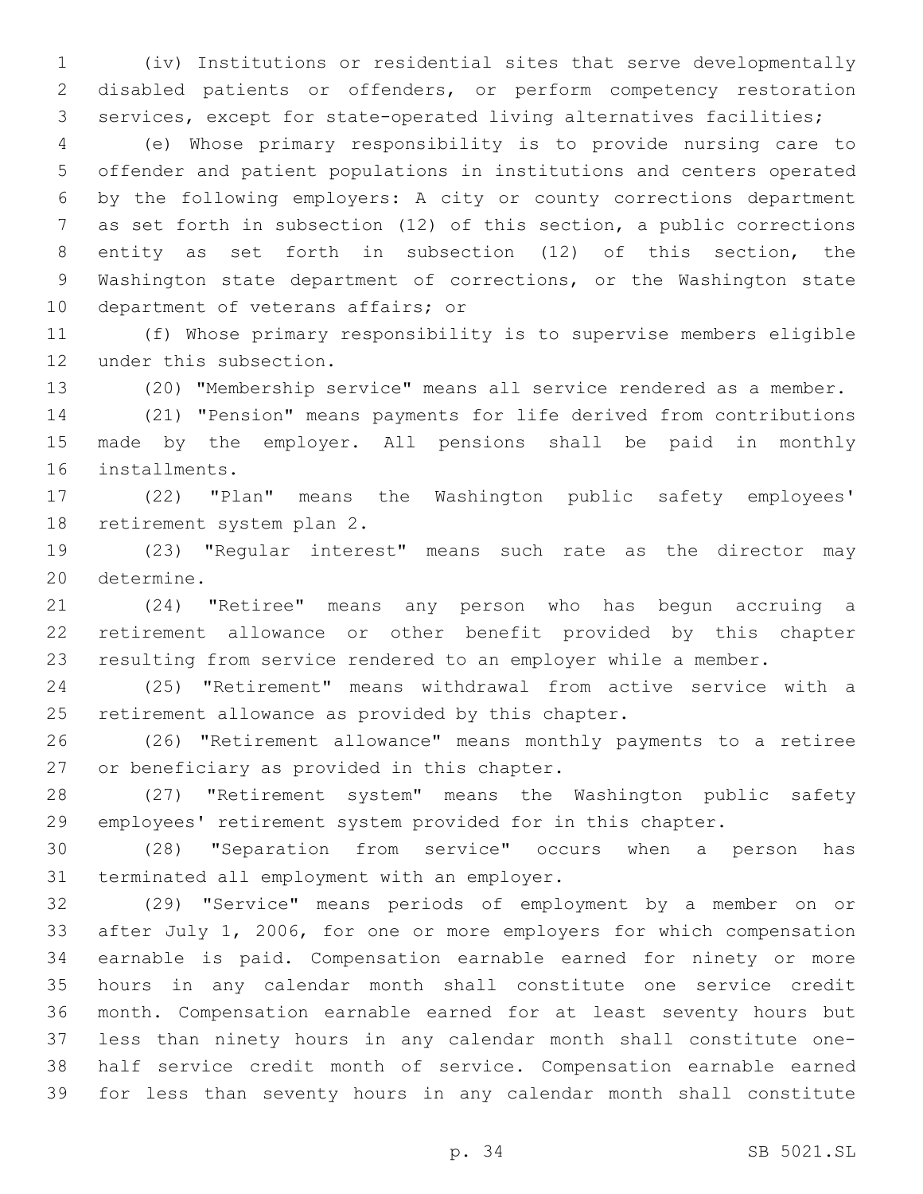(iv) Institutions or residential sites that serve developmentally disabled patients or offenders, or perform competency restoration services, except for state-operated living alternatives facilities;

(e) Whose primary responsibility is to provide nursing care to offender and patient populations in institutions and centers operated by the following employers: A city or county corrections department as set forth in subsection (12) of this section, a public corrections entity as set forth in subsection (12) of this section, the Washington state department of corrections, or the Washington state department of veterans affairs; or

(f) Whose primary responsibility is to supervise members eligible under this subsection.

(20) "Membership service" means all service rendered as a member.

(21) "Pension" means payments for life derived from contributions made by the employer. All pensions shall be paid in monthly installments.

(22) "Plan" means the Washington public safety employees' retirement system plan 2.

(23) "Regular interest" means such rate as the director may determine.

(24) "Retiree" means any person who has begun accruing a retirement allowance or other benefit provided by this chapter resulting from service rendered to an employer while a member.

(25) "Retirement" means withdrawal from active service with a retirement allowance as provided by this chapter.

(26) "Retirement allowance" means monthly payments to a retiree or beneficiary as provided in this chapter.

(27) "Retirement system" means the Washington public safety employees' retirement system provided for in this chapter.

(28) "Separation from service" occurs when a person has terminated all employment with an employer.

(29) "Service" means periods of employment by a member on or after July 1, 2006, for one or more employers for which compensation earnable is paid. Compensation earnable earned for ninety or more hours in any calendar month shall constitute one service credit month. Compensation earnable earned for at least seventy hours but less than ninety hours in any calendar month shall constitute one-half service credit month of service. Compensation earnable earned for less than seventy hours in any calendar month shall constitute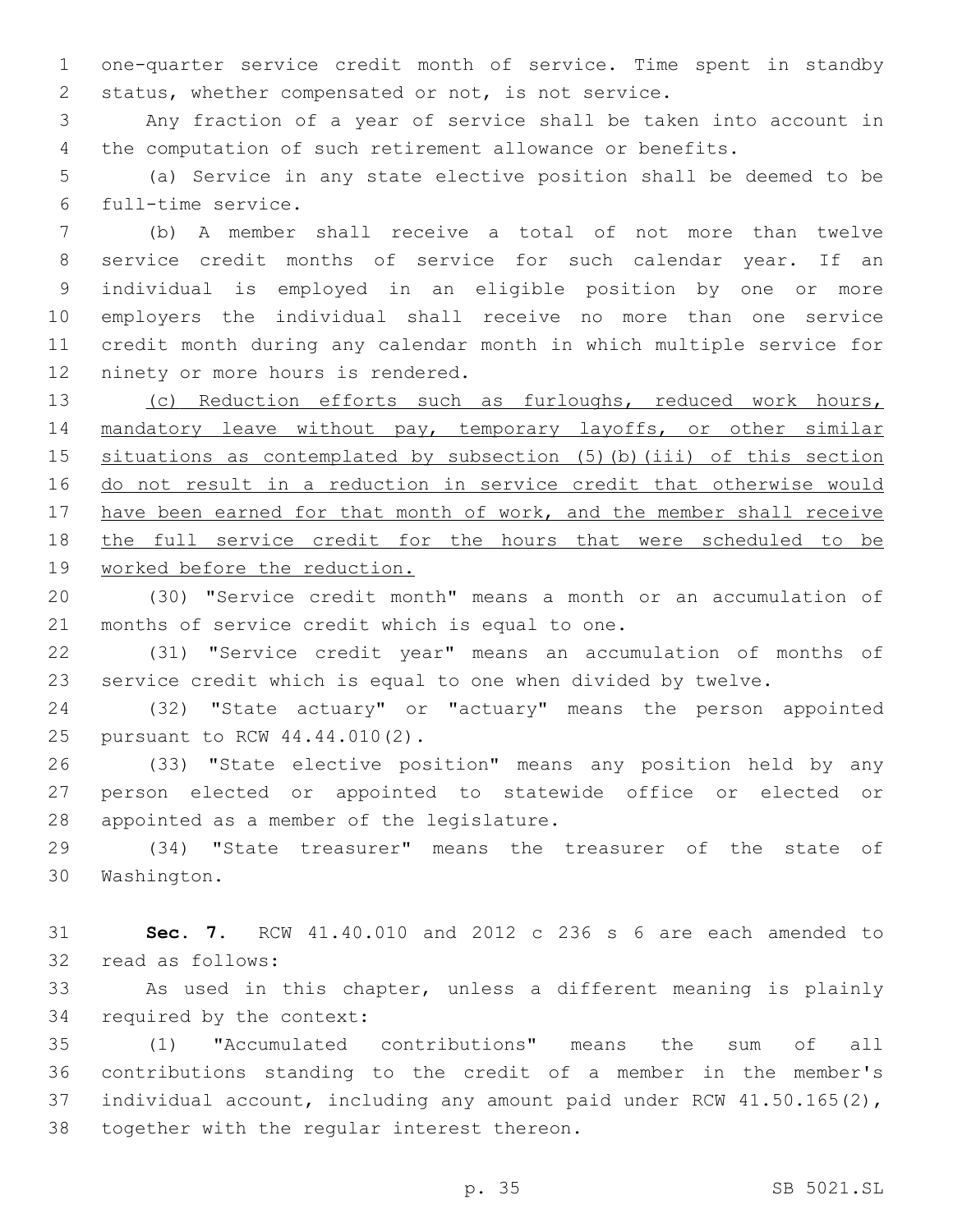one-quarter service credit month of service. Time spent in standby status, whether compensated or not, is not service.

Any fraction of a year of service shall be taken into account in the computation of such retirement allowance or benefits.

(a) Service in any state elective position shall be deemed to be full-time service.

(b) A member shall receive a total of not more than twelve service credit months of service for such calendar year. If an individual is employed in an eligible position by one or more employers the individual shall receive no more than one service credit month during any calendar month in which multiple service for ninety or more hours is rendered.

<u>(c) Reduction efforts such as furloughs, reduced work hours, mandatory leave without pay, temporary layoffs, or other similar situations as contemplated by subsection (5)(b)(iii) of this section do not result in a reduction in service credit that otherwise would have been earned for that month of work, and the member shall receive the full service credit for the hours that were scheduled to be worked before the reduction.</u>

(30) "Service credit month" means a month or an accumulation of months of service credit which is equal to one.

(31) "Service credit year" means an accumulation of months of service credit which is equal to one when divided by twelve.

(32) "State actuary" or "actuary" means the person appointed pursuant to RCW 44.44.010(2).

(33) "State elective position" means any position held by any person elected or appointed to statewide office or elected or appointed as a member of the legislature.

(34) "State treasurer" means the treasurer of the state of Washington.

**Sec. 7.** RCW 41.40.010 and 2012 c 236 s 6 are each amended to read as follows:

As used in this chapter, unless a different meaning is plainly required by the context:

(1) "Accumulated contributions" means the sum of all contributions standing to the credit of a member in the member's individual account, including any amount paid under RCW 41.50.165(2), together with the regular interest thereon.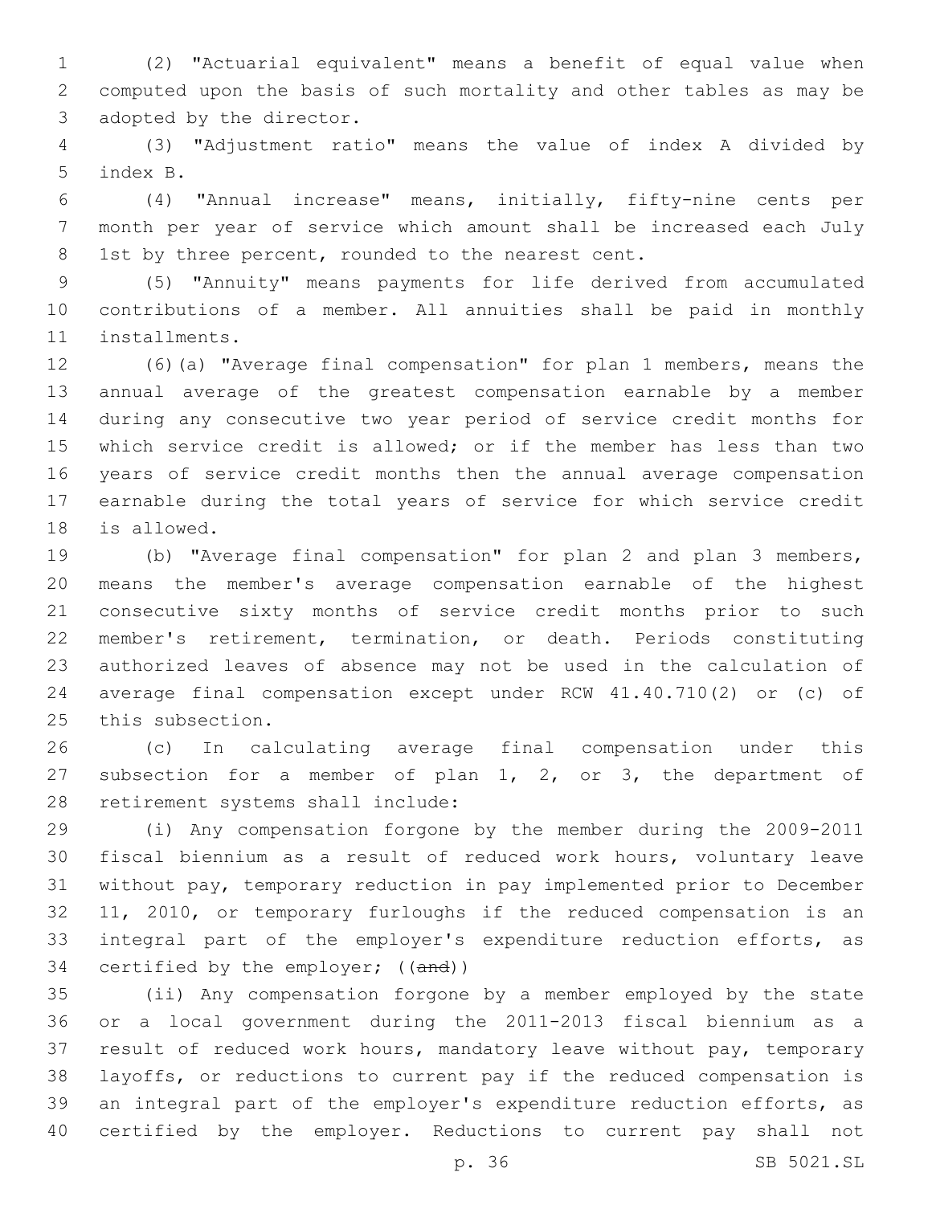(2) "Actuarial equivalent" means a benefit of equal value when computed upon the basis of such mortality and other tables as may be adopted by the director.

(3) "Adjustment ratio" means the value of index A divided by index B.

(4) "Annual increase" means, initially, fifty-nine cents per month per year of service which amount shall be increased each July 1st by three percent, rounded to the nearest cent.

(5) "Annuity" means payments for life derived from accumulated contributions of a member. All annuities shall be paid in monthly installments.

(6)(a) "Average final compensation" for plan 1 members, means the annual average of the greatest compensation earnable by a member during any consecutive two year period of service credit months for which service credit is allowed; or if the member has less than two years of service credit months then the annual average compensation earnable during the total years of service for which service credit is allowed.

(b) "Average final compensation" for plan 2 and plan 3 members, means the member's average compensation earnable of the highest consecutive sixty months of service credit months prior to such member's retirement, termination, or death. Periods constituting authorized leaves of absence may not be used in the calculation of average final compensation except under RCW 41.40.710(2) or (c) of this subsection.

(c) In calculating average final compensation under this subsection for a member of plan 1, 2, or 3, the department of retirement systems shall include:

(i) Any compensation forgone by the member during the 2009-2011 fiscal biennium as a result of reduced work hours, voluntary leave without pay, temporary reduction in pay implemented prior to December 11, 2010, or temporary furloughs if the reduced compensation is an integral part of the employer's expenditure reduction efforts, as certified by the employer; ((~~and~~))

(ii) Any compensation forgone by a member employed by the state or a local government during the 2011-2013 fiscal biennium as a result of reduced work hours, mandatory leave without pay, temporary layoffs, or reductions to current pay if the reduced compensation is an integral part of the employer's expenditure reduction efforts, as certified by the employer. Reductions to current pay shall not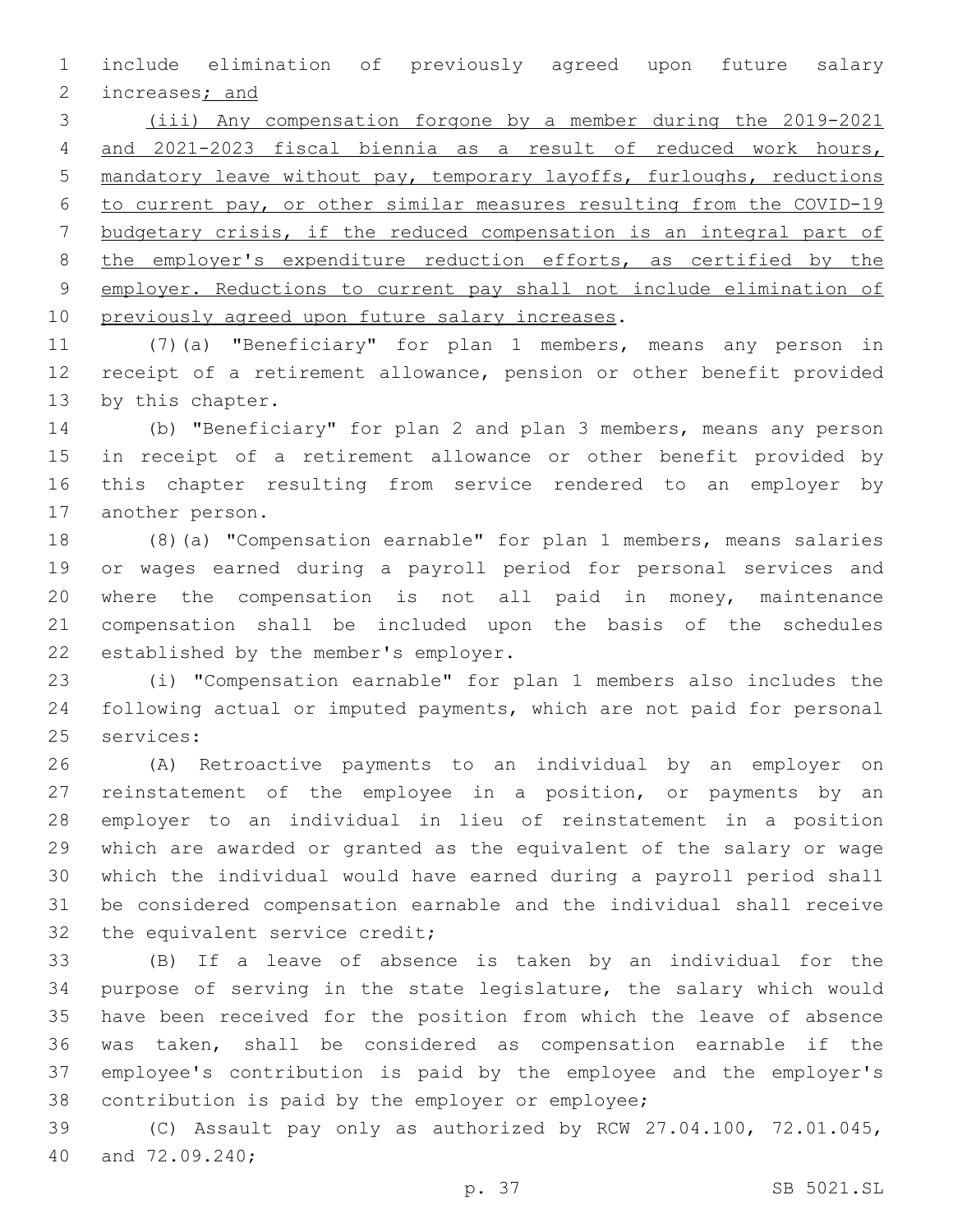include elimination of previously agreed upon future salary increases; and

(iii) Any compensation forgone by a member during the 2019-2021 and 2021-2023 fiscal biennia as a result of reduced work hours, mandatory leave without pay, temporary layoffs, furloughs, reductions to current pay, or other similar measures resulting from the COVID-19 budgetary crisis, if the reduced compensation is an integral part of the employer's expenditure reduction efforts, as certified by the employer. Reductions to current pay shall not include elimination of previously agreed upon future salary increases.

(7)(a) "Beneficiary" for plan 1 members, means any person in receipt of a retirement allowance, pension or other benefit provided by this chapter.

(b) "Beneficiary" for plan 2 and plan 3 members, means any person in receipt of a retirement allowance or other benefit provided by this chapter resulting from service rendered to an employer by another person.

(8)(a) "Compensation earnable" for plan 1 members, means salaries or wages earned during a payroll period for personal services and where the compensation is not all paid in money, maintenance compensation shall be included upon the basis of the schedules established by the member's employer.

(i) "Compensation earnable" for plan 1 members also includes the following actual or imputed payments, which are not paid for personal services:

(A) Retroactive payments to an individual by an employer on reinstatement of the employee in a position, or payments by an employer to an individual in lieu of reinstatement in a position which are awarded or granted as the equivalent of the salary or wage which the individual would have earned during a payroll period shall be considered compensation earnable and the individual shall receive the equivalent service credit;

(B) If a leave of absence is taken by an individual for the purpose of serving in the state legislature, the salary which would have been received for the position from which the leave of absence was taken, shall be considered as compensation earnable if the employee's contribution is paid by the employee and the employer's contribution is paid by the employer or employee;

(C) Assault pay only as authorized by RCW 27.04.100, 72.01.045, and 72.09.240;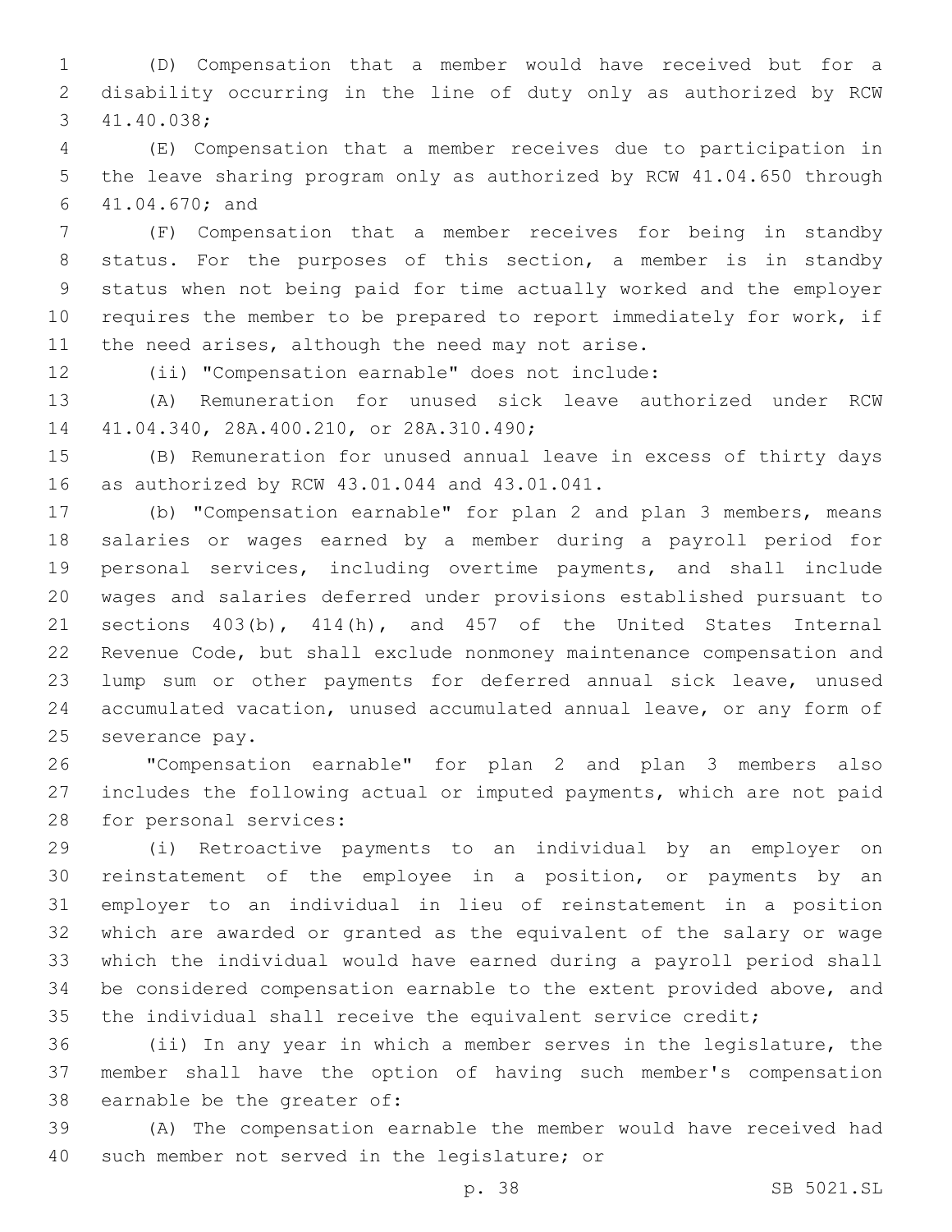(D) Compensation that a member would have received but for a disability occurring in the line of duty only as authorized by RCW 41.40.038;

(E) Compensation that a member receives due to participation in the leave sharing program only as authorized by RCW 41.04.650 through 41.04.670; and

(F) Compensation that a member receives for being in standby status. For the purposes of this section, a member is in standby status when not being paid for time actually worked and the employer requires the member to be prepared to report immediately for work, if the need arises, although the need may not arise.

(ii) "Compensation earnable" does not include:

(A) Remuneration for unused sick leave authorized under RCW 41.04.340, 28A.400.210, or 28A.310.490;

(B) Remuneration for unused annual leave in excess of thirty days as authorized by RCW 43.01.044 and 43.01.041.

(b) "Compensation earnable" for plan 2 and plan 3 members, means salaries or wages earned by a member during a payroll period for personal services, including overtime payments, and shall include wages and salaries deferred under provisions established pursuant to sections 403(b), 414(h), and 457 of the United States Internal Revenue Code, but shall exclude nonmoney maintenance compensation and lump sum or other payments for deferred annual sick leave, unused accumulated vacation, unused accumulated annual leave, or any form of severance pay.

"Compensation earnable" for plan 2 and plan 3 members also includes the following actual or imputed payments, which are not paid for personal services:

(i) Retroactive payments to an individual by an employer on reinstatement of the employee in a position, or payments by an employer to an individual in lieu of reinstatement in a position which are awarded or granted as the equivalent of the salary or wage which the individual would have earned during a payroll period shall be considered compensation earnable to the extent provided above, and the individual shall receive the equivalent service credit;

(ii) In any year in which a member serves in the legislature, the member shall have the option of having such member's compensation earnable be the greater of:

(A) The compensation earnable the member would have received had such member not served in the legislature; or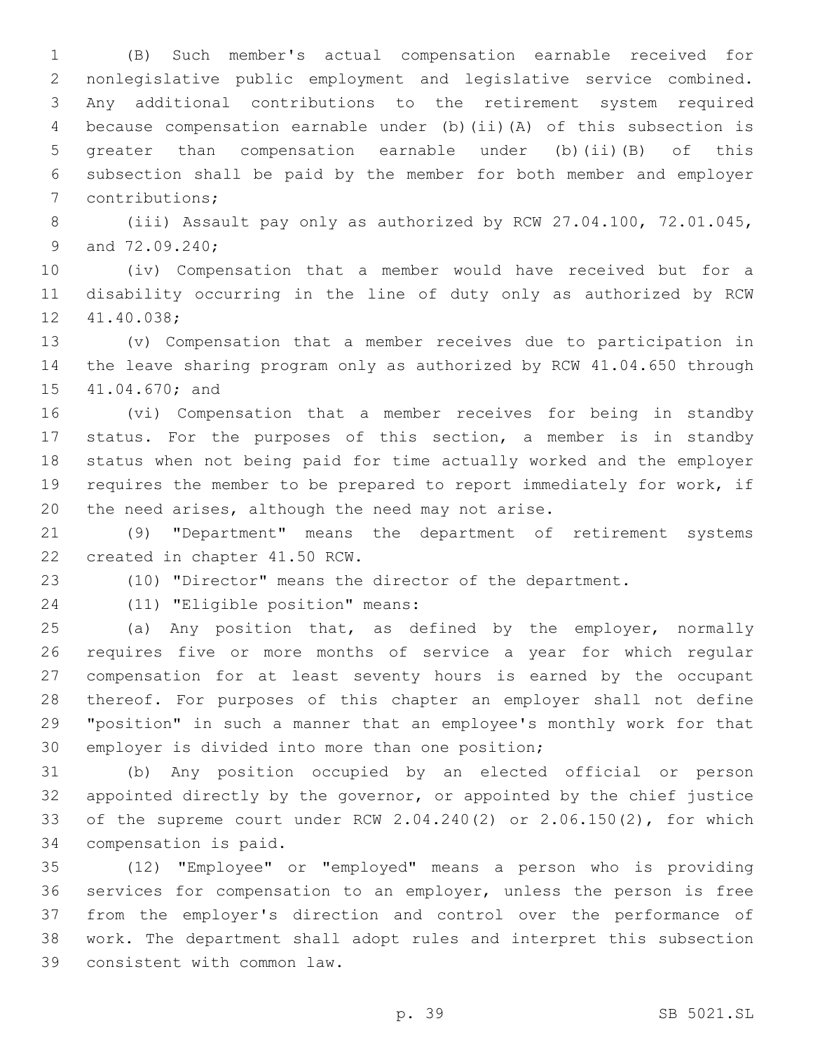(B) Such member's actual compensation earnable received for nonlegislative public employment and legislative service combined. Any additional contributions to the retirement system required because compensation earnable under (b)(ii)(A) of this subsection is greater than compensation earnable under (b)(ii)(B) of this subsection shall be paid by the member for both member and employer contributions;

(iii) Assault pay only as authorized by RCW 27.04.100, 72.01.045, and 72.09.240;

(iv) Compensation that a member would have received but for a disability occurring in the line of duty only as authorized by RCW 41.40.038;

(v) Compensation that a member receives due to participation in the leave sharing program only as authorized by RCW 41.04.650 through 41.04.670; and

(vi) Compensation that a member receives for being in standby status. For the purposes of this section, a member is in standby status when not being paid for time actually worked and the employer requires the member to be prepared to report immediately for work, if the need arises, although the need may not arise.

(9) "Department" means the department of retirement systems created in chapter 41.50 RCW.

(10) "Director" means the director of the department.

(11) "Eligible position" means:

(a) Any position that, as defined by the employer, normally requires five or more months of service a year for which regular compensation for at least seventy hours is earned by the occupant thereof. For purposes of this chapter an employer shall not define "position" in such a manner that an employee's monthly work for that employer is divided into more than one position;

(b) Any position occupied by an elected official or person appointed directly by the governor, or appointed by the chief justice of the supreme court under RCW 2.04.240(2) or 2.06.150(2), for which compensation is paid.

(12) "Employee" or "employed" means a person who is providing services for compensation to an employer, unless the person is free from the employer's direction and control over the performance of work. The department shall adopt rules and interpret this subsection consistent with common law.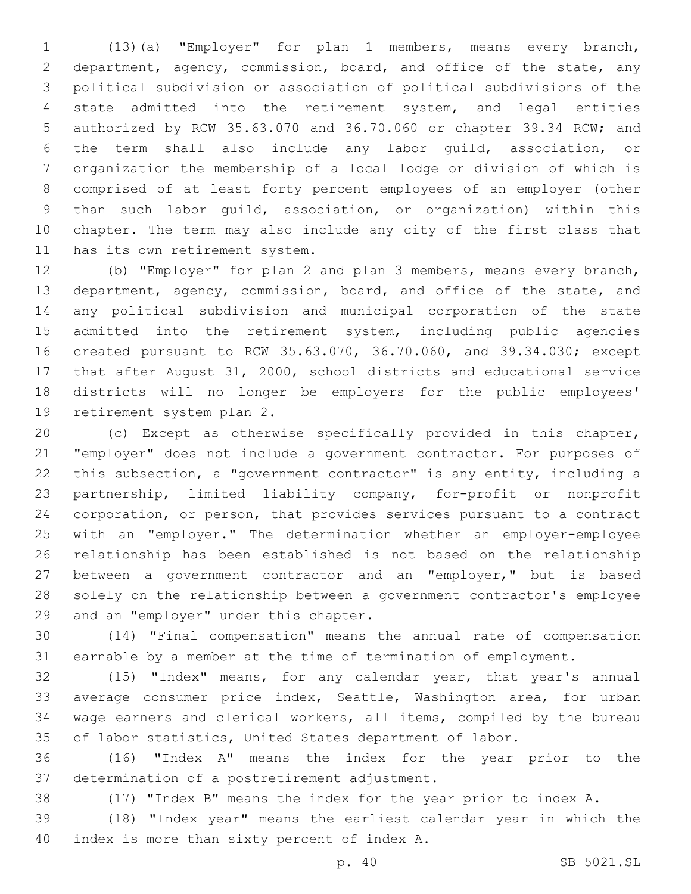(13)(a) "Employer" for plan 1 members, means every branch, department, agency, commission, board, and office of the state, any political subdivision or association of political subdivisions of the state admitted into the retirement system, and legal entities authorized by RCW 35.63.070 and 36.70.060 or chapter 39.34 RCW; and the term shall also include any labor guild, association, or organization the membership of a local lodge or division of which is comprised of at least forty percent employees of an employer (other than such labor guild, association, or organization) within this chapter. The term may also include any city of the first class that has its own retirement system.

(b) "Employer" for plan 2 and plan 3 members, means every branch, department, agency, commission, board, and office of the state, and any political subdivision and municipal corporation of the state admitted into the retirement system, including public agencies created pursuant to RCW 35.63.070, 36.70.060, and 39.34.030; except that after August 31, 2000, school districts and educational service districts will no longer be employers for the public employees' retirement system plan 2.

(c) Except as otherwise specifically provided in this chapter, "employer" does not include a government contractor. For purposes of this subsection, a "government contractor" is any entity, including a partnership, limited liability company, for-profit or nonprofit corporation, or person, that provides services pursuant to a contract with an "employer." The determination whether an employer-employee relationship has been established is not based on the relationship between a government contractor and an "employer," but is based solely on the relationship between a government contractor's employee and an "employer" under this chapter.

(14) "Final compensation" means the annual rate of compensation earnable by a member at the time of termination of employment.

(15) "Index" means, for any calendar year, that year's annual average consumer price index, Seattle, Washington area, for urban wage earners and clerical workers, all items, compiled by the bureau of labor statistics, United States department of labor.

(16) "Index A" means the index for the year prior to the determination of a postretirement adjustment.

(17) "Index B" means the index for the year prior to index A.

(18) "Index year" means the earliest calendar year in which the index is more than sixty percent of index A.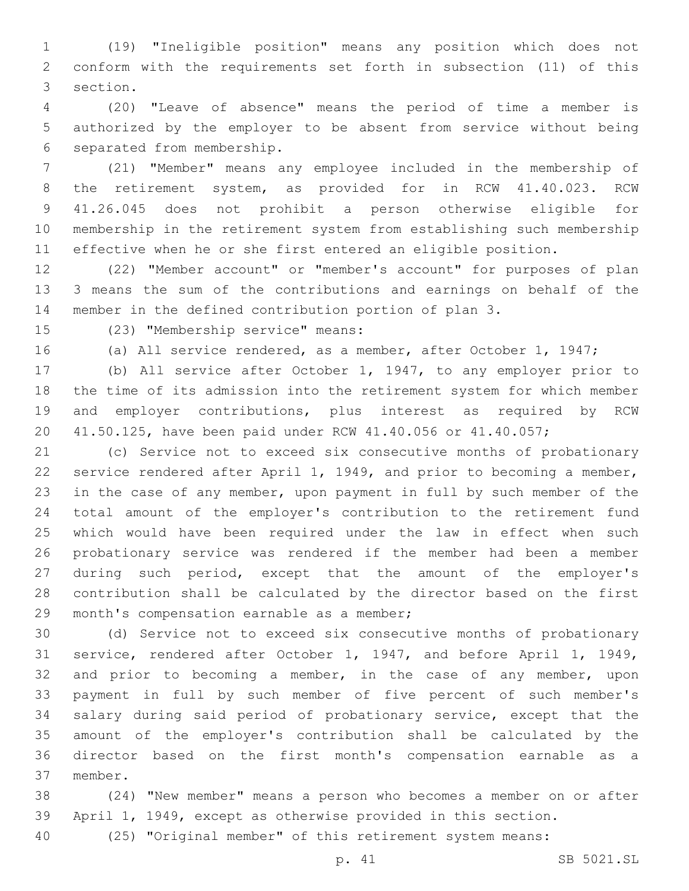(19) "Ineligible position" means any position which does not conform with the requirements set forth in subsection (11) of this section.

(20) "Leave of absence" means the period of time a member is authorized by the employer to be absent from service without being separated from membership.

(21) "Member" means any employee included in the membership of the retirement system, as provided for in RCW 41.40.023. RCW 41.26.045 does not prohibit a person otherwise eligible for membership in the retirement system from establishing such membership effective when he or she first entered an eligible position.

(22) "Member account" or "member's account" for purposes of plan 3 means the sum of the contributions and earnings on behalf of the member in the defined contribution portion of plan 3.

(23) "Membership service" means:

(a) All service rendered, as a member, after October 1, 1947;

(b) All service after October 1, 1947, to any employer prior to the time of its admission into the retirement system for which member and employer contributions, plus interest as required by RCW 41.50.125, have been paid under RCW 41.40.056 or 41.40.057;

(c) Service not to exceed six consecutive months of probationary service rendered after April 1, 1949, and prior to becoming a member, in the case of any member, upon payment in full by such member of the total amount of the employer's contribution to the retirement fund which would have been required under the law in effect when such probationary service was rendered if the member had been a member during such period, except that the amount of the employer's contribution shall be calculated by the director based on the first month's compensation earnable as a member;

(d) Service not to exceed six consecutive months of probationary service, rendered after October 1, 1947, and before April 1, 1949, and prior to becoming a member, in the case of any member, upon payment in full by such member of five percent of such member's salary during said period of probationary service, except that the amount of the employer's contribution shall be calculated by the director based on the first month's compensation earnable as a member.

(24) "New member" means a person who becomes a member on or after April 1, 1949, except as otherwise provided in this section.

(25) "Original member" of this retirement system means: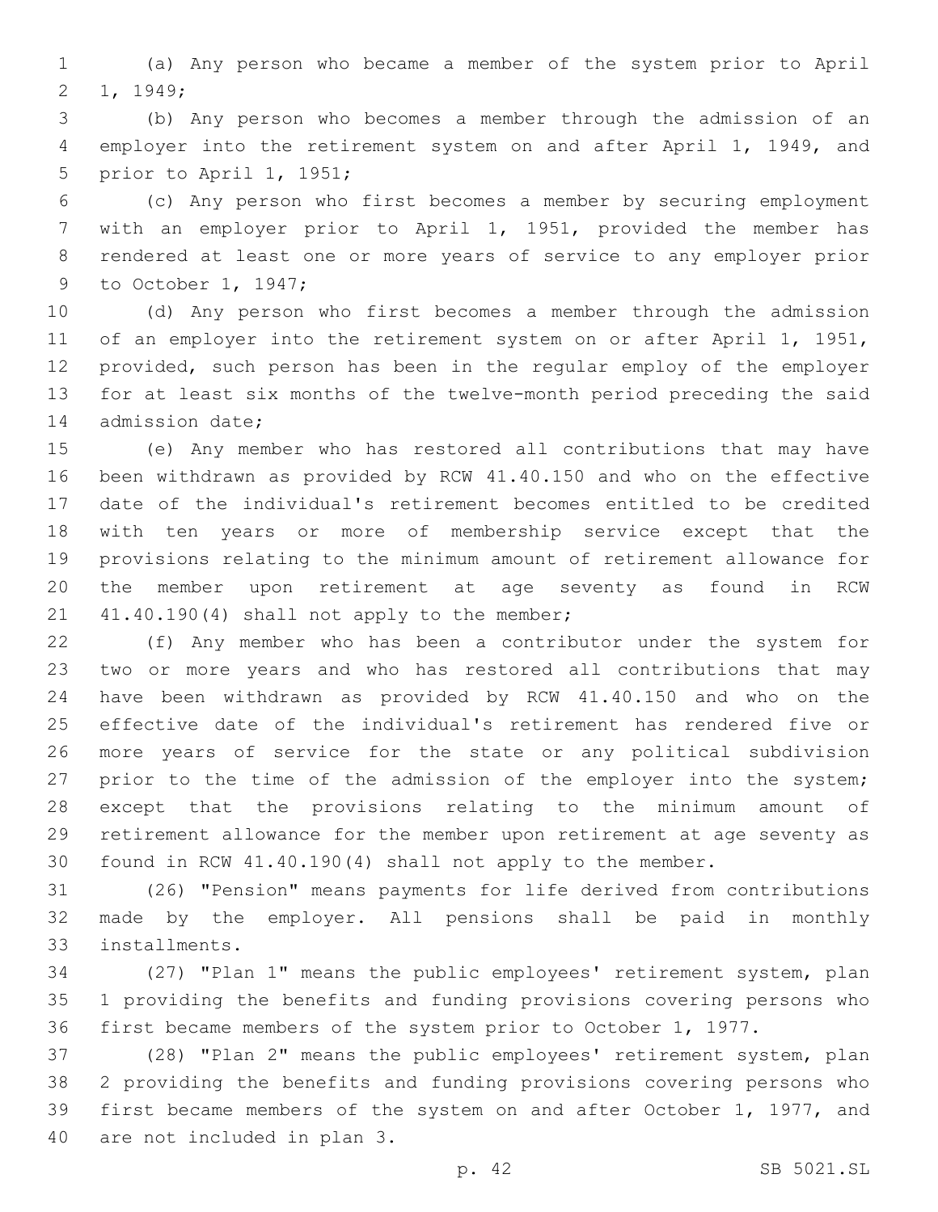(a) Any person who became a member of the system prior to April 1, 1949;

(b) Any person who becomes a member through the admission of an employer into the retirement system on and after April 1, 1949, and prior to April 1, 1951;

(c) Any person who first becomes a member by securing employment with an employer prior to April 1, 1951, provided the member has rendered at least one or more years of service to any employer prior to October 1, 1947;

(d) Any person who first becomes a member through the admission of an employer into the retirement system on or after April 1, 1951, provided, such person has been in the regular employ of the employer for at least six months of the twelve-month period preceding the said admission date;

(e) Any member who has restored all contributions that may have been withdrawn as provided by RCW 41.40.150 and who on the effective date of the individual's retirement becomes entitled to be credited with ten years or more of membership service except that the provisions relating to the minimum amount of retirement allowance for the member upon retirement at age seventy as found in RCW 41.40.190(4) shall not apply to the member;

(f) Any member who has been a contributor under the system for two or more years and who has restored all contributions that may have been withdrawn as provided by RCW 41.40.150 and who on the effective date of the individual's retirement has rendered five or more years of service for the state or any political subdivision prior to the time of the admission of the employer into the system; except that the provisions relating to the minimum amount of retirement allowance for the member upon retirement at age seventy as found in RCW 41.40.190(4) shall not apply to the member.

(26) "Pension" means payments for life derived from contributions made by the employer. All pensions shall be paid in monthly installments.

(27) "Plan 1" means the public employees' retirement system, plan 1 providing the benefits and funding provisions covering persons who first became members of the system prior to October 1, 1977.

(28) "Plan 2" means the public employees' retirement system, plan 2 providing the benefits and funding provisions covering persons who first became members of the system on and after October 1, 1977, and are not included in plan 3.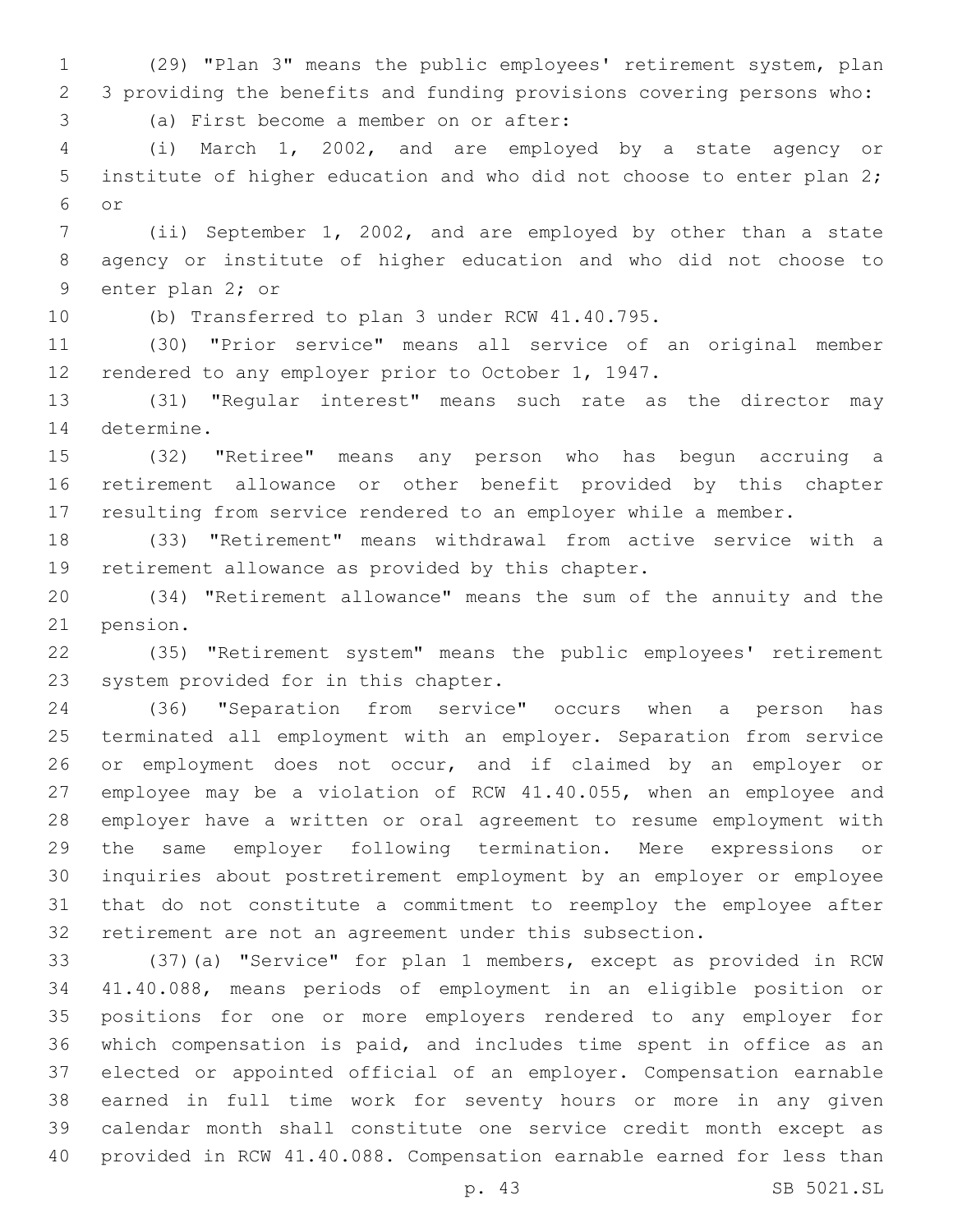(29) "Plan 3" means the public employees' retirement system, plan 3 providing the benefits and funding provisions covering persons who:

(a) First become a member on or after:

(i) March 1, 2002, and are employed by a state agency or institute of higher education and who did not choose to enter plan 2; or

(ii) September 1, 2002, and are employed by other than a state agency or institute of higher education and who did not choose to enter plan 2; or

(b) Transferred to plan 3 under RCW 41.40.795.

(30) "Prior service" means all service of an original member rendered to any employer prior to October 1, 1947.

(31) "Regular interest" means such rate as the director may determine.

(32) "Retiree" means any person who has begun accruing a retirement allowance or other benefit provided by this chapter resulting from service rendered to an employer while a member.

(33) "Retirement" means withdrawal from active service with a retirement allowance as provided by this chapter.

(34) "Retirement allowance" means the sum of the annuity and the pension.

(35) "Retirement system" means the public employees' retirement system provided for in this chapter.

(36) "Separation from service" occurs when a person has terminated all employment with an employer. Separation from service or employment does not occur, and if claimed by an employer or employee may be a violation of RCW 41.40.055, when an employee and employer have a written or oral agreement to resume employment with the same employer following termination. Mere expressions or inquiries about postretirement employment by an employer or employee that do not constitute a commitment to reemploy the employee after retirement are not an agreement under this subsection.

(37)(a) "Service" for plan 1 members, except as provided in RCW 41.40.088, means periods of employment in an eligible position or positions for one or more employers rendered to any employer for which compensation is paid, and includes time spent in office as an elected or appointed official of an employer. Compensation earnable earned in full time work for seventy hours or more in any given calendar month shall constitute one service credit month except as provided in RCW 41.40.088. Compensation earnable earned for less than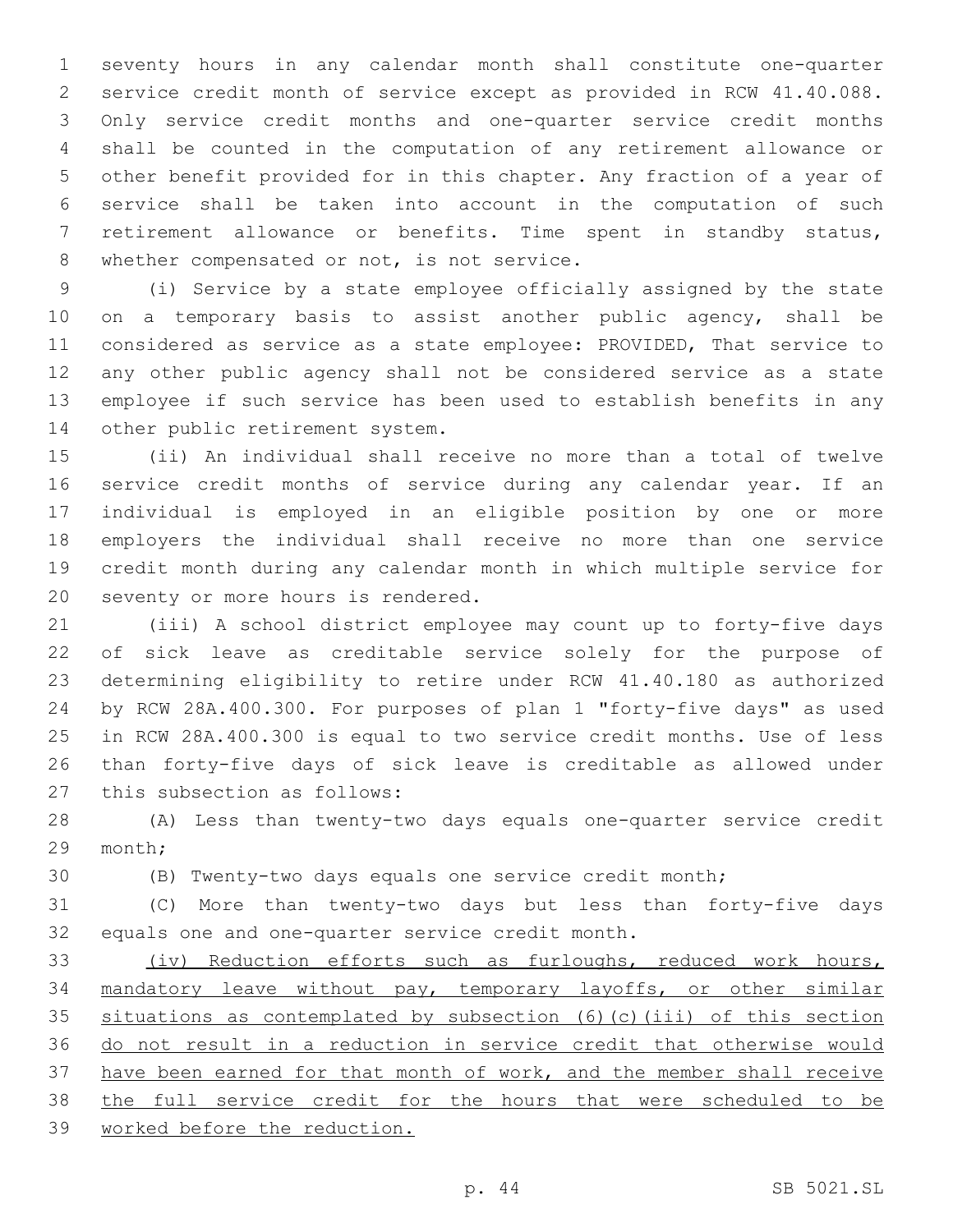seventy hours in any calendar month shall constitute one-quarter service credit month of service except as provided in RCW 41.40.088. Only service credit months and one-quarter service credit months shall be counted in the computation of any retirement allowance or other benefit provided for in this chapter. Any fraction of a year of service shall be taken into account in the computation of such retirement allowance or benefits. Time spent in standby status, whether compensated or not, is not service.

(i) Service by a state employee officially assigned by the state on a temporary basis to assist another public agency, shall be considered as service as a state employee: PROVIDED, That service to any other public agency shall not be considered service as a state employee if such service has been used to establish benefits in any other public retirement system.

(ii) An individual shall receive no more than a total of twelve service credit months of service during any calendar year. If an individual is employed in an eligible position by one or more employers the individual shall receive no more than one service credit month during any calendar month in which multiple service for seventy or more hours is rendered.

(iii) A school district employee may count up to forty-five days of sick leave as creditable service solely for the purpose of determining eligibility to retire under RCW 41.40.180 as authorized by RCW 28A.400.300. For purposes of plan 1 "forty-five days" as used in RCW 28A.400.300 is equal to two service credit months. Use of less than forty-five days of sick leave is creditable as allowed under this subsection as follows:

(A) Less than twenty-two days equals one-quarter service credit month;

(B) Twenty-two days equals one service credit month;

(C) More than twenty-two days but less than forty-five days equals one and one-quarter service credit month.

<u>(iv) Reduction efforts such as furloughs, reduced work hours, mandatory leave without pay, temporary layoffs, or other similar situations as contemplated by subsection (6)(c)(iii) of this section do not result in a reduction in service credit that otherwise would have been earned for that month of work, and the member shall receive the full service credit for the hours that were scheduled to be worked before the reduction.</u>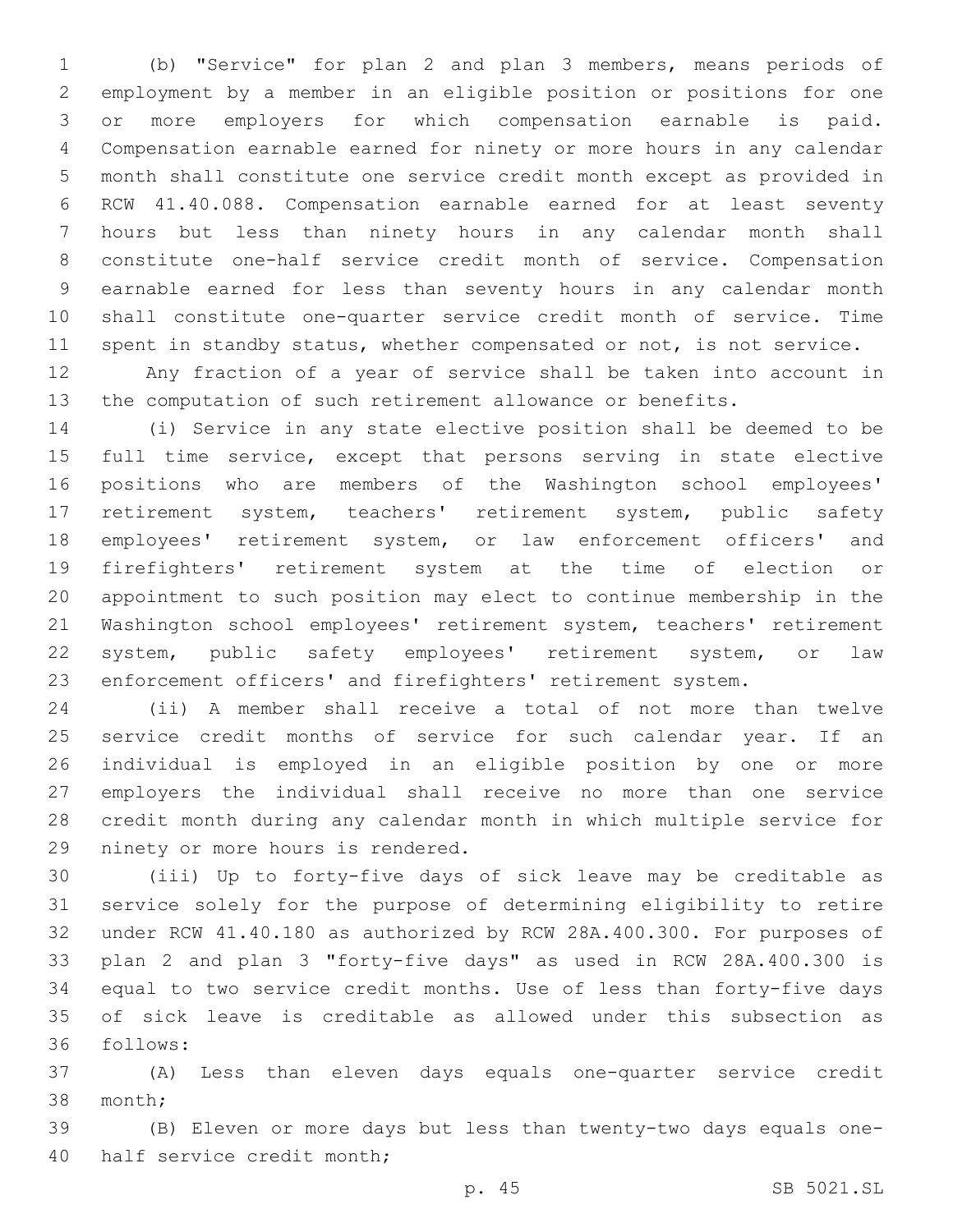(b) "Service" for plan 2 and plan 3 members, means periods of employment by a member in an eligible position or positions for one or more employers for which compensation earnable is paid. Compensation earnable earned for ninety or more hours in any calendar month shall constitute one service credit month except as provided in RCW 41.40.088. Compensation earnable earned for at least seventy hours but less than ninety hours in any calendar month shall constitute one-half service credit month of service. Compensation earnable earned for less than seventy hours in any calendar month shall constitute one-quarter service credit month of service. Time spent in standby status, whether compensated or not, is not service.

Any fraction of a year of service shall be taken into account in the computation of such retirement allowance or benefits.

(i) Service in any state elective position shall be deemed to be full time service, except that persons serving in state elective positions who are members of the Washington school employees' retirement system, teachers' retirement system, public safety employees' retirement system, or law enforcement officers' and firefighters' retirement system at the time of election or appointment to such position may elect to continue membership in the Washington school employees' retirement system, teachers' retirement system, public safety employees' retirement system, or law enforcement officers' and firefighters' retirement system.

(ii) A member shall receive a total of not more than twelve service credit months of service for such calendar year. If an individual is employed in an eligible position by one or more employers the individual shall receive no more than one service credit month during any calendar month in which multiple service for ninety or more hours is rendered.

(iii) Up to forty-five days of sick leave may be creditable as service solely for the purpose of determining eligibility to retire under RCW 41.40.180 as authorized by RCW 28A.400.300. For purposes of plan 2 and plan 3 "forty-five days" as used in RCW 28A.400.300 is equal to two service credit months. Use of less than forty-five days of sick leave is creditable as allowed under this subsection as follows:

(A) Less than eleven days equals one-quarter service credit month;

(B) Eleven or more days but less than twenty-two days equals one-half service credit month;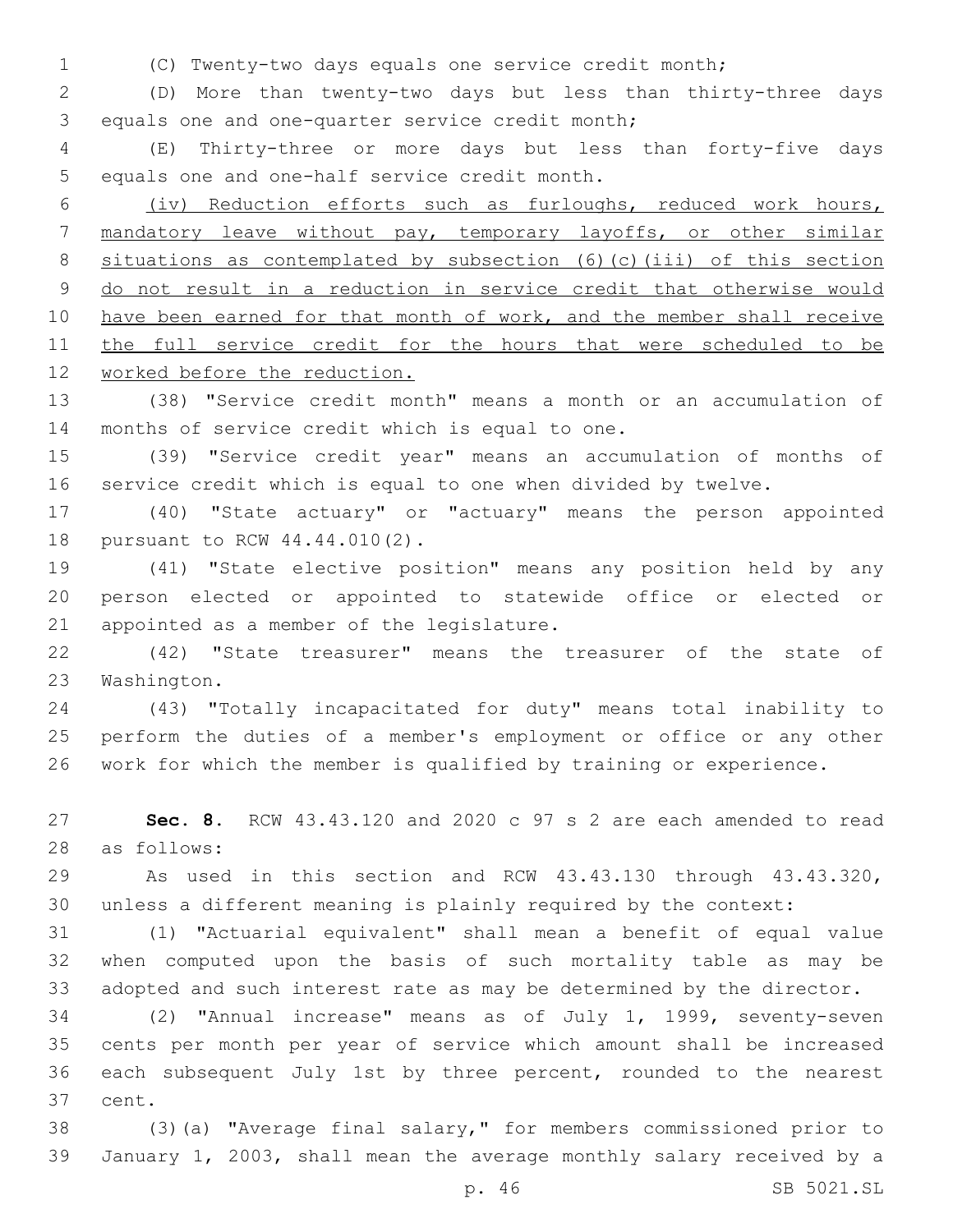(C) Twenty-two days equals one service credit month;

(D) More than twenty-two days but less than thirty-three days equals one and one-quarter service credit month;

(E) Thirty-three or more days but less than forty-five days equals one and one-half service credit month.

<u>(iv) Reduction efforts such as furloughs, reduced work hours, mandatory leave without pay, temporary layoffs, or other similar situations as contemplated by subsection (6)(c)(iii) of this section do not result in a reduction in service credit that otherwise would have been earned for that month of work, and the member shall receive the full service credit for the hours that were scheduled to be worked before the reduction.</u>

(38) "Service credit month" means a month or an accumulation of months of service credit which is equal to one.

(39) "Service credit year" means an accumulation of months of service credit which is equal to one when divided by twelve.

(40) "State actuary" or "actuary" means the person appointed pursuant to RCW 44.44.010(2).

(41) "State elective position" means any position held by any person elected or appointed to statewide office or elected or appointed as a member of the legislature.

(42) "State treasurer" means the treasurer of the state of Washington.

(43) "Totally incapacitated for duty" means total inability to perform the duties of a member's employment or office or any other work for which the member is qualified by training or experience.

**Sec. 8.** RCW 43.43.120 and 2020 c 97 s 2 are each amended to read as follows:

As used in this section and RCW 43.43.130 through 43.43.320, unless a different meaning is plainly required by the context:

(1) "Actuarial equivalent" shall mean a benefit of equal value when computed upon the basis of such mortality table as may be adopted and such interest rate as may be determined by the director.

(2) "Annual increase" means as of July 1, 1999, seventy-seven cents per month per year of service which amount shall be increased each subsequent July 1st by three percent, rounded to the nearest cent.

(3)(a) "Average final salary," for members commissioned prior to January 1, 2003, shall mean the average monthly salary received by a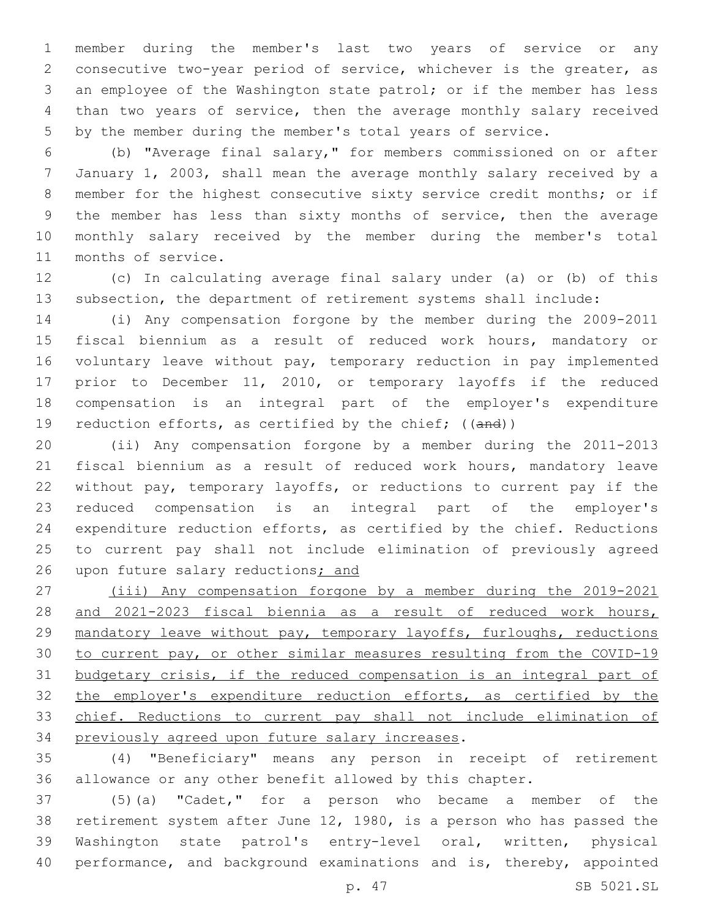member during the member's last two years of service or any consecutive two-year period of service, whichever is the greater, as an employee of the Washington state patrol; or if the member has less than two years of service, then the average monthly salary received by the member during the member's total years of service.

(b) "Average final salary," for members commissioned on or after January 1, 2003, shall mean the average monthly salary received by a member for the highest consecutive sixty service credit months; or if the member has less than sixty months of service, then the average monthly salary received by the member during the member's total months of service.

(c) In calculating average final salary under (a) or (b) of this subsection, the department of retirement systems shall include:

(i) Any compensation forgone by the member during the 2009-2011 fiscal biennium as a result of reduced work hours, mandatory or voluntary leave without pay, temporary reduction in pay implemented prior to December 11, 2010, or temporary layoffs if the reduced compensation is an integral part of the employer's expenditure reduction efforts, as certified by the chief; ((~~and~~))

(ii) Any compensation forgone by a member during the 2011-2013 fiscal biennium as a result of reduced work hours, mandatory leave without pay, temporary layoffs, or reductions to current pay if the reduced compensation is an integral part of the employer's expenditure reduction efforts, as certified by the chief. Reductions to current pay shall not include elimination of previously agreed upon future salary reductions<u>; and</u>

<u>(iii) Any compensation forgone by a member during the 2019-2021 and 2021-2023 fiscal biennia as a result of reduced work hours, mandatory leave without pay, temporary layoffs, furloughs, reductions to current pay, or other similar measures resulting from the COVID-19 budgetary crisis, if the reduced compensation is an integral part of the employer's expenditure reduction efforts, as certified by the chief. Reductions to current pay shall not include elimination of previously agreed upon future salary increases</u>.

(4) "Beneficiary" means any person in receipt of retirement allowance or any other benefit allowed by this chapter.

(5)(a) "Cadet," for a person who became a member of the retirement system after June 12, 1980, is a person who has passed the Washington state patrol's entry-level oral, written, physical performance, and background examinations and is, thereby, appointed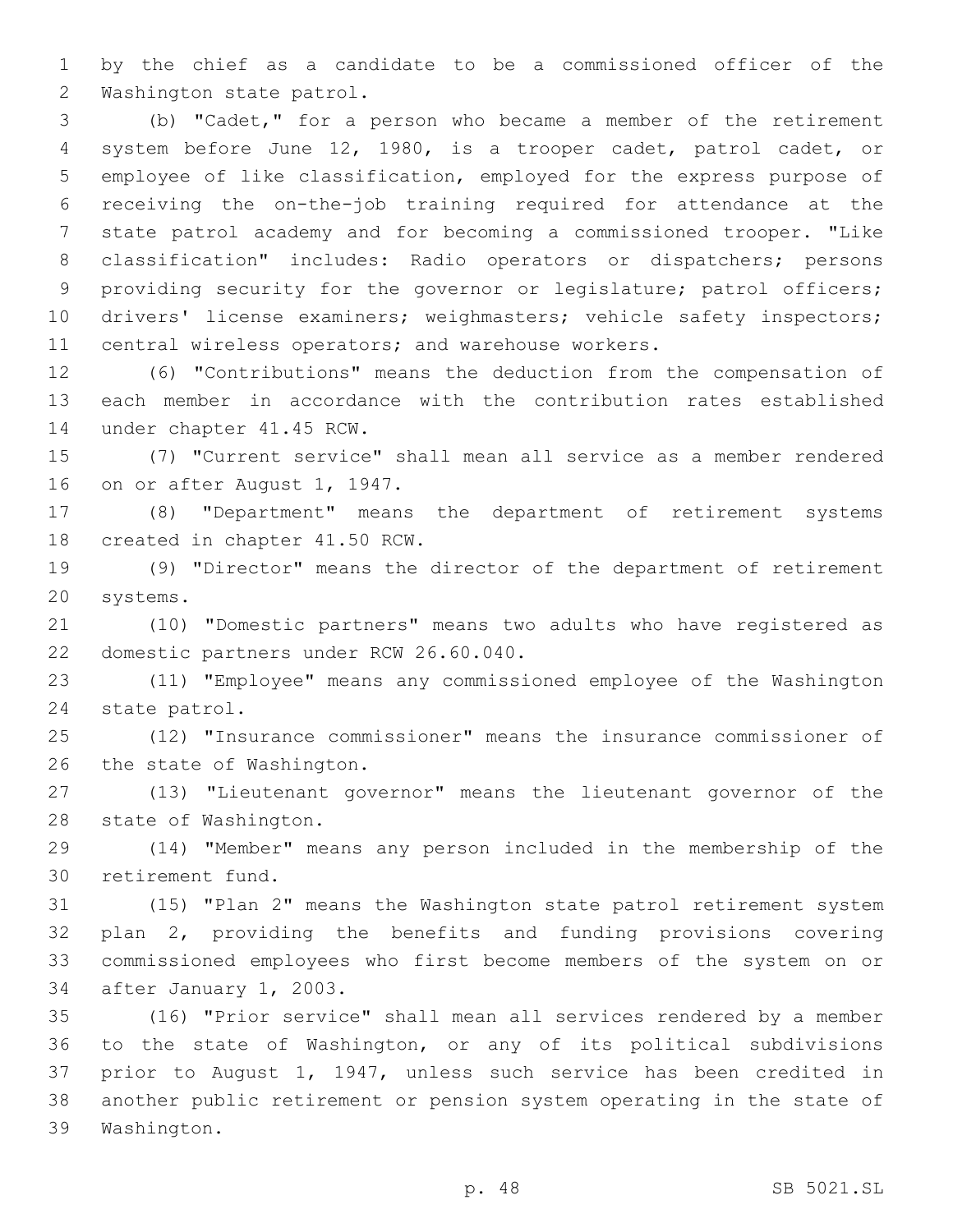by the chief as a candidate to be a commissioned officer of the Washington state patrol.

(b) "Cadet," for a person who became a member of the retirement system before June 12, 1980, is a trooper cadet, patrol cadet, or employee of like classification, employed for the express purpose of receiving the on-the-job training required for attendance at the state patrol academy and for becoming a commissioned trooper. "Like classification" includes: Radio operators or dispatchers; persons providing security for the governor or legislature; patrol officers; drivers' license examiners; weighmasters; vehicle safety inspectors; central wireless operators; and warehouse workers.

(6) "Contributions" means the deduction from the compensation of each member in accordance with the contribution rates established under chapter 41.45 RCW.

(7) "Current service" shall mean all service as a member rendered on or after August 1, 1947.

(8) "Department" means the department of retirement systems created in chapter 41.50 RCW.

(9) "Director" means the director of the department of retirement systems.

(10) "Domestic partners" means two adults who have registered as domestic partners under RCW 26.60.040.

(11) "Employee" means any commissioned employee of the Washington state patrol.

(12) "Insurance commissioner" means the insurance commissioner of the state of Washington.

(13) "Lieutenant governor" means the lieutenant governor of the state of Washington.

(14) "Member" means any person included in the membership of the retirement fund.

(15) "Plan 2" means the Washington state patrol retirement system plan 2, providing the benefits and funding provisions covering commissioned employees who first become members of the system on or after January 1, 2003.

(16) "Prior service" shall mean all services rendered by a member to the state of Washington, or any of its political subdivisions prior to August 1, 1947, unless such service has been credited in another public retirement or pension system operating in the state of Washington.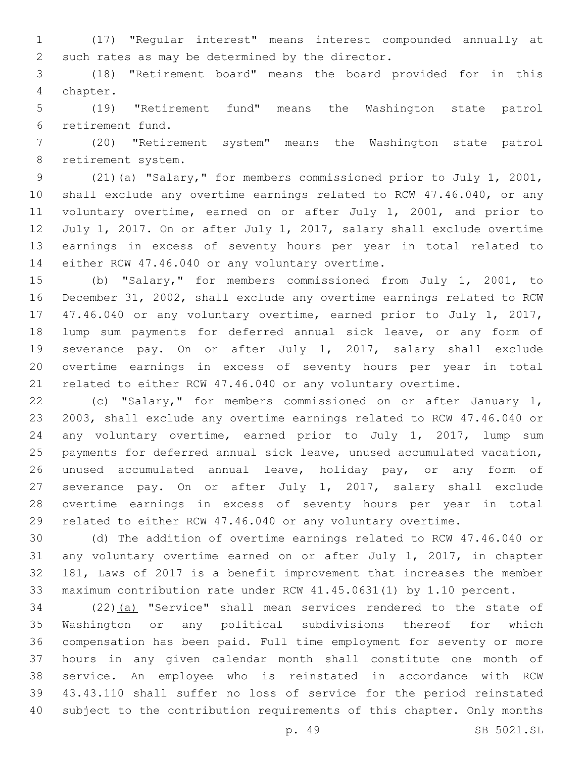(17) "Regular interest" means interest compounded annually at such rates as may be determined by the director.

(18) "Retirement board" means the board provided for in this chapter.

(19) "Retirement fund" means the Washington state patrol retirement fund.

(20) "Retirement system" means the Washington state patrol retirement system.

(21)(a) "Salary," for members commissioned prior to July 1, 2001, shall exclude any overtime earnings related to RCW 47.46.040, or any voluntary overtime, earned on or after July 1, 2001, and prior to July 1, 2017. On or after July 1, 2017, salary shall exclude overtime earnings in excess of seventy hours per year in total related to either RCW 47.46.040 or any voluntary overtime.

(b) "Salary," for members commissioned from July 1, 2001, to December 31, 2002, shall exclude any overtime earnings related to RCW 47.46.040 or any voluntary overtime, earned prior to July 1, 2017, lump sum payments for deferred annual sick leave, or any form of severance pay. On or after July 1, 2017, salary shall exclude overtime earnings in excess of seventy hours per year in total related to either RCW 47.46.040 or any voluntary overtime.

(c) "Salary," for members commissioned on or after January 1, 2003, shall exclude any overtime earnings related to RCW 47.46.040 or any voluntary overtime, earned prior to July 1, 2017, lump sum payments for deferred annual sick leave, unused accumulated vacation, unused accumulated annual leave, holiday pay, or any form of severance pay. On or after July 1, 2017, salary shall exclude overtime earnings in excess of seventy hours per year in total related to either RCW 47.46.040 or any voluntary overtime.

(d) The addition of overtime earnings related to RCW 47.46.040 or any voluntary overtime earned on or after July 1, 2017, in chapter 181, Laws of 2017 is a benefit improvement that increases the member maximum contribution rate under RCW 41.45.0631(1) by 1.10 percent.

(22)(a) "Service" shall mean services rendered to the state of Washington or any political subdivisions thereof for which compensation has been paid. Full time employment for seventy or more hours in any given calendar month shall constitute one month of service. An employee who is reinstated in accordance with RCW 43.43.110 shall suffer no loss of service for the period reinstated subject to the contribution requirements of this chapter. Only months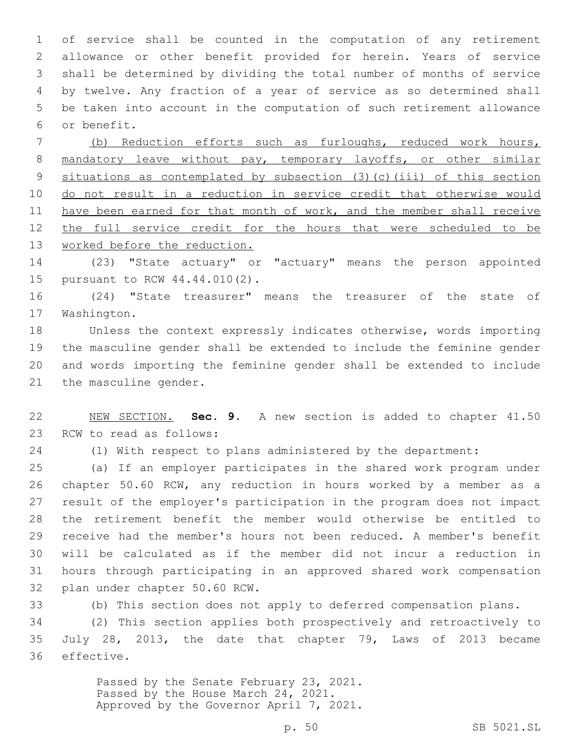of service shall be counted in the computation of any retirement allowance or other benefit provided for herein. Years of service shall be determined by dividing the total number of months of service by twelve. Any fraction of a year of service as so determined shall be taken into account in the computation of such retirement allowance or benefit.

<u>(b) Reduction efforts such as furloughs, reduced work hours, mandatory leave without pay, temporary layoffs, or other similar situations as contemplated by subsection (3)(c)(iii) of this section do not result in a reduction in service credit that otherwise would have been earned for that month of work, and the member shall receive the full service credit for the hours that were scheduled to be worked before the reduction.</u>

(23) "State actuary" or "actuary" means the person appointed pursuant to RCW 44.44.010(2).

(24) "State treasurer" means the treasurer of the state of Washington.

Unless the context expressly indicates otherwise, words importing the masculine gender shall be extended to include the feminine gender and words importing the feminine gender shall be extended to include the masculine gender.

<u>NEW SECTION.</u> **Sec. 9.** A new section is added to chapter 41.50 RCW to read as follows:

(1) With respect to plans administered by the department:

(a) If an employer participates in the shared work program under chapter 50.60 RCW, any reduction in hours worked by a member as a result of the employer's participation in the program does not impact the retirement benefit the member would otherwise be entitled to receive had the member's hours not been reduced. A member's benefit will be calculated as if the member did not incur a reduction in hours through participating in an approved shared work compensation plan under chapter 50.60 RCW.

(b) This section does not apply to deferred compensation plans.

(2) This section applies both prospectively and retroactively to July 28, 2013, the date that chapter 79, Laws of 2013 became effective.

Passed by the Senate February 23, 2021.
Passed by the House March 24, 2021.
Approved by the Governor April 7, 2021.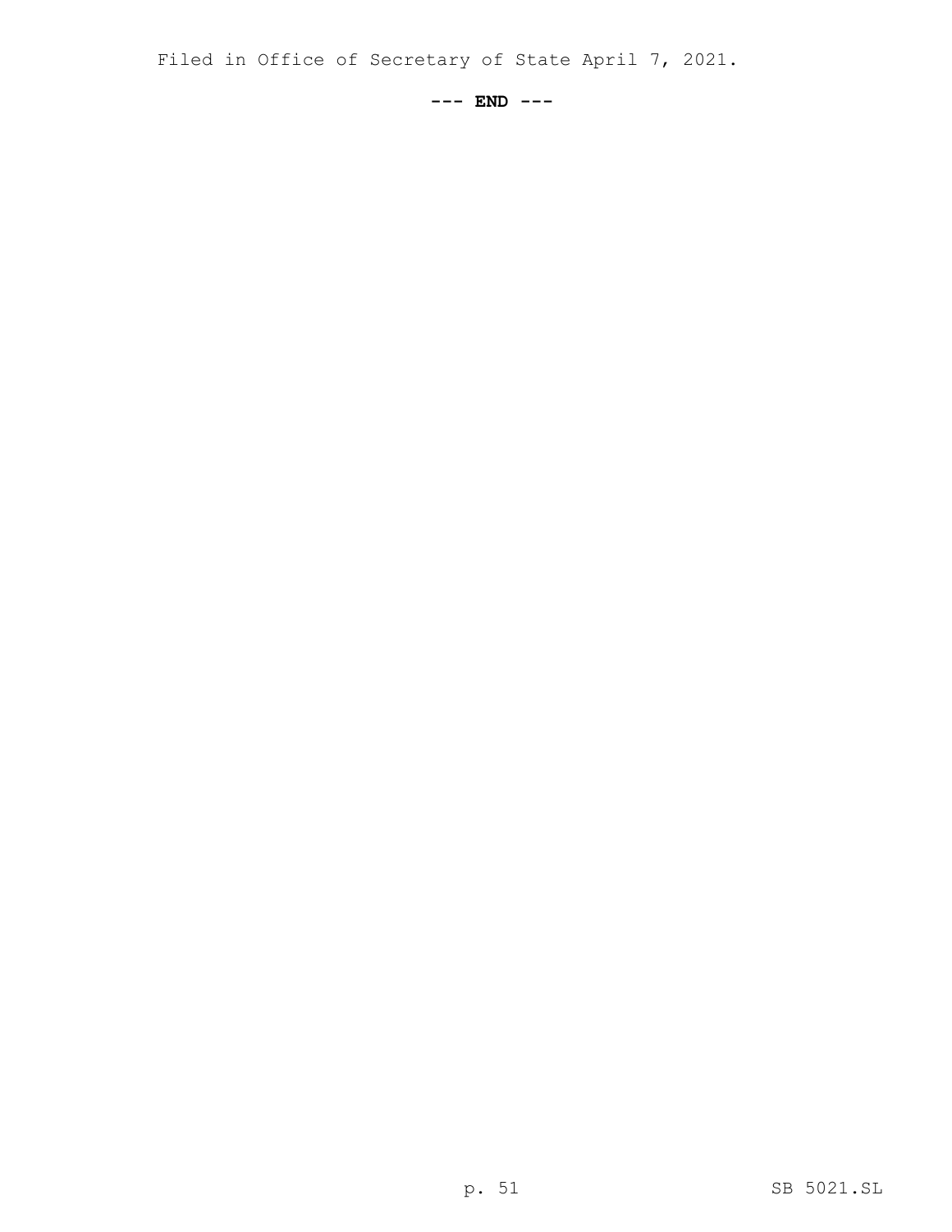Filed in Office of Secretary of State April 7, 2021.

**--- END ---**